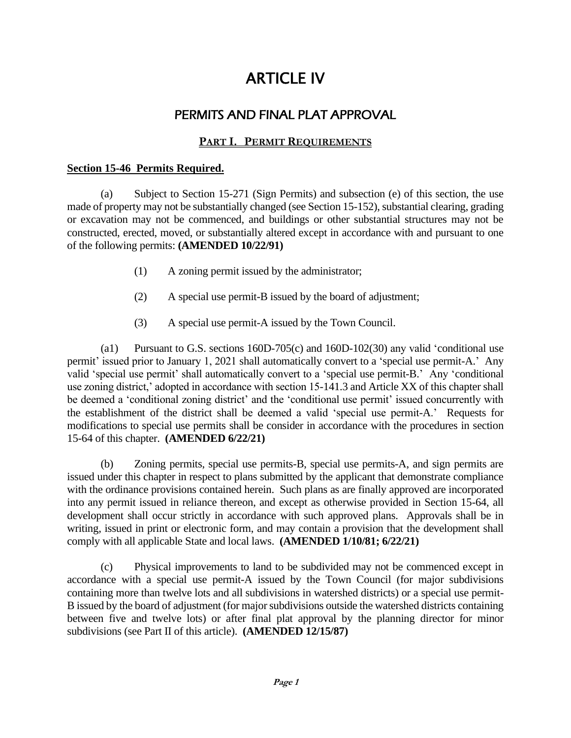# ARTICLE IV

## PERMITS AND FINAL PLAT APPROVAL

### PART I. PERMIT REQUIREMENTS

**Section 15-46 Permits Required.**

(a) Subject to Section 15-271 (Sign Permits) and subsection (e) of this section, the use made of property may not be substantially changed (see Section 15-152), substantial clearing, grading or excavation may not be commenced, and buildings or other substantial structures may not be constructed, erected, moved, or substantially altered except in accordance with and pursuant to one of the following permits: **(AMENDED 10/22/91)**

(1) A zoning permit issued by the administrator;

(2) A special use permit-B issued by the board of adjustment;

(3) A special use permit-A issued by the Town Council.

(a1) Pursuant to G.S. sections 160D-705(c) and 160D-102(30) any valid 'conditional use permit' issued prior to January 1, 2021 shall automatically convert to a 'special use permit-A.' Any valid 'special use permit' shall automatically convert to a 'special use permit-B.' Any 'conditional use zoning district,' adopted in accordance with section 15-141.3 and Article XX of this chapter shall be deemed a 'conditional zoning district' and the 'conditional use permit' issued concurrently with the establishment of the district shall be deemed a valid 'special use permit-A.' Requests for modifications to special use permits shall be consider in accordance with the procedures in section 15-64 of this chapter. **(AMENDED 6/22/21)**

(b) Zoning permits, special use permits-B, special use permits-A, and sign permits are issued under this chapter in respect to plans submitted by the applicant that demonstrate compliance with the ordinance provisions contained herein. Such plans as are finally approved are incorporated into any permit issued in reliance thereon, and except as otherwise provided in Section 15-64, all development shall occur strictly in accordance with such approved plans. Approvals shall be in writing, issued in print or electronic form, and may contain a provision that the development shall comply with all applicable State and local laws. **(AMENDED 1/10/81; 6/22/21)**

(c) Physical improvements to land to be subdivided may not be commenced except in accordance with a special use permit-A issued by the Town Council (for major subdivisions containing more than twelve lots and all subdivisions in watershed districts) or a special use permit-B issued by the board of adjustment (for major subdivisions outside the watershed districts containing between five and twelve lots) or after final plat approval by the planning director for minor subdivisions (see Part II of this article). **(AMENDED 12/15/87)**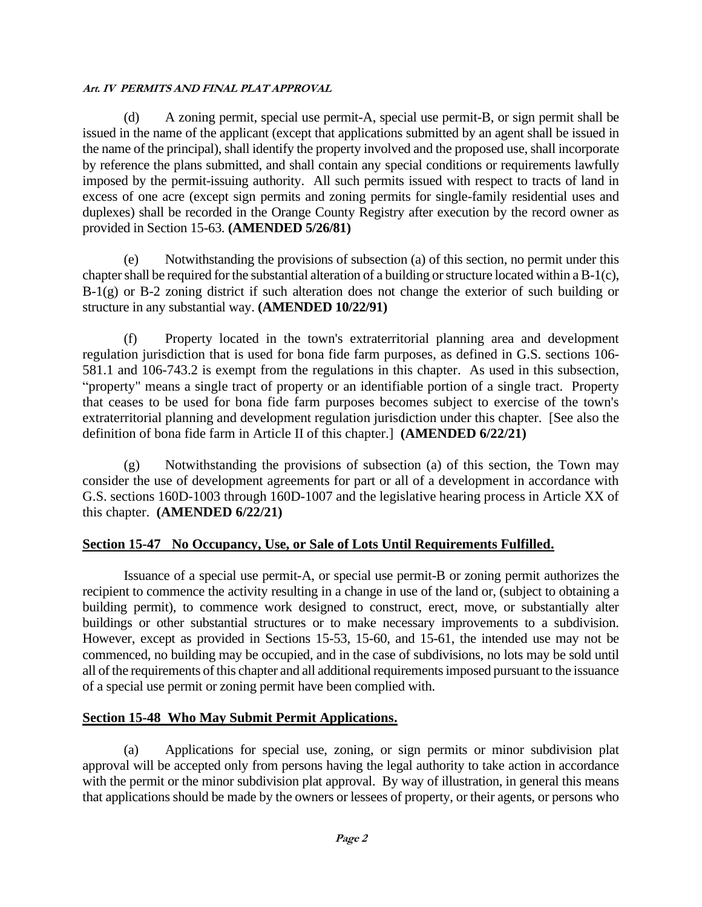(d) A zoning permit, special use permit-A, special use permit-B, or sign permit shall be issued in the name of the applicant (except that applications submitted by an agent shall be issued in the name of the principal), shall identify the property involved and the proposed use, shall incorporate by reference the plans submitted, and shall contain any special conditions or requirements lawfully imposed by the permit-issuing authority. All such permits issued with respect to tracts of land in excess of one acre (except sign permits and zoning permits for single-family residential uses and duplexes) shall be recorded in the Orange County Registry after execution by the record owner as provided in Section 15-63. **(AMENDED 5/26/81)**

(e) Notwithstanding the provisions of subsection (a) of this section, no permit under this chapter shall be required for the substantial alteration of a building or structure located within a B-1(c), B-1(g) or B-2 zoning district if such alteration does not change the exterior of such building or structure in any substantial way. **(AMENDED 10/22/91)**

(f) Property located in the town's extraterritorial planning area and development regulation jurisdiction that is used for bona fide farm purposes, as defined in G.S. sections 106-581.1 and 106-743.2 is exempt from the regulations in this chapter. As used in this subsection, "property" means a single tract of property or an identifiable portion of a single tract. Property that ceases to be used for bona fide farm purposes becomes subject to exercise of the town's extraterritorial planning and development regulation jurisdiction under this chapter. [See also the definition of bona fide farm in Article II of this chapter.] **(AMENDED 6/22/21)**

(g) Notwithstanding the provisions of subsection (a) of this section, the Town may consider the use of development agreements for part or all of a development in accordance with G.S. sections 160D-1003 through 160D-1007 and the legislative hearing process in Article XX of this chapter. **(AMENDED 6/22/21)**

## Section 15-47 No Occupancy, Use, or Sale of Lots Until Requirements Fulfilled.

Issuance of a special use permit-A, or special use permit-B or zoning permit authorizes the recipient to commence the activity resulting in a change in use of the land or, (subject to obtaining a building permit), to commence work designed to construct, erect, move, or substantially alter buildings or other substantial structures or to make necessary improvements to a subdivision. However, except as provided in Sections 15-53, 15-60, and 15-61, the intended use may not be commenced, no building may be occupied, and in the case of subdivisions, no lots may be sold until all of the requirements of this chapter and all additional requirements imposed pursuant to the issuance of a special use permit or zoning permit have been complied with.

## Section 15-48 Who May Submit Permit Applications.

(a) Applications for special use, zoning, or sign permits or minor subdivision plat approval will be accepted only from persons having the legal authority to take action in accordance with the permit or the minor subdivision plat approval. By way of illustration, in general this means that applications should be made by the owners or lessees of property, or their agents, or persons who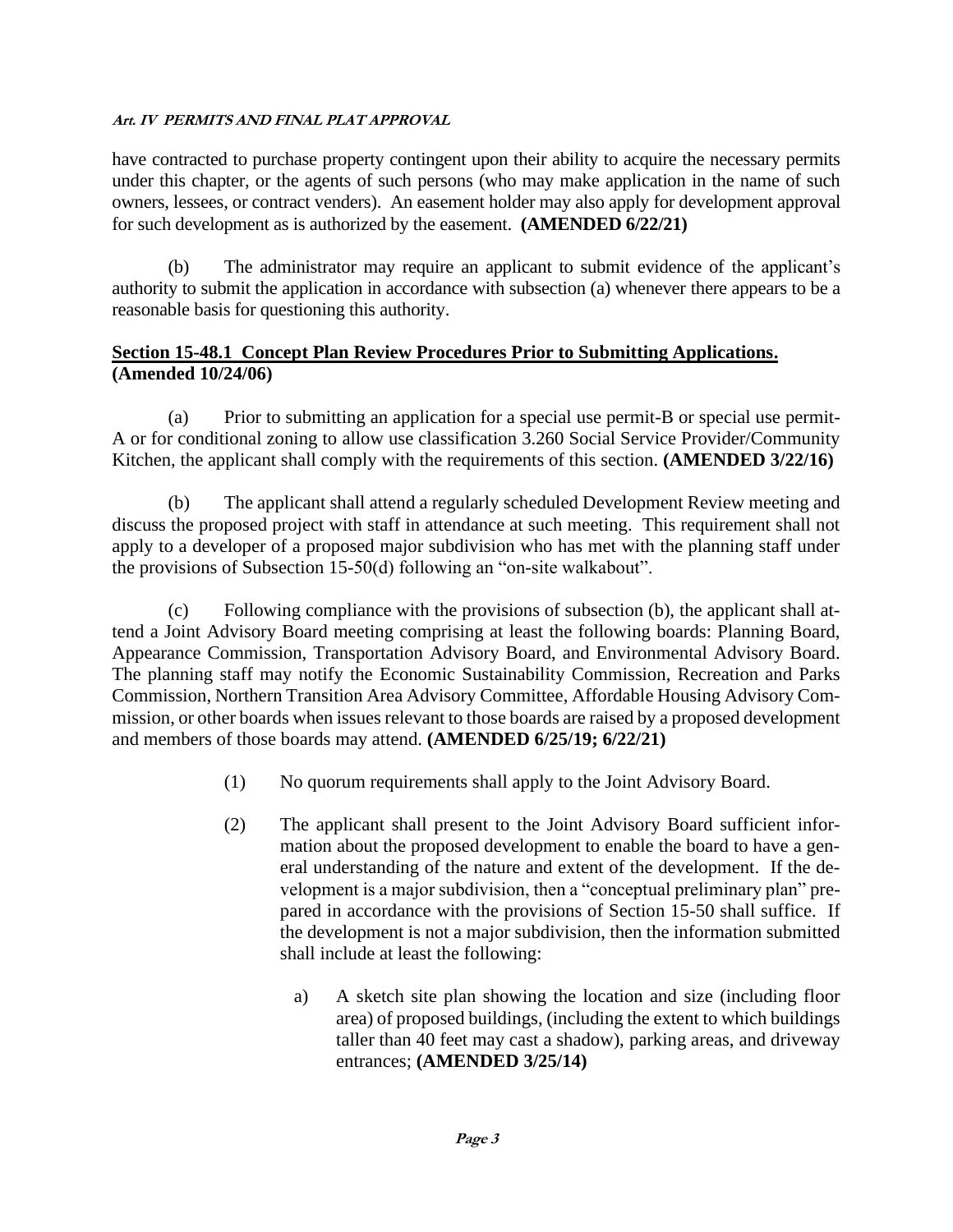have contracted to purchase property contingent upon their ability to acquire the necessary permits under this chapter, or the agents of such persons (who may make application in the name of such owners, lessees, or contract venders). An easement holder may also apply for development approval for such development as is authorized by the easement. **(AMENDED 6/22/21)**

(b) The administrator may require an applicant to submit evidence of the applicant's authority to submit the application in accordance with subsection (a) whenever there appears to be a reasonable basis for questioning this authority.

**Section 15-48.1 Concept Plan Review Procedures Prior to Submitting Applications. (Amended 10/24/06)**

(a) Prior to submitting an application for a special use permit-B or special use permit-A or for conditional zoning to allow use classification 3.260 Social Service Provider/Community Kitchen, the applicant shall comply with the requirements of this section. **(AMENDED 3/22/16)**

(b) The applicant shall attend a regularly scheduled Development Review meeting and discuss the proposed project with staff in attendance at such meeting. This requirement shall not apply to a developer of a proposed major subdivision who has met with the planning staff under the provisions of Subsection 15-50(d) following an "on-site walkabout".

(c) Following compliance with the provisions of subsection (b), the applicant shall attend a Joint Advisory Board meeting comprising at least the following boards: Planning Board, Appearance Commission, Transportation Advisory Board, and Environmental Advisory Board. The planning staff may notify the Economic Sustainability Commission, Recreation and Parks Commission, Northern Transition Area Advisory Committee, Affordable Housing Advisory Commission, or other boards when issues relevant to those boards are raised by a proposed development and members of those boards may attend. **(AMENDED 6/25/19; 6/22/21)**

(1) No quorum requirements shall apply to the Joint Advisory Board.

(2) The applicant shall present to the Joint Advisory Board sufficient information about the proposed development to enable the board to have a general understanding of the nature and extent of the development. If the development is a major subdivision, then a "conceptual preliminary plan" prepared in accordance with the provisions of Section 15-50 shall suffice. If the development is not a major subdivision, then the information submitted shall include at least the following:

a) A sketch site plan showing the location and size (including floor area) of proposed buildings, (including the extent to which buildings taller than 40 feet may cast a shadow), parking areas, and driveway entrances; **(AMENDED 3/25/14)**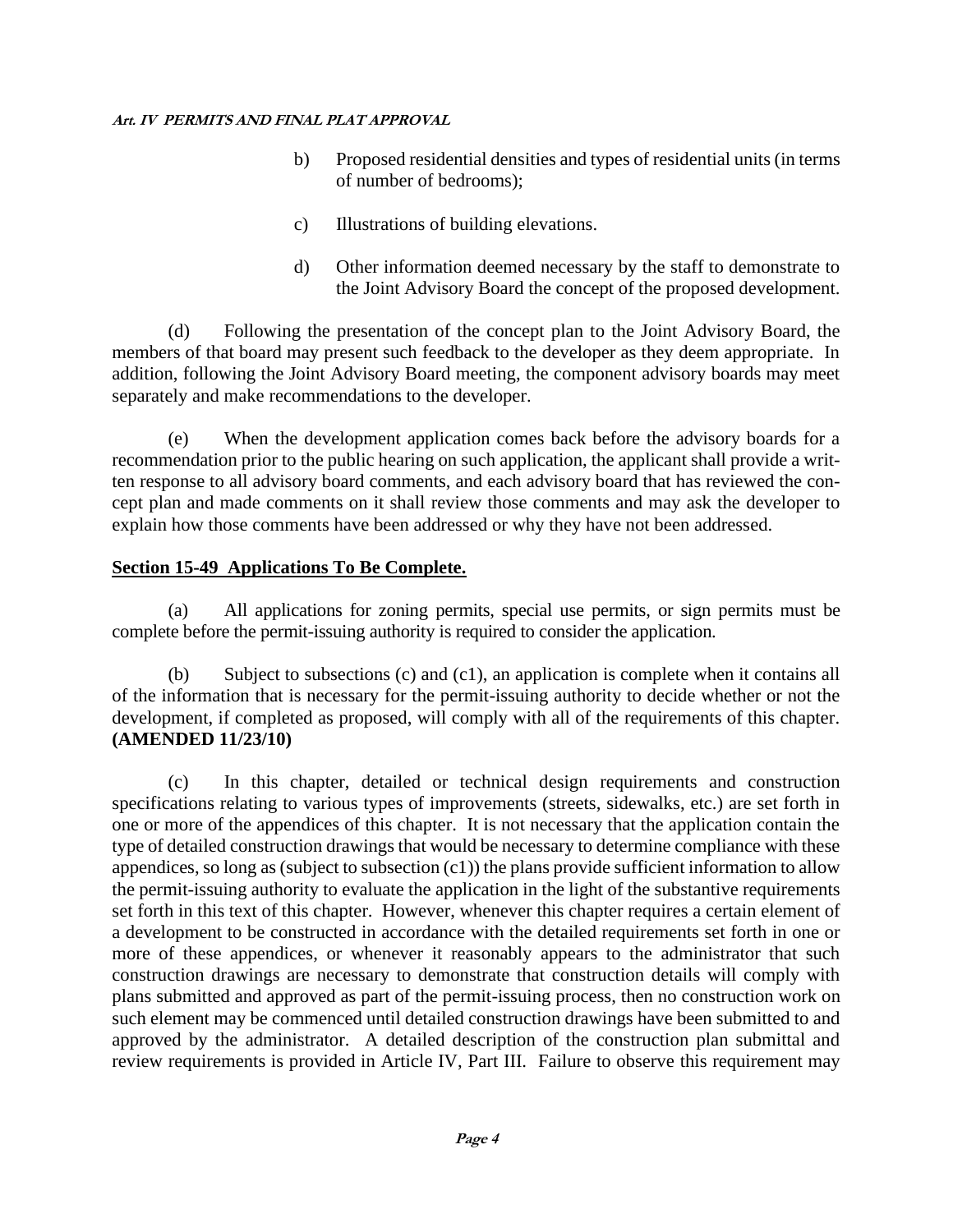b) Proposed residential densities and types of residential units (in terms of number of bedrooms);

c) Illustrations of building elevations.

d) Other information deemed necessary by the staff to demonstrate to the Joint Advisory Board the concept of the proposed development.

(d) Following the presentation of the concept plan to the Joint Advisory Board, the members of that board may present such feedback to the developer as they deem appropriate. In addition, following the Joint Advisory Board meeting, the component advisory boards may meet separately and make recommendations to the developer.

(e) When the development application comes back before the advisory boards for a recommendation prior to the public hearing on such application, the applicant shall provide a written response to all advisory board comments, and each advisory board that has reviewed the concept plan and made comments on it shall review those comments and may ask the developer to explain how those comments have been addressed or why they have not been addressed.

## Section 15-49 Applications To Be Complete.

(a) All applications for zoning permits, special use permits, or sign permits must be complete before the permit-issuing authority is required to consider the application.

(b) Subject to subsections (c) and (c1), an application is complete when it contains all of the information that is necessary for the permit-issuing authority to decide whether or not the development, if completed as proposed, will comply with all of the requirements of this chapter. **(AMENDED 11/23/10)**

(c) In this chapter, detailed or technical design requirements and construction specifications relating to various types of improvements (streets, sidewalks, etc.) are set forth in one or more of the appendices of this chapter. It is not necessary that the application contain the type of detailed construction drawings that would be necessary to determine compliance with these appendices, so long as (subject to subsection (c1)) the plans provide sufficient information to allow the permit-issuing authority to evaluate the application in the light of the substantive requirements set forth in this text of this chapter. However, whenever this chapter requires a certain element of a development to be constructed in accordance with the detailed requirements set forth in one or more of these appendices, or whenever it reasonably appears to the administrator that such construction drawings are necessary to demonstrate that construction details will comply with plans submitted and approved as part of the permit-issuing process, then no construction work on such element may be commenced until detailed construction drawings have been submitted to and approved by the administrator. A detailed description of the construction plan submittal and review requirements is provided in Article IV, Part III. Failure to observe this requirement may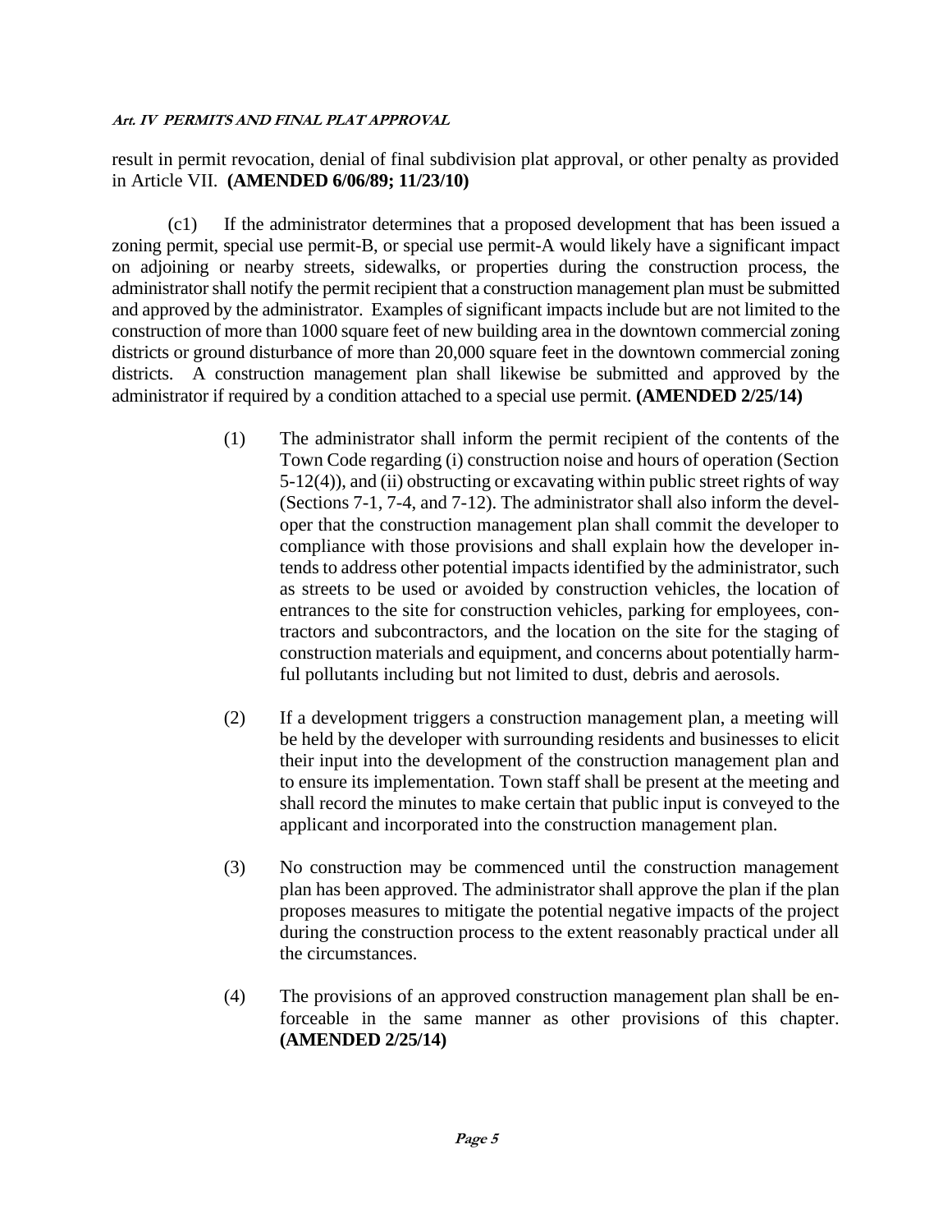result in permit revocation, denial of final subdivision plat approval, or other penalty as provided in Article VII. **(AMENDED 6/06/89; 11/23/10)**

(c1) If the administrator determines that a proposed development that has been issued a zoning permit, special use permit-B, or special use permit-A would likely have a significant impact on adjoining or nearby streets, sidewalks, or properties during the construction process, the administrator shall notify the permit recipient that a construction management plan must be submitted and approved by the administrator. Examples of significant impacts include but are not limited to the construction of more than 1000 square feet of new building area in the downtown commercial zoning districts or ground disturbance of more than 20,000 square feet in the downtown commercial zoning districts. A construction management plan shall likewise be submitted and approved by the administrator if required by a condition attached to a special use permit. **(AMENDED 2/25/14)**

(1) The administrator shall inform the permit recipient of the contents of the Town Code regarding (i) construction noise and hours of operation (Section 5-12(4)), and (ii) obstructing or excavating within public street rights of way (Sections 7-1, 7-4, and 7-12). The administrator shall also inform the developer that the construction management plan shall commit the developer to compliance with those provisions and shall explain how the developer intends to address other potential impacts identified by the administrator, such as streets to be used or avoided by construction vehicles, the location of entrances to the site for construction vehicles, parking for employees, contractors and subcontractors, and the location on the site for the staging of construction materials and equipment, and concerns about potentially harmful pollutants including but not limited to dust, debris and aerosols.

(2) If a development triggers a construction management plan, a meeting will be held by the developer with surrounding residents and businesses to elicit their input into the development of the construction management plan and to ensure its implementation. Town staff shall be present at the meeting and shall record the minutes to make certain that public input is conveyed to the applicant and incorporated into the construction management plan.

(3) No construction may be commenced until the construction management plan has been approved. The administrator shall approve the plan if the plan proposes measures to mitigate the potential negative impacts of the project during the construction process to the extent reasonably practical under all the circumstances.

(4) The provisions of an approved construction management plan shall be enforceable in the same manner as other provisions of this chapter. **(AMENDED 2/25/14)**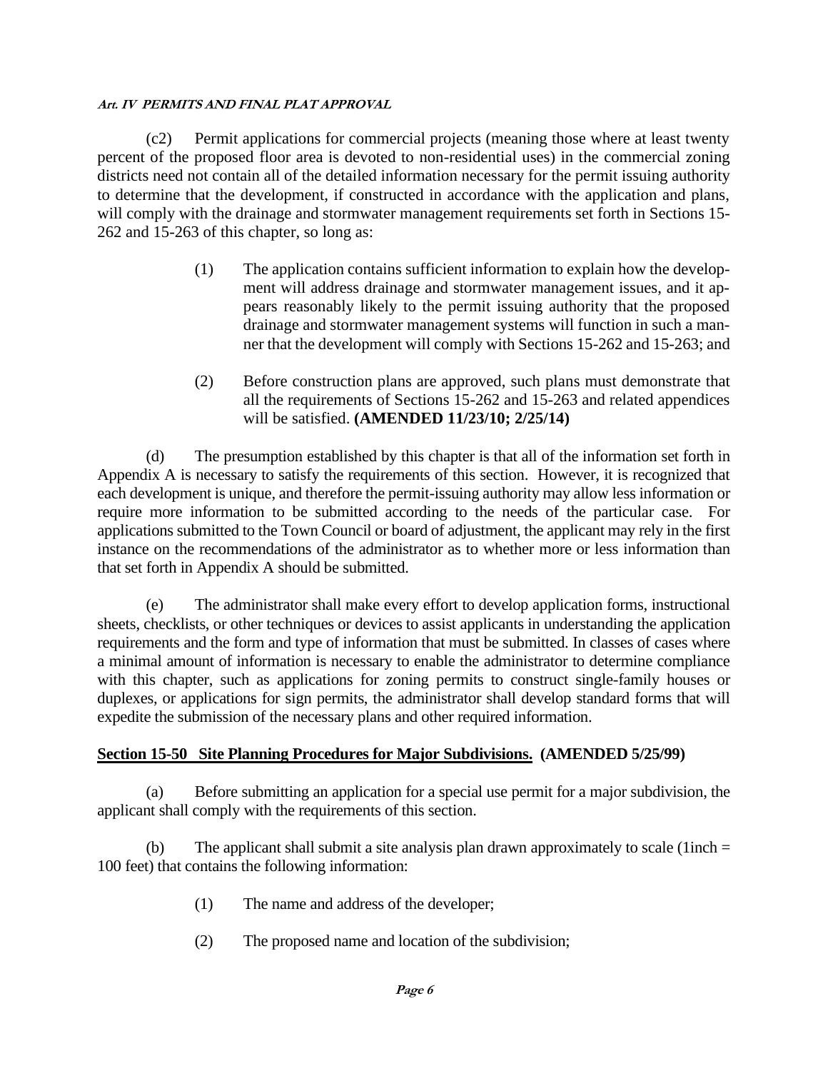(c2) Permit applications for commercial projects (meaning those where at least twenty percent of the proposed floor area is devoted to non-residential uses) in the commercial zoning districts need not contain all of the detailed information necessary for the permit issuing authority to determine that the development, if constructed in accordance with the application and plans, will comply with the drainage and stormwater management requirements set forth in Sections 15-262 and 15-263 of this chapter, so long as:

> (1) The application contains sufficient information to explain how the development will address drainage and stormwater management issues, and it appears reasonably likely to the permit issuing authority that the proposed drainage and stormwater management systems will function in such a manner that the development will comply with Sections 15-262 and 15-263; and
>
> (2) Before construction plans are approved, such plans must demonstrate that all the requirements of Sections 15-262 and 15-263 and related appendices will be satisfied. **(AMENDED 11/23/10; 2/25/14)**

(d) The presumption established by this chapter is that all of the information set forth in Appendix A is necessary to satisfy the requirements of this section. However, it is recognized that each development is unique, and therefore the permit-issuing authority may allow less information or require more information to be submitted according to the needs of the particular case. For applications submitted to the Town Council or board of adjustment, the applicant may rely in the first instance on the recommendations of the administrator as to whether more or less information than that set forth in Appendix A should be submitted.

(e) The administrator shall make every effort to develop application forms, instructional sheets, checklists, or other techniques or devices to assist applicants in understanding the application requirements and the form and type of information that must be submitted. In classes of cases where a minimal amount of information is necessary to enable the administrator to determine compliance with this chapter, such as applications for zoning permits to construct single-family houses or duplexes, or applications for sign permits, the administrator shall develop standard forms that will expedite the submission of the necessary plans and other required information.

## Section 15-50 Site Planning Procedures for Major Subdivisions. (AMENDED 5/25/99)

(a) Before submitting an application for a special use permit for a major subdivision, the applicant shall comply with the requirements of this section.

(b) The applicant shall submit a site analysis plan drawn approximately to scale (1inch = 100 feet) that contains the following information:

> (1) The name and address of the developer;
>
> (2) The proposed name and location of the subdivision;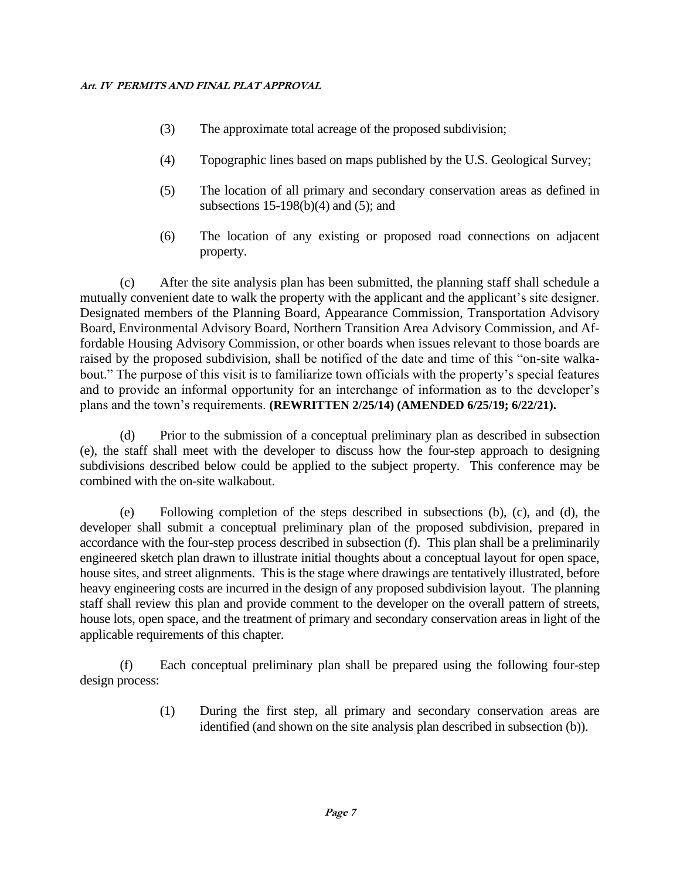(3) The approximate total acreage of the proposed subdivision;

(4) Topographic lines based on maps published by the U.S. Geological Survey;

(5) The location of all primary and secondary conservation areas as defined in subsections 15-198(b)(4) and (5); and

(6) The location of any existing or proposed road connections on adjacent property.

(c) After the site analysis plan has been submitted, the planning staff shall schedule a mutually convenient date to walk the property with the applicant and the applicant's site designer. Designated members of the Planning Board, Appearance Commission, Transportation Advisory Board, Environmental Advisory Board, Northern Transition Area Advisory Commission, and Affordable Housing Advisory Commission, or other boards when issues relevant to those boards are raised by the proposed subdivision, shall be notified of the date and time of this "on-site walkabout." The purpose of this visit is to familiarize town officials with the property's special features and to provide an informal opportunity for an interchange of information as to the developer's plans and the town's requirements. **(REWRITTEN 2/25/14) (AMENDED 6/25/19; 6/22/21).**

(d) Prior to the submission of a conceptual preliminary plan as described in subsection (e), the staff shall meet with the developer to discuss how the four-step approach to designing subdivisions described below could be applied to the subject property. This conference may be combined with the on-site walkabout.

(e) Following completion of the steps described in subsections (b), (c), and (d), the developer shall submit a conceptual preliminary plan of the proposed subdivision, prepared in accordance with the four-step process described in subsection (f). This plan shall be a preliminarily engineered sketch plan drawn to illustrate initial thoughts about a conceptual layout for open space, house sites, and street alignments. This is the stage where drawings are tentatively illustrated, before heavy engineering costs are incurred in the design of any proposed subdivision layout. The planning staff shall review this plan and provide comment to the developer on the overall pattern of streets, house lots, open space, and the treatment of primary and secondary conservation areas in light of the applicable requirements of this chapter.

(f) Each conceptual preliminary plan shall be prepared using the following four-step design process:

(1) During the first step, all primary and secondary conservation areas are identified (and shown on the site analysis plan described in subsection (b)).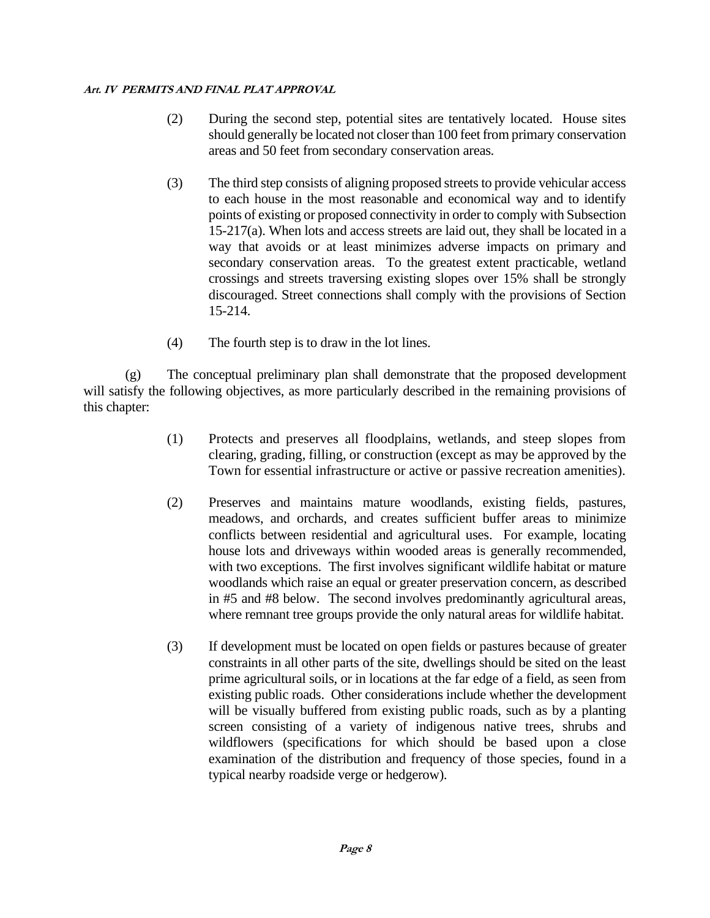(2) During the second step, potential sites are tentatively located. House sites should generally be located not closer than 100 feet from primary conservation areas and 50 feet from secondary conservation areas.

(3) The third step consists of aligning proposed streets to provide vehicular access to each house in the most reasonable and economical way and to identify points of existing or proposed connectivity in order to comply with Subsection 15-217(a). When lots and access streets are laid out, they shall be located in a way that avoids or at least minimizes adverse impacts on primary and secondary conservation areas. To the greatest extent practicable, wetland crossings and streets traversing existing slopes over 15% shall be strongly discouraged. Street connections shall comply with the provisions of Section 15-214.

(4) The fourth step is to draw in the lot lines.

(g) The conceptual preliminary plan shall demonstrate that the proposed development will satisfy the following objectives, as more particularly described in the remaining provisions of this chapter:

(1) Protects and preserves all floodplains, wetlands, and steep slopes from clearing, grading, filling, or construction (except as may be approved by the Town for essential infrastructure or active or passive recreation amenities).

(2) Preserves and maintains mature woodlands, existing fields, pastures, meadows, and orchards, and creates sufficient buffer areas to minimize conflicts between residential and agricultural uses. For example, locating house lots and driveways within wooded areas is generally recommended, with two exceptions. The first involves significant wildlife habitat or mature woodlands which raise an equal or greater preservation concern, as described in #5 and #8 below. The second involves predominantly agricultural areas, where remnant tree groups provide the only natural areas for wildlife habitat.

(3) If development must be located on open fields or pastures because of greater constraints in all other parts of the site, dwellings should be sited on the least prime agricultural soils, or in locations at the far edge of a field, as seen from existing public roads. Other considerations include whether the development will be visually buffered from existing public roads, such as by a planting screen consisting of a variety of indigenous native trees, shrubs and wildflowers (specifications for which should be based upon a close examination of the distribution and frequency of those species, found in a typical nearby roadside verge or hedgerow).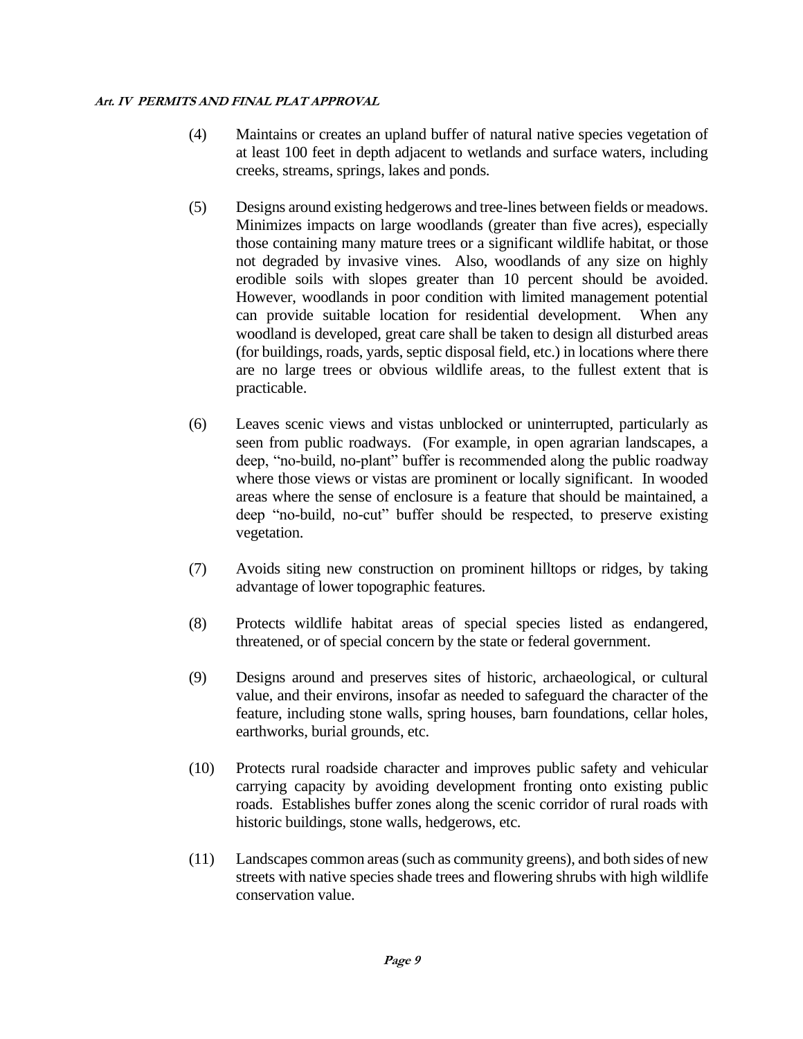(4) Maintains or creates an upland buffer of natural native species vegetation of at least 100 feet in depth adjacent to wetlands and surface waters, including creeks, streams, springs, lakes and ponds.

(5) Designs around existing hedgerows and tree-lines between fields or meadows. Minimizes impacts on large woodlands (greater than five acres), especially those containing many mature trees or a significant wildlife habitat, or those not degraded by invasive vines. Also, woodlands of any size on highly erodible soils with slopes greater than 10 percent should be avoided. However, woodlands in poor condition with limited management potential can provide suitable location for residential development. When any woodland is developed, great care shall be taken to design all disturbed areas (for buildings, roads, yards, septic disposal field, etc.) in locations where there are no large trees or obvious wildlife areas, to the fullest extent that is practicable.

(6) Leaves scenic views and vistas unblocked or uninterrupted, particularly as seen from public roadways. (For example, in open agrarian landscapes, a deep, "no-build, no-plant" buffer is recommended along the public roadway where those views or vistas are prominent or locally significant. In wooded areas where the sense of enclosure is a feature that should be maintained, a deep "no-build, no-cut" buffer should be respected, to preserve existing vegetation.

(7) Avoids siting new construction on prominent hilltops or ridges, by taking advantage of lower topographic features.

(8) Protects wildlife habitat areas of special species listed as endangered, threatened, or of special concern by the state or federal government.

(9) Designs around and preserves sites of historic, archaeological, or cultural value, and their environs, insofar as needed to safeguard the character of the feature, including stone walls, spring houses, barn foundations, cellar holes, earthworks, burial grounds, etc.

(10) Protects rural roadside character and improves public safety and vehicular carrying capacity by avoiding development fronting onto existing public roads. Establishes buffer zones along the scenic corridor of rural roads with historic buildings, stone walls, hedgerows, etc.

(11) Landscapes common areas (such as community greens), and both sides of new streets with native species shade trees and flowering shrubs with high wildlife conservation value.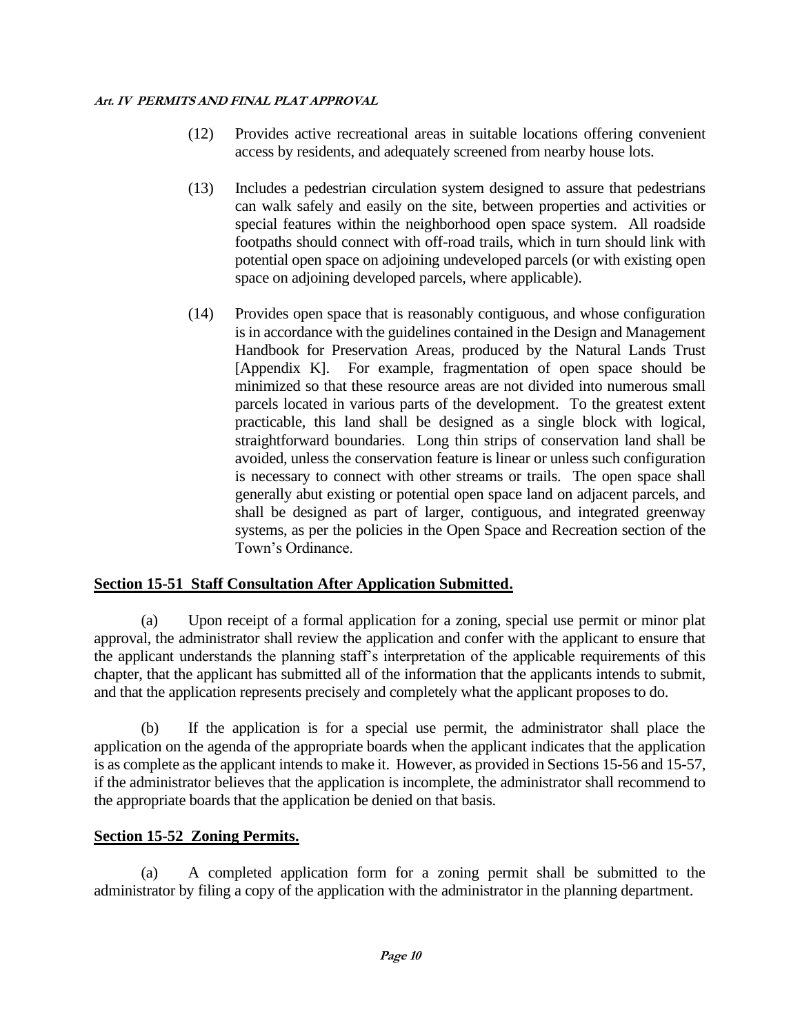(12) Provides active recreational areas in suitable locations offering convenient access by residents, and adequately screened from nearby house lots.

(13) Includes a pedestrian circulation system designed to assure that pedestrians can walk safely and easily on the site, between properties and activities or special features within the neighborhood open space system. All roadside footpaths should connect with off-road trails, which in turn should link with potential open space on adjoining undeveloped parcels (or with existing open space on adjoining developed parcels, where applicable).

(14) Provides open space that is reasonably contiguous, and whose configuration is in accordance with the guidelines contained in the Design and Management Handbook for Preservation Areas, produced by the Natural Lands Trust [Appendix K]. For example, fragmentation of open space should be minimized so that these resource areas are not divided into numerous small parcels located in various parts of the development. To the greatest extent practicable, this land shall be designed as a single block with logical, straightforward boundaries. Long thin strips of conservation land shall be avoided, unless the conservation feature is linear or unless such configuration is necessary to connect with other streams or trails. The open space shall generally abut existing or potential open space land on adjacent parcels, and shall be designed as part of larger, contiguous, and integrated greenway systems, as per the policies in the Open Space and Recreation section of the Town's Ordinance.

## Section 15-51 Staff Consultation After Application Submitted.

(a) Upon receipt of a formal application for a zoning, special use permit or minor plat approval, the administrator shall review the application and confer with the applicant to ensure that the applicant understands the planning staff's interpretation of the applicable requirements of this chapter, that the applicant has submitted all of the information that the applicants intends to submit, and that the application represents precisely and completely what the applicant proposes to do.

(b) If the application is for a special use permit, the administrator shall place the application on the agenda of the appropriate boards when the applicant indicates that the application is as complete as the applicant intends to make it. However, as provided in Sections 15-56 and 15-57, if the administrator believes that the application is incomplete, the administrator shall recommend to the appropriate boards that the application be denied on that basis.

## Section 15-52 Zoning Permits.

(a) A completed application form for a zoning permit shall be submitted to the administrator by filing a copy of the application with the administrator in the planning department.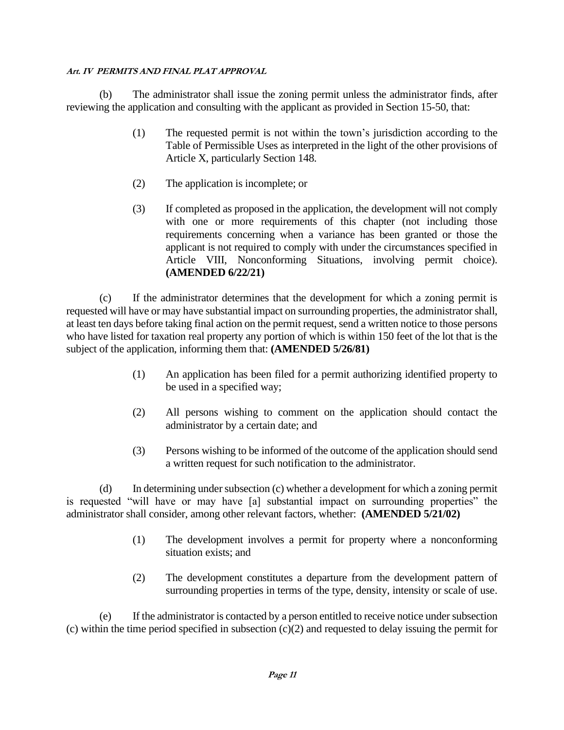(b) The administrator shall issue the zoning permit unless the administrator finds, after reviewing the application and consulting with the applicant as provided in Section 15-50, that:

(1) The requested permit is not within the town's jurisdiction according to the Table of Permissible Uses as interpreted in the light of the other provisions of Article X, particularly Section 148.

(2) The application is incomplete; or

(3) If completed as proposed in the application, the development will not comply with one or more requirements of this chapter (not including those requirements concerning when a variance has been granted or those the applicant is not required to comply with under the circumstances specified in Article VIII, Nonconforming Situations, involving permit choice). **(AMENDED 6/22/21)**

(c) If the administrator determines that the development for which a zoning permit is requested will have or may have substantial impact on surrounding properties, the administrator shall, at least ten days before taking final action on the permit request, send a written notice to those persons who have listed for taxation real property any portion of which is within 150 feet of the lot that is the subject of the application, informing them that: **(AMENDED 5/26/81)**

(1) An application has been filed for a permit authorizing identified property to be used in a specified way;

(2) All persons wishing to comment on the application should contact the administrator by a certain date; and

(3) Persons wishing to be informed of the outcome of the application should send a written request for such notification to the administrator.

(d) In determining under subsection (c) whether a development for which a zoning permit is requested "will have or may have [a] substantial impact on surrounding properties" the administrator shall consider, among other relevant factors, whether: **(AMENDED 5/21/02)**

(1) The development involves a permit for property where a nonconforming situation exists; and

(2) The development constitutes a departure from the development pattern of surrounding properties in terms of the type, density, intensity or scale of use.

(e) If the administrator is contacted by a person entitled to receive notice under subsection (c) within the time period specified in subsection (c)(2) and requested to delay issuing the permit for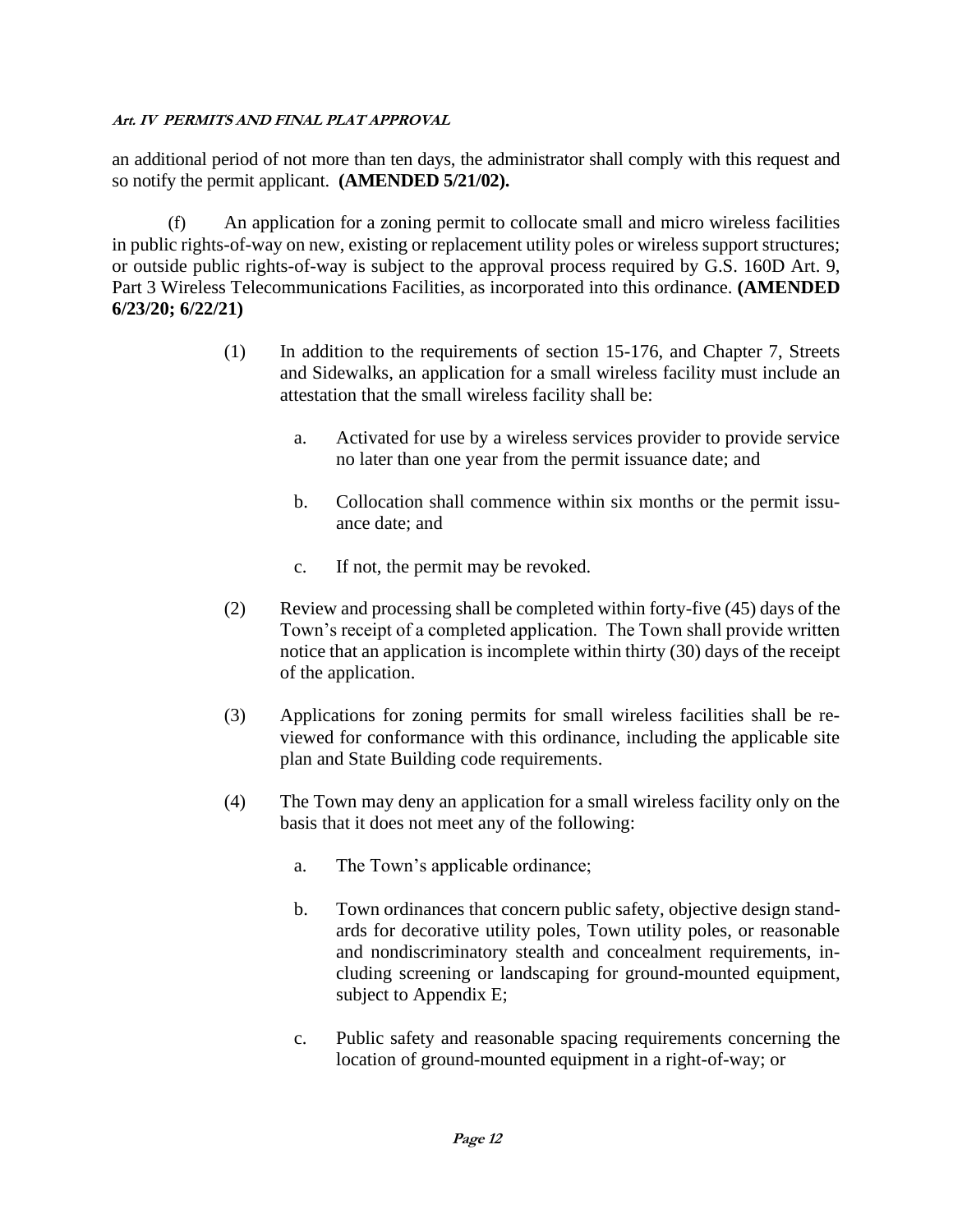an additional period of not more than ten days, the administrator shall comply with this request and so notify the permit applicant. **(AMENDED 5/21/02).**

(f) An application for a zoning permit to collocate small and micro wireless facilities in public rights-of-way on new, existing or replacement utility poles or wireless support structures; or outside public rights-of-way is subject to the approval process required by G.S. 160D Art. 9, Part 3 Wireless Telecommunications Facilities, as incorporated into this ordinance. **(AMENDED 6/23/20; 6/22/21)**

(1) In addition to the requirements of section 15-176, and Chapter 7, Streets and Sidewalks, an application for a small wireless facility must include an attestation that the small wireless facility shall be:

a. Activated for use by a wireless services provider to provide service no later than one year from the permit issuance date; and

b. Collocation shall commence within six months or the permit issuance date; and

c. If not, the permit may be revoked.

(2) Review and processing shall be completed within forty-five (45) days of the Town's receipt of a completed application. The Town shall provide written notice that an application is incomplete within thirty (30) days of the receipt of the application.

(3) Applications for zoning permits for small wireless facilities shall be reviewed for conformance with this ordinance, including the applicable site plan and State Building code requirements.

(4) The Town may deny an application for a small wireless facility only on the basis that it does not meet any of the following:

a. The Town's applicable ordinance;

b. Town ordinances that concern public safety, objective design standards for decorative utility poles, Town utility poles, or reasonable and nondiscriminatory stealth and concealment requirements, including screening or landscaping for ground-mounted equipment, subject to Appendix E;

c. Public safety and reasonable spacing requirements concerning the location of ground-mounted equipment in a right-of-way; or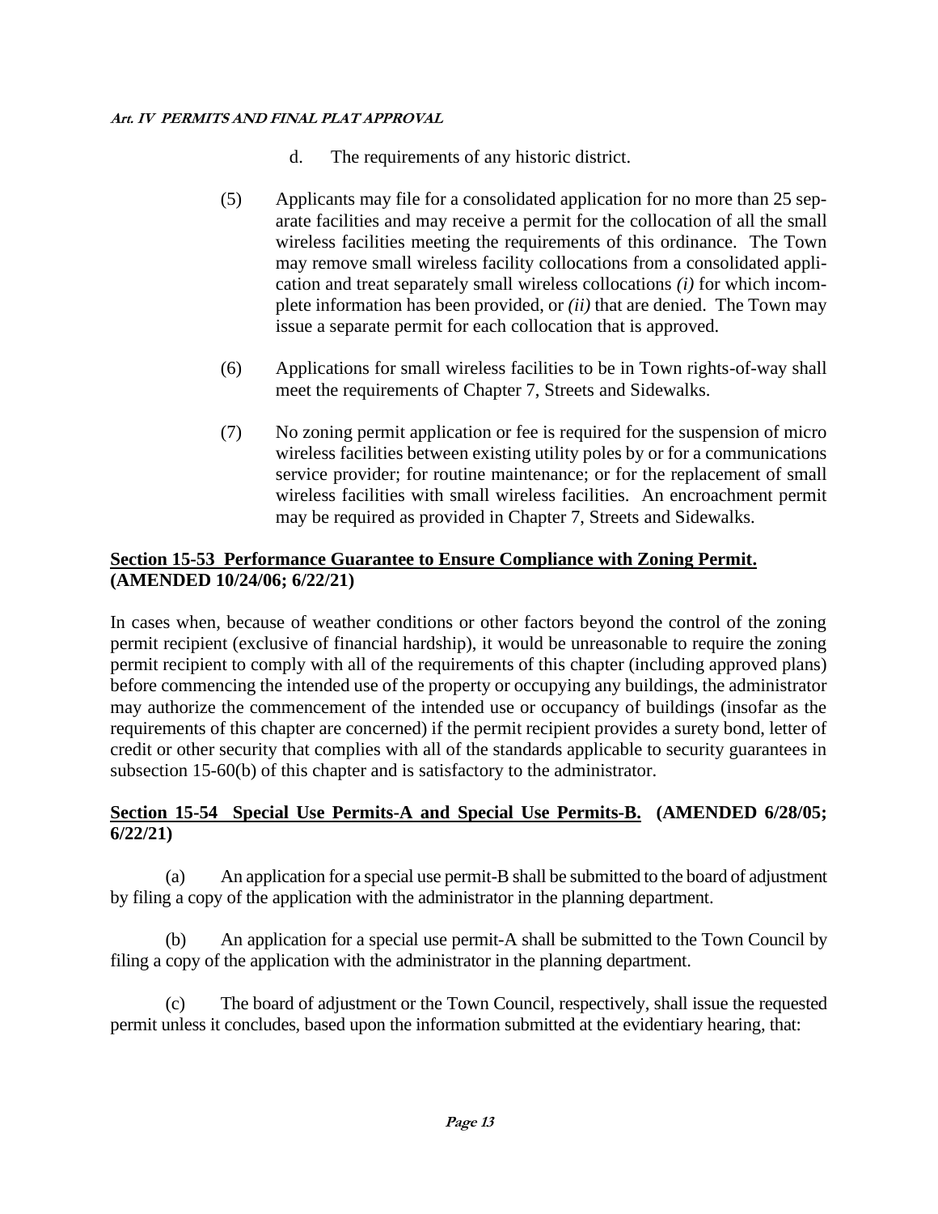d. The requirements of any historic district.

(5) Applicants may file for a consolidated application for no more than 25 separate facilities and may receive a permit for the collocation of all the small wireless facilities meeting the requirements of this ordinance. The Town may remove small wireless facility collocations from a consolidated application and treat separately small wireless collocations *(i)* for which incomplete information has been provided, or *(ii)* that are denied. The Town may issue a separate permit for each collocation that is approved.

(6) Applications for small wireless facilities to be in Town rights-of-way shall meet the requirements of Chapter 7, Streets and Sidewalks.

(7) No zoning permit application or fee is required for the suspension of micro wireless facilities between existing utility poles by or for a communications service provider; for routine maintenance; or for the replacement of small wireless facilities with small wireless facilities. An encroachment permit may be required as provided in Chapter 7, Streets and Sidewalks.

**Section 15-53 Performance Guarantee to Ensure Compliance with Zoning Permit. (AMENDED 10/24/06; 6/22/21)**

In cases when, because of weather conditions or other factors beyond the control of the zoning permit recipient (exclusive of financial hardship), it would be unreasonable to require the zoning permit recipient to comply with all of the requirements of this chapter (including approved plans) before commencing the intended use of the property or occupying any buildings, the administrator may authorize the commencement of the intended use or occupancy of buildings (insofar as the requirements of this chapter are concerned) if the permit recipient provides a surety bond, letter of credit or other security that complies with all of the standards applicable to security guarantees in subsection 15-60(b) of this chapter and is satisfactory to the administrator.

**Section 15-54 Special Use Permits-A and Special Use Permits-B. (AMENDED 6/28/05; 6/22/21)**

(a) An application for a special use permit-B shall be submitted to the board of adjustment by filing a copy of the application with the administrator in the planning department.

(b) An application for a special use permit-A shall be submitted to the Town Council by filing a copy of the application with the administrator in the planning department.

(c) The board of adjustment or the Town Council, respectively, shall issue the requested permit unless it concludes, based upon the information submitted at the evidentiary hearing, that: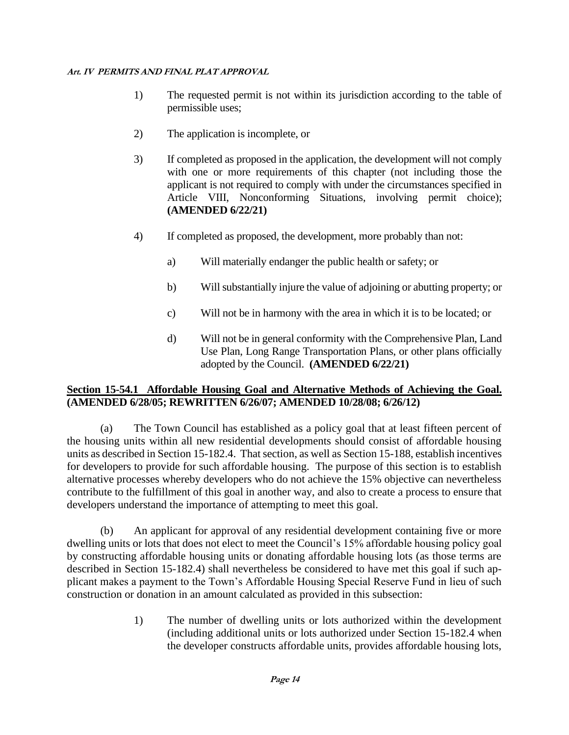1) The requested permit is not within its jurisdiction according to the table of permissible uses;

2) The application is incomplete, or

3) If completed as proposed in the application, the development will not comply with one or more requirements of this chapter (not including those the applicant is not required to comply with under the circumstances specified in Article VIII, Nonconforming Situations, involving permit choice); **(AMENDED 6/22/21)**

4) If completed as proposed, the development, more probably than not:

   a) Will materially endanger the public health or safety; or

   b) Will substantially injure the value of adjoining or abutting property; or

   c) Will not be in harmony with the area in which it is to be located; or

   d) Will not be in general conformity with the Comprehensive Plan, Land Use Plan, Long Range Transportation Plans, or other plans officially adopted by the Council. **(AMENDED 6/22/21)**

## Section 15-54.1 Affordable Housing Goal and Alternative Methods of Achieving the Goal. (AMENDED 6/28/05; REWRITTEN 6/26/07; AMENDED 10/28/08; 6/26/12)

(a) The Town Council has established as a policy goal that at least fifteen percent of the housing units within all new residential developments should consist of affordable housing units as described in Section 15-182.4. That section, as well as Section 15-188, establish incentives for developers to provide for such affordable housing. The purpose of this section is to establish alternative processes whereby developers who do not achieve the 15% objective can nevertheless contribute to the fulfillment of this goal in another way, and also to create a process to ensure that developers understand the importance of attempting to meet this goal.

(b) An applicant for approval of any residential development containing five or more dwelling units or lots that does not elect to meet the Council's 15% affordable housing policy goal by constructing affordable housing units or donating affordable housing lots (as those terms are described in Section 15-182.4) shall nevertheless be considered to have met this goal if such applicant makes a payment to the Town's Affordable Housing Special Reserve Fund in lieu of such construction or donation in an amount calculated as provided in this subsection:

1) The number of dwelling units or lots authorized within the development (including additional units or lots authorized under Section 15-182.4 when the developer constructs affordable units, provides affordable housing lots,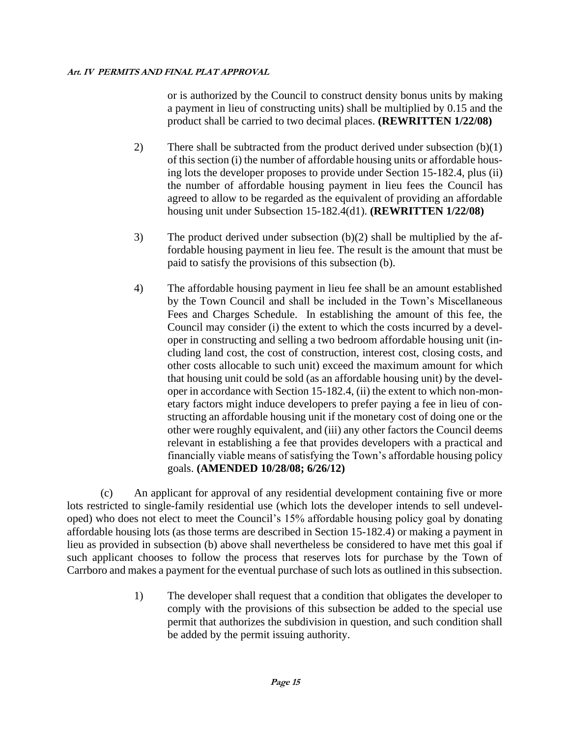or is authorized by the Council to construct density bonus units by making a payment in lieu of constructing units) shall be multiplied by 0.15 and the product shall be carried to two decimal places. **(REWRITTEN 1/22/08)**

2) There shall be subtracted from the product derived under subsection (b)(1) of this section (i) the number of affordable housing units or affordable housing lots the developer proposes to provide under Section 15-182.4, plus (ii) the number of affordable housing payment in lieu fees the Council has agreed to allow to be regarded as the equivalent of providing an affordable housing unit under Subsection 15-182.4(d1). **(REWRITTEN 1/22/08)**

3) The product derived under subsection (b)(2) shall be multiplied by the affordable housing payment in lieu fee. The result is the amount that must be paid to satisfy the provisions of this subsection (b).

4) The affordable housing payment in lieu fee shall be an amount established by the Town Council and shall be included in the Town's Miscellaneous Fees and Charges Schedule. In establishing the amount of this fee, the Council may consider (i) the extent to which the costs incurred by a developer in constructing and selling a two bedroom affordable housing unit (including land cost, the cost of construction, interest cost, closing costs, and other costs allocable to such unit) exceed the maximum amount for which that housing unit could be sold (as an affordable housing unit) by the developer in accordance with Section 15-182.4, (ii) the extent to which non-monetary factors might induce developers to prefer paying a fee in lieu of constructing an affordable housing unit if the monetary cost of doing one or the other were roughly equivalent, and (iii) any other factors the Council deems relevant in establishing a fee that provides developers with a practical and financially viable means of satisfying the Town's affordable housing policy goals. **(AMENDED 10/28/08; 6/26/12)**

(c) An applicant for approval of any residential development containing five or more lots restricted to single-family residential use (which lots the developer intends to sell undeveloped) who does not elect to meet the Council's 15% affordable housing policy goal by donating affordable housing lots (as those terms are described in Section 15-182.4) or making a payment in lieu as provided in subsection (b) above shall nevertheless be considered to have met this goal if such applicant chooses to follow the process that reserves lots for purchase by the Town of Carrboro and makes a payment for the eventual purchase of such lots as outlined in this subsection.

1) The developer shall request that a condition that obligates the developer to comply with the provisions of this subsection be added to the special use permit that authorizes the subdivision in question, and such condition shall be added by the permit issuing authority.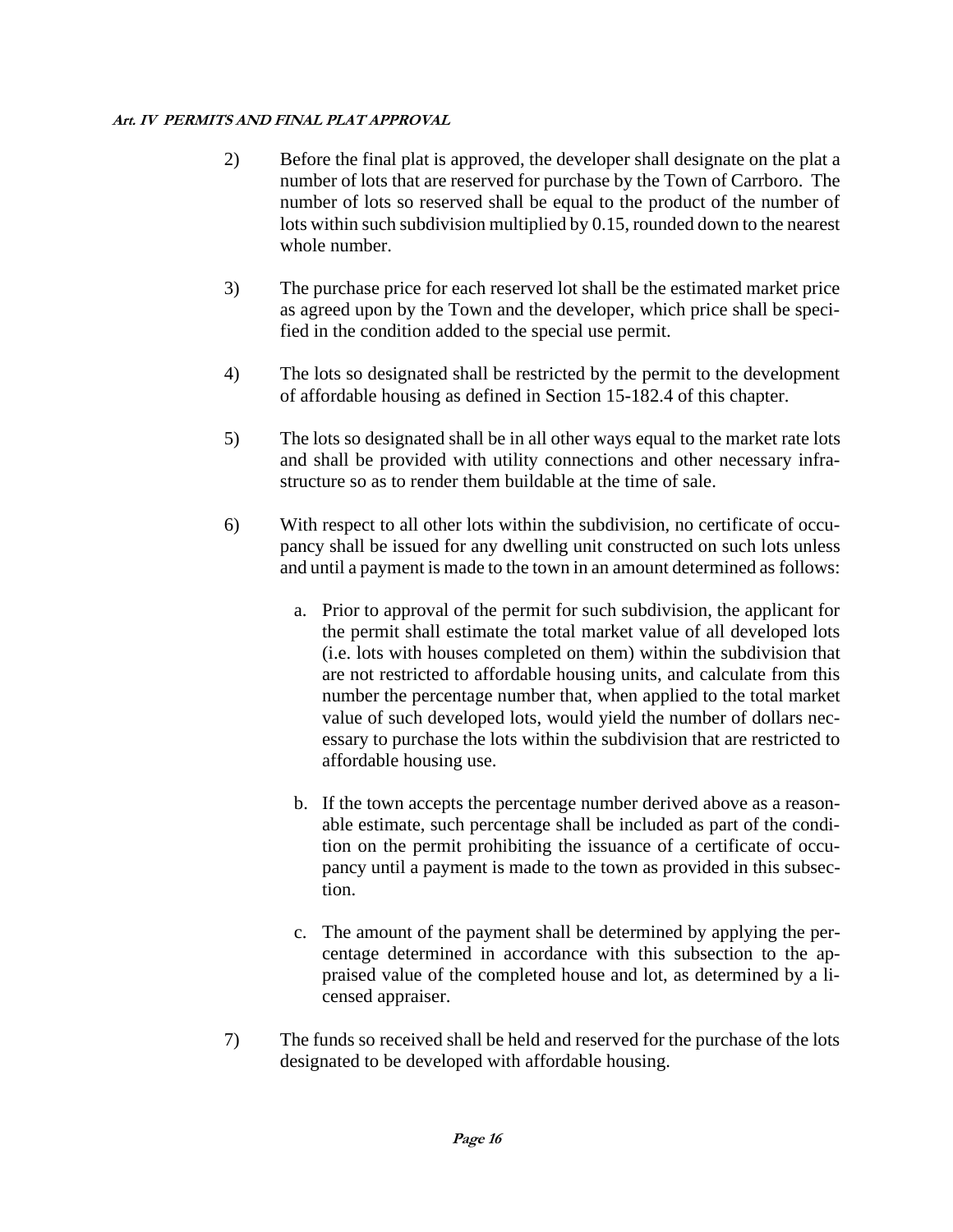2) Before the final plat is approved, the developer shall designate on the plat a number of lots that are reserved for purchase by the Town of Carrboro. The number of lots so reserved shall be equal to the product of the number of lots within such subdivision multiplied by 0.15, rounded down to the nearest whole number.

3) The purchase price for each reserved lot shall be the estimated market price as agreed upon by the Town and the developer, which price shall be specified in the condition added to the special use permit.

4) The lots so designated shall be restricted by the permit to the development of affordable housing as defined in Section 15-182.4 of this chapter.

5) The lots so designated shall be in all other ways equal to the market rate lots and shall be provided with utility connections and other necessary infrastructure so as to render them buildable at the time of sale.

6) With respect to all other lots within the subdivision, no certificate of occupancy shall be issued for any dwelling unit constructed on such lots unless and until a payment is made to the town in an amount determined as follows:

   a. Prior to approval of the permit for such subdivision, the applicant for the permit shall estimate the total market value of all developed lots (i.e. lots with houses completed on them) within the subdivision that are not restricted to affordable housing units, and calculate from this number the percentage number that, when applied to the total market value of such developed lots, would yield the number of dollars necessary to purchase the lots within the subdivision that are restricted to affordable housing use.

   b. If the town accepts the percentage number derived above as a reasonable estimate, such percentage shall be included as part of the condition on the permit prohibiting the issuance of a certificate of occupancy until a payment is made to the town as provided in this subsection.

   c. The amount of the payment shall be determined by applying the percentage determined in accordance with this subsection to the appraised value of the completed house and lot, as determined by a licensed appraiser.

7) The funds so received shall be held and reserved for the purchase of the lots designated to be developed with affordable housing.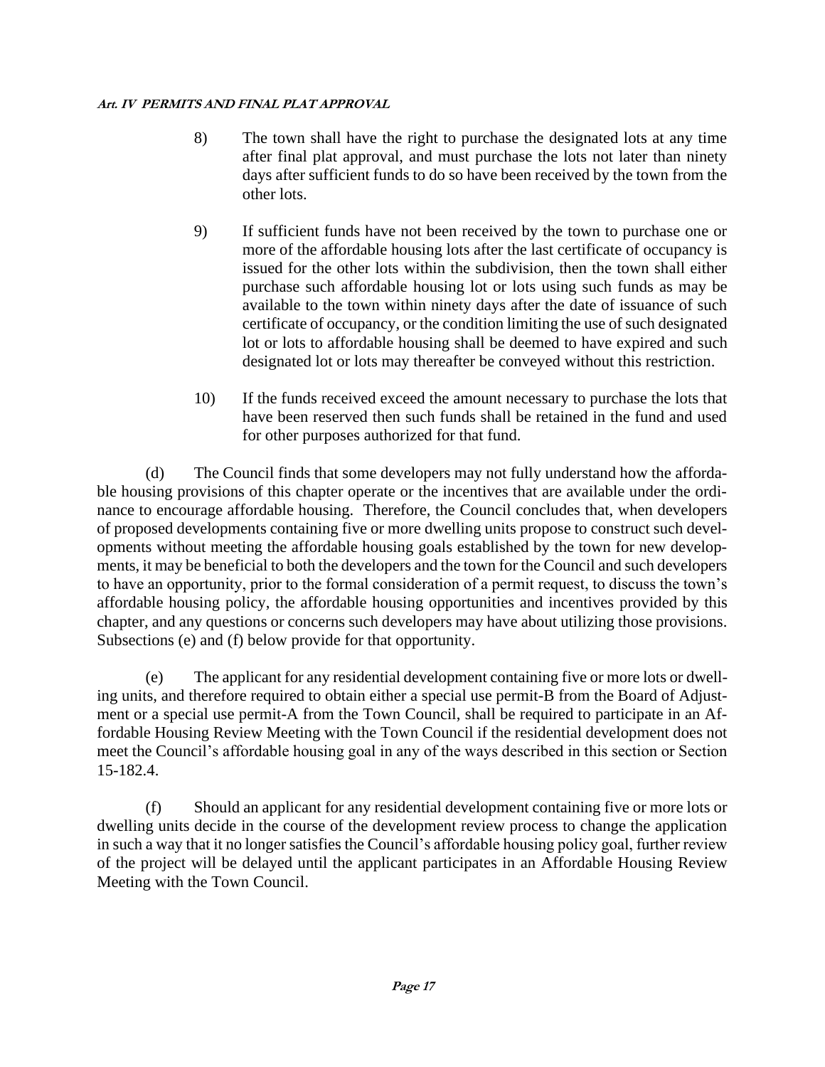8) The town shall have the right to purchase the designated lots at any time after final plat approval, and must purchase the lots not later than ninety days after sufficient funds to do so have been received by the town from the other lots.

9) If sufficient funds have not been received by the town to purchase one or more of the affordable housing lots after the last certificate of occupancy is issued for the other lots within the subdivision, then the town shall either purchase such affordable housing lot or lots using such funds as may be available to the town within ninety days after the date of issuance of such certificate of occupancy, or the condition limiting the use of such designated lot or lots to affordable housing shall be deemed to have expired and such designated lot or lots may thereafter be conveyed without this restriction.

10) If the funds received exceed the amount necessary to purchase the lots that have been reserved then such funds shall be retained in the fund and used for other purposes authorized for that fund.

(d) The Council finds that some developers may not fully understand how the affordable housing provisions of this chapter operate or the incentives that are available under the ordinance to encourage affordable housing. Therefore, the Council concludes that, when developers of proposed developments containing five or more dwelling units propose to construct such developments without meeting the affordable housing goals established by the town for new developments, it may be beneficial to both the developers and the town for the Council and such developers to have an opportunity, prior to the formal consideration of a permit request, to discuss the town's affordable housing policy, the affordable housing opportunities and incentives provided by this chapter, and any questions or concerns such developers may have about utilizing those provisions. Subsections (e) and (f) below provide for that opportunity.

(e) The applicant for any residential development containing five or more lots or dwelling units, and therefore required to obtain either a special use permit-B from the Board of Adjustment or a special use permit-A from the Town Council, shall be required to participate in an Affordable Housing Review Meeting with the Town Council if the residential development does not meet the Council's affordable housing goal in any of the ways described in this section or Section 15-182.4.

(f) Should an applicant for any residential development containing five or more lots or dwelling units decide in the course of the development review process to change the application in such a way that it no longer satisfies the Council's affordable housing policy goal, further review of the project will be delayed until the applicant participates in an Affordable Housing Review Meeting with the Town Council.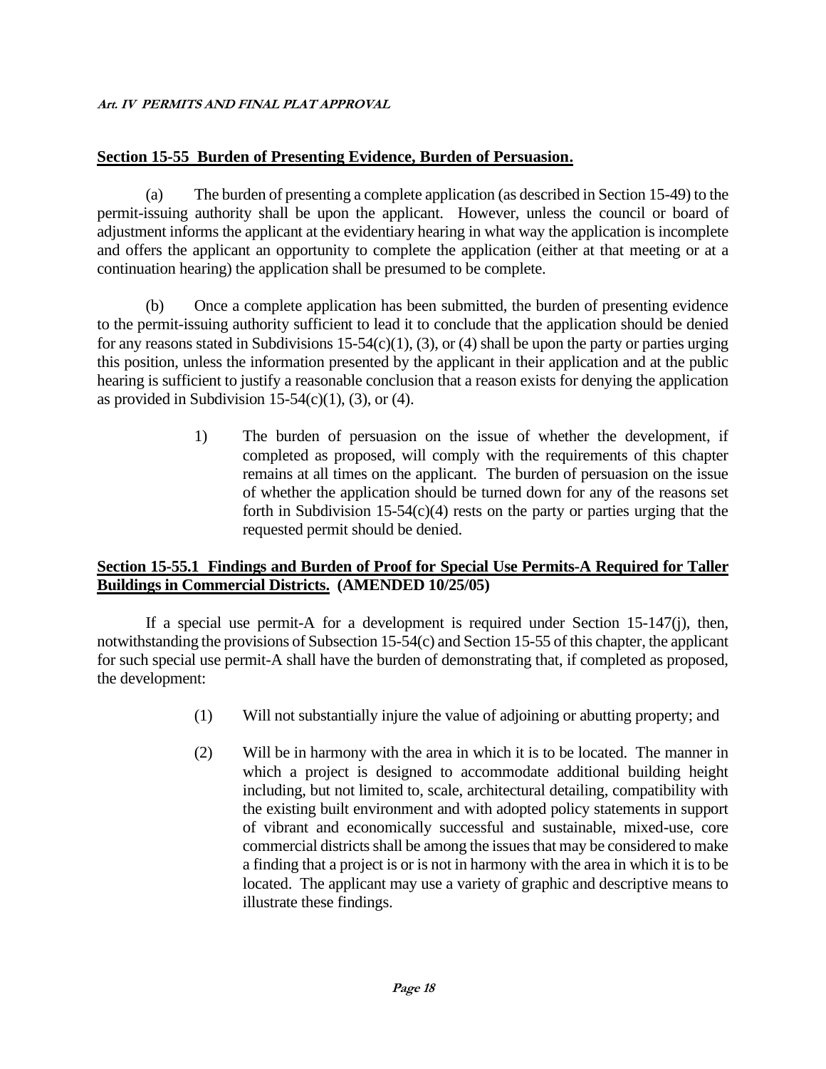## Section 15-55 Burden of Presenting Evidence, Burden of Persuasion.

(a) The burden of presenting a complete application (as described in Section 15-49) to the permit-issuing authority shall be upon the applicant. However, unless the council or board of adjustment informs the applicant at the evidentiary hearing in what way the application is incomplete and offers the applicant an opportunity to complete the application (either at that meeting or at a continuation hearing) the application shall be presumed to be complete.

(b) Once a complete application has been submitted, the burden of presenting evidence to the permit-issuing authority sufficient to lead it to conclude that the application should be denied for any reasons stated in Subdivisions 15-54(c)(1), (3), or (4) shall be upon the party or parties urging this position, unless the information presented by the applicant in their application and at the public hearing is sufficient to justify a reasonable conclusion that a reason exists for denying the application as provided in Subdivision 15-54(c)(1), (3), or (4).

1) The burden of persuasion on the issue of whether the development, if completed as proposed, will comply with the requirements of this chapter remains at all times on the applicant. The burden of persuasion on the issue of whether the application should be turned down for any of the reasons set forth in Subdivision 15-54(c)(4) rests on the party or parties urging that the requested permit should be denied.

## Section 15-55.1 Findings and Burden of Proof for Special Use Permits-A Required for Taller Buildings in Commercial Districts. (AMENDED 10/25/05)

If a special use permit-A for a development is required under Section 15-147(j), then, notwithstanding the provisions of Subsection 15-54(c) and Section 15-55 of this chapter, the applicant for such special use permit-A shall have the burden of demonstrating that, if completed as proposed, the development:

(1) Will not substantially injure the value of adjoining or abutting property; and

(2) Will be in harmony with the area in which it is to be located. The manner in which a project is designed to accommodate additional building height including, but not limited to, scale, architectural detailing, compatibility with the existing built environment and with adopted policy statements in support of vibrant and economically successful and sustainable, mixed-use, core commercial districts shall be among the issues that may be considered to make a finding that a project is or is not in harmony with the area in which it is to be located. The applicant may use a variety of graphic and descriptive means to illustrate these findings.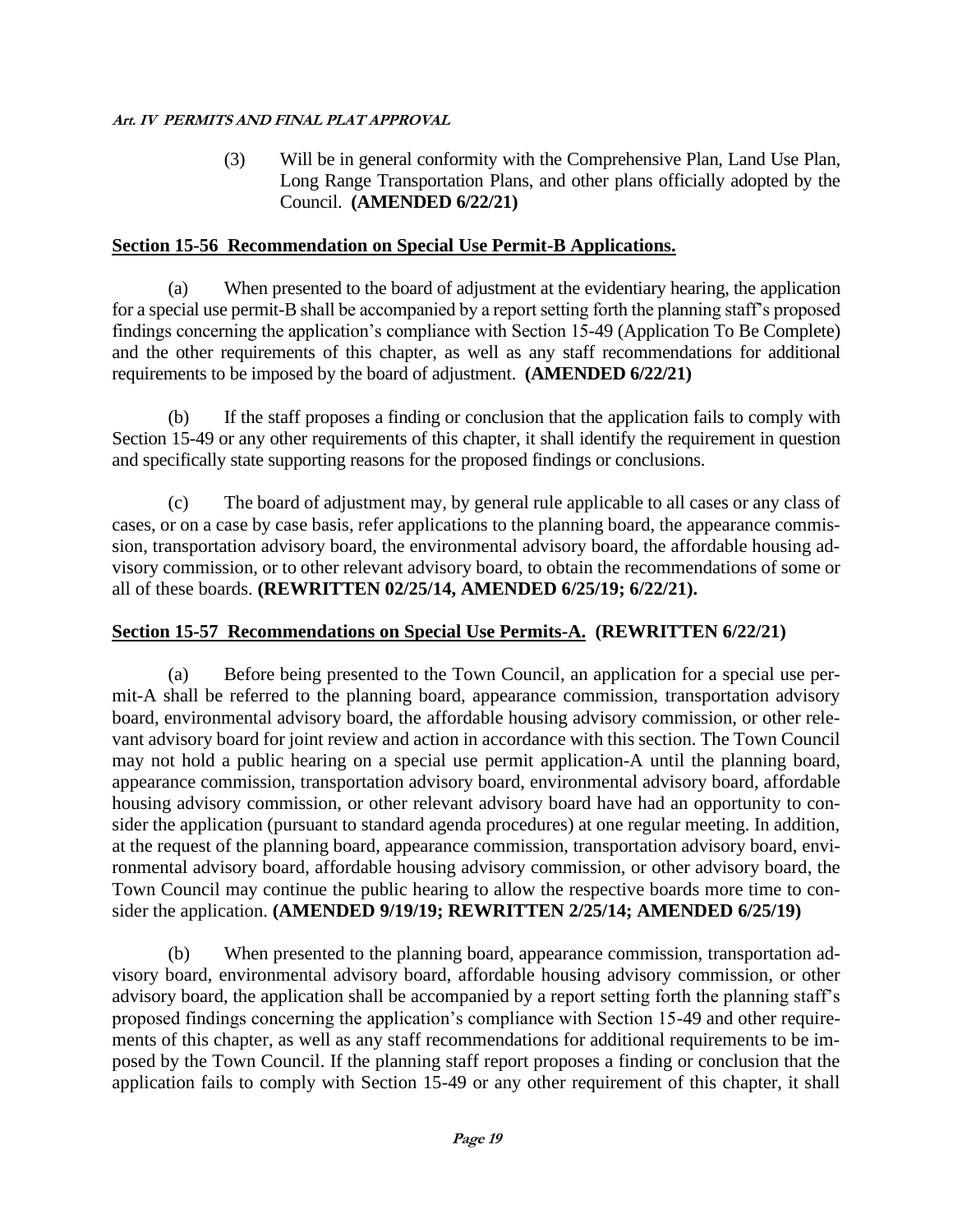(3) Will be in general conformity with the Comprehensive Plan, Land Use Plan, Long Range Transportation Plans, and other plans officially adopted by the Council. **(AMENDED 6/22/21)**

## Section 15-56 Recommendation on Special Use Permit-B Applications.

(a) When presented to the board of adjustment at the evidentiary hearing, the application for a special use permit-B shall be accompanied by a report setting forth the planning staff's proposed findings concerning the application's compliance with Section 15-49 (Application To Be Complete) and the other requirements of this chapter, as well as any staff recommendations for additional requirements to be imposed by the board of adjustment. **(AMENDED 6/22/21)**

(b) If the staff proposes a finding or conclusion that the application fails to comply with Section 15-49 or any other requirements of this chapter, it shall identify the requirement in question and specifically state supporting reasons for the proposed findings or conclusions.

(c) The board of adjustment may, by general rule applicable to all cases or any class of cases, or on a case by case basis, refer applications to the planning board, the appearance commission, transportation advisory board, the environmental advisory board, the affordable housing advisory commission, or to other relevant advisory board, to obtain the recommendations of some or all of these boards. **(REWRITTEN 02/25/14, AMENDED 6/25/19; 6/22/21).**

## Section 15-57 Recommendations on Special Use Permits-A. (REWRITTEN 6/22/21)

(a) Before being presented to the Town Council, an application for a special use permit-A shall be referred to the planning board, appearance commission, transportation advisory board, environmental advisory board, the affordable housing advisory commission, or other relevant advisory board for joint review and action in accordance with this section. The Town Council may not hold a public hearing on a special use permit application-A until the planning board, appearance commission, transportation advisory board, environmental advisory board, affordable housing advisory commission, or other relevant advisory board have had an opportunity to consider the application (pursuant to standard agenda procedures) at one regular meeting. In addition, at the request of the planning board, appearance commission, transportation advisory board, environmental advisory board, affordable housing advisory commission, or other advisory board, the Town Council may continue the public hearing to allow the respective boards more time to consider the application. **(AMENDED 9/19/19; REWRITTEN 2/25/14; AMENDED 6/25/19)**

(b) When presented to the planning board, appearance commission, transportation advisory board, environmental advisory board, affordable housing advisory commission, or other advisory board, the application shall be accompanied by a report setting forth the planning staff's proposed findings concerning the application's compliance with Section 15-49 and other requirements of this chapter, as well as any staff recommendations for additional requirements to be imposed by the Town Council. If the planning staff report proposes a finding or conclusion that the application fails to comply with Section 15-49 or any other requirement of this chapter, it shall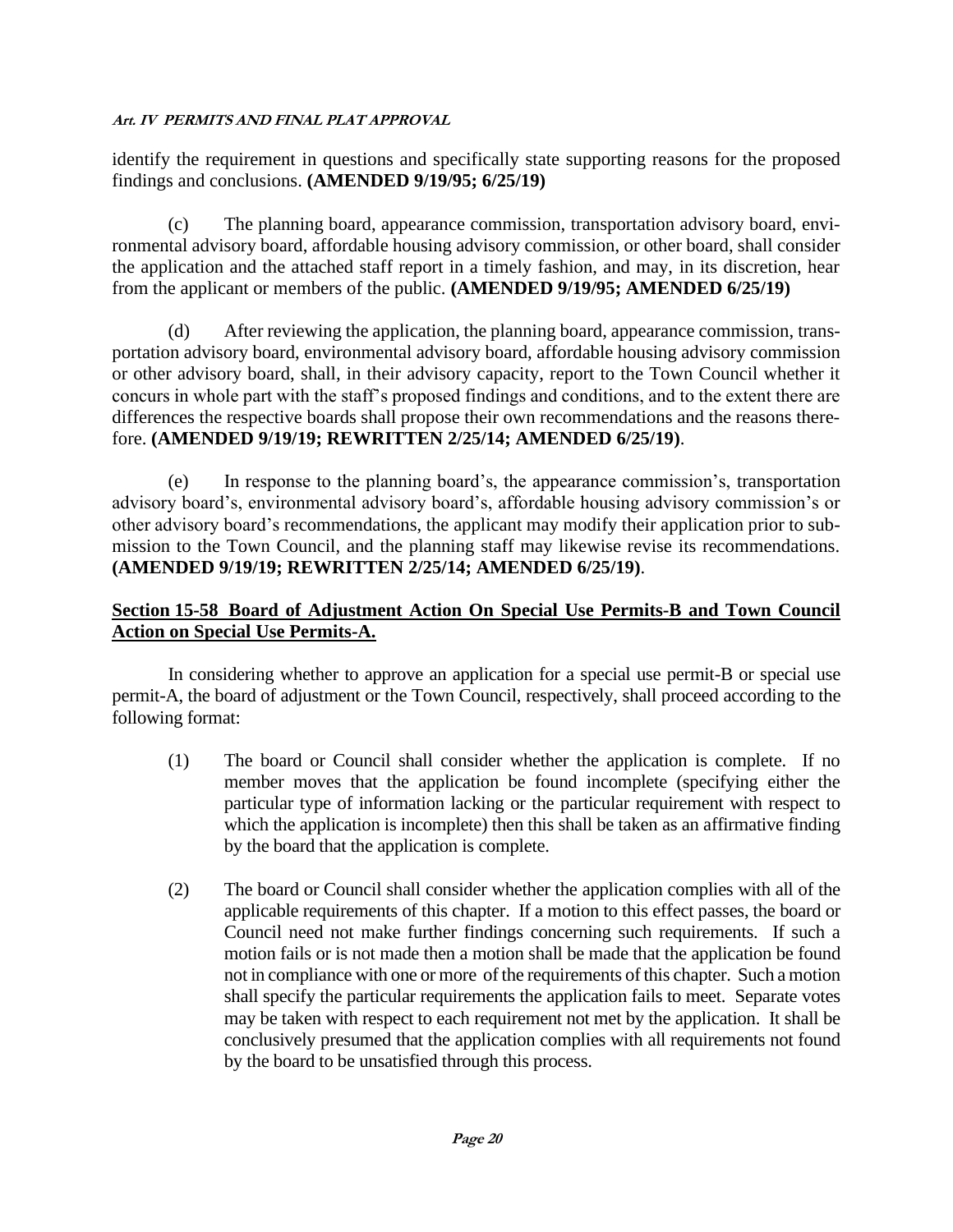identify the requirement in questions and specifically state supporting reasons for the proposed findings and conclusions. **(AMENDED 9/19/95; 6/25/19)**

(c) The planning board, appearance commission, transportation advisory board, environmental advisory board, affordable housing advisory commission, or other board, shall consider the application and the attached staff report in a timely fashion, and may, in its discretion, hear from the applicant or members of the public. **(AMENDED 9/19/95; AMENDED 6/25/19)**

(d) After reviewing the application, the planning board, appearance commission, transportation advisory board, environmental advisory board, affordable housing advisory commission or other advisory board, shall, in their advisory capacity, report to the Town Council whether it concurs in whole part with the staff's proposed findings and conditions, and to the extent there are differences the respective boards shall propose their own recommendations and the reasons therefore. **(AMENDED 9/19/19; REWRITTEN 2/25/14; AMENDED 6/25/19)**.

(e) In response to the planning board's, the appearance commission's, transportation advisory board's, environmental advisory board's, affordable housing advisory commission's or other advisory board's recommendations, the applicant may modify their application prior to submission to the Town Council, and the planning staff may likewise revise its recommendations. **(AMENDED 9/19/19; REWRITTEN 2/25/14; AMENDED 6/25/19)**.

## Section 15-58 Board of Adjustment Action On Special Use Permits-B and Town Council Action on Special Use Permits-A.

In considering whether to approve an application for a special use permit-B or special use permit-A, the board of adjustment or the Town Council, respectively, shall proceed according to the following format:

(1) The board or Council shall consider whether the application is complete. If no member moves that the application be found incomplete (specifying either the particular type of information lacking or the particular requirement with respect to which the application is incomplete) then this shall be taken as an affirmative finding by the board that the application is complete.

(2) The board or Council shall consider whether the application complies with all of the applicable requirements of this chapter. If a motion to this effect passes, the board or Council need not make further findings concerning such requirements. If such a motion fails or is not made then a motion shall be made that the application be found not in compliance with one or more of the requirements of this chapter. Such a motion shall specify the particular requirements the application fails to meet. Separate votes may be taken with respect to each requirement not met by the application. It shall be conclusively presumed that the application complies with all requirements not found by the board to be unsatisfied through this process.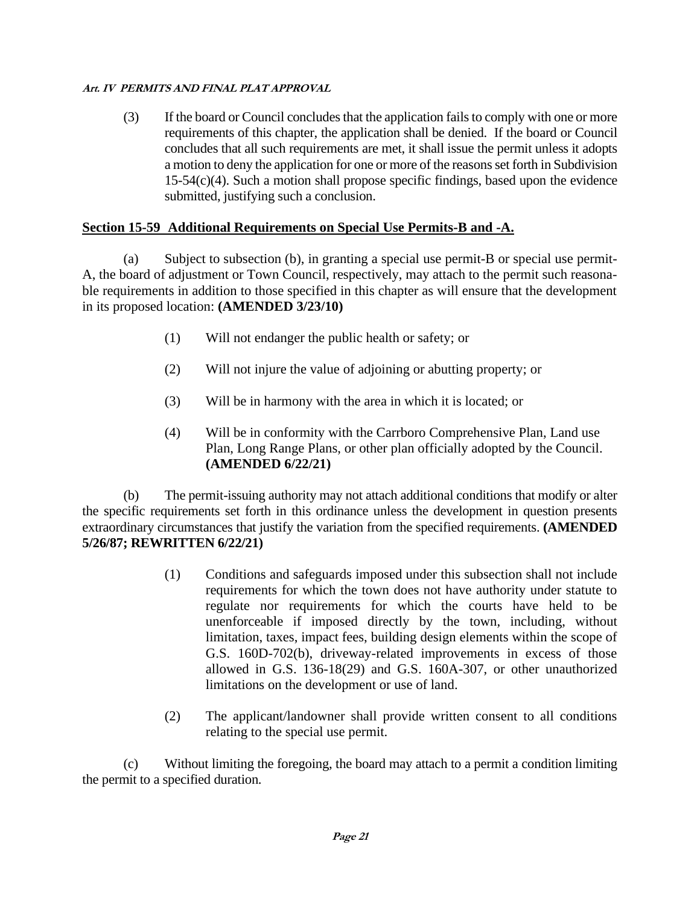(3) If the board or Council concludes that the application fails to comply with one or more requirements of this chapter, the application shall be denied. If the board or Council concludes that all such requirements are met, it shall issue the permit unless it adopts a motion to deny the application for one or more of the reasons set forth in Subdivision 15-54(c)(4). Such a motion shall propose specific findings, based upon the evidence submitted, justifying such a conclusion.

## Section 15-59 Additional Requirements on Special Use Permits-B and -A.

(a) Subject to subsection (b), in granting a special use permit-B or special use permit-A, the board of adjustment or Town Council, respectively, may attach to the permit such reasonable requirements in addition to those specified in this chapter as will ensure that the development in its proposed location: **(AMENDED 3/23/10)**

(1) Will not endanger the public health or safety; or

(2) Will not injure the value of adjoining or abutting property; or

(3) Will be in harmony with the area in which it is located; or

(4) Will be in conformity with the Carrboro Comprehensive Plan, Land use Plan, Long Range Plans, or other plan officially adopted by the Council. **(AMENDED 6/22/21)**

(b) The permit-issuing authority may not attach additional conditions that modify or alter the specific requirements set forth in this ordinance unless the development in question presents extraordinary circumstances that justify the variation from the specified requirements. **(AMENDED 5/26/87; REWRITTEN 6/22/21)**

(1) Conditions and safeguards imposed under this subsection shall not include requirements for which the town does not have authority under statute to regulate nor requirements for which the courts have held to be unenforceable if imposed directly by the town, including, without limitation, taxes, impact fees, building design elements within the scope of G.S. 160D-702(b), driveway-related improvements in excess of those allowed in G.S. 136-18(29) and G.S. 160A-307, or other unauthorized limitations on the development or use of land.

(2) The applicant/landowner shall provide written consent to all conditions relating to the special use permit.

(c) Without limiting the foregoing, the board may attach to a permit a condition limiting the permit to a specified duration.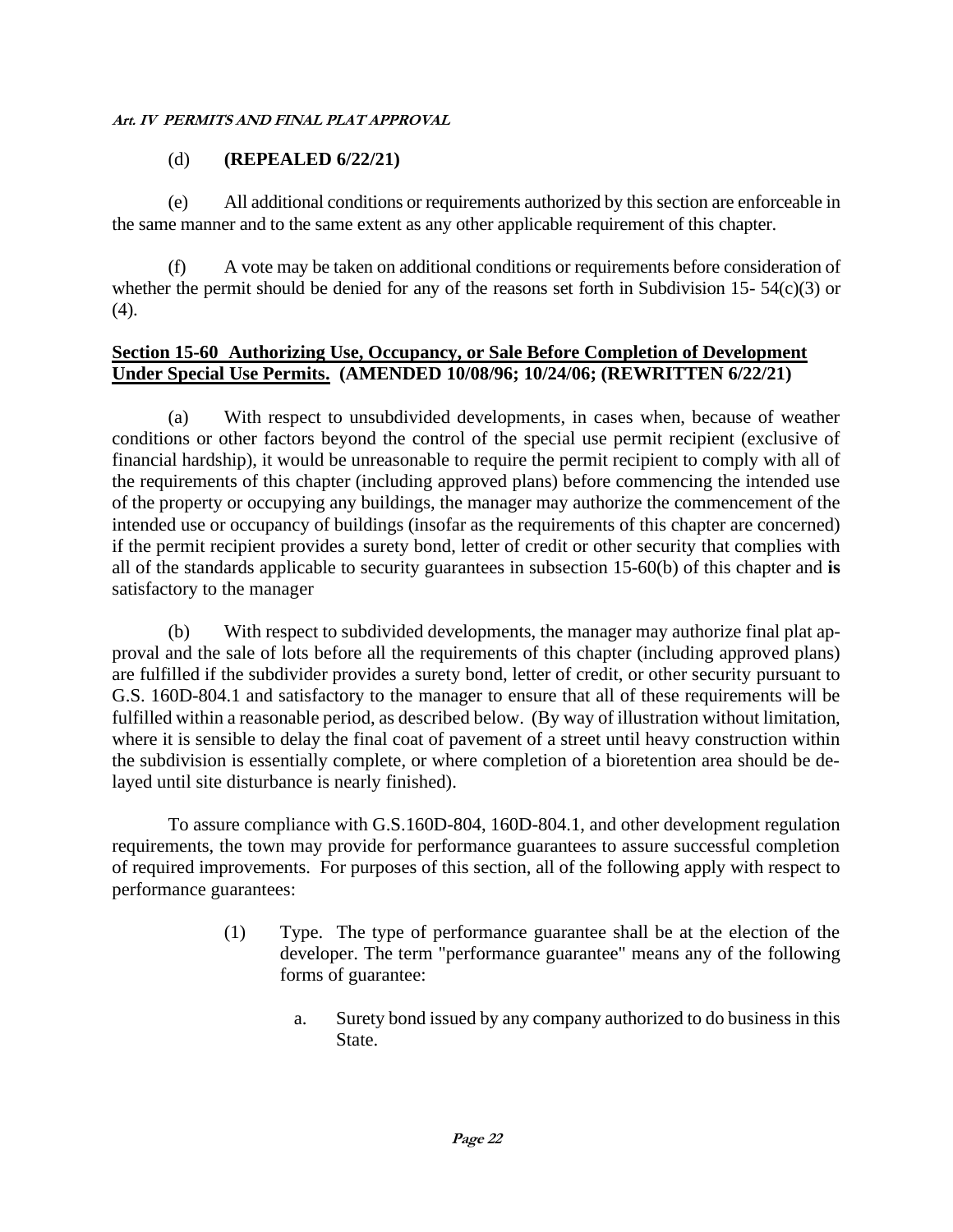(d) **(REPEALED 6/22/21)**

(e) All additional conditions or requirements authorized by this section are enforceable in the same manner and to the same extent as any other applicable requirement of this chapter.

(f) A vote may be taken on additional conditions or requirements before consideration of whether the permit should be denied for any of the reasons set forth in Subdivision 15- 54(c)(3) or (4).

**Section 15-60 Authorizing Use, Occupancy, or Sale Before Completion of Development Under Special Use Permits. (AMENDED 10/08/96; 10/24/06; (REWRITTEN 6/22/21)**

(a) With respect to unsubdivided developments, in cases when, because of weather conditions or other factors beyond the control of the special use permit recipient (exclusive of financial hardship), it would be unreasonable to require the permit recipient to comply with all of the requirements of this chapter (including approved plans) before commencing the intended use of the property or occupying any buildings, the manager may authorize the commencement of the intended use or occupancy of buildings (insofar as the requirements of this chapter are concerned) if the permit recipient provides a surety bond, letter of credit or other security that complies with all of the standards applicable to security guarantees in subsection 15-60(b) of this chapter and **is** satisfactory to the manager

(b) With respect to subdivided developments, the manager may authorize final plat approval and the sale of lots before all the requirements of this chapter (including approved plans) are fulfilled if the subdivider provides a surety bond, letter of credit, or other security pursuant to G.S. 160D-804.1 and satisfactory to the manager to ensure that all of these requirements will be fulfilled within a reasonable period, as described below. (By way of illustration without limitation, where it is sensible to delay the final coat of pavement of a street until heavy construction within the subdivision is essentially complete, or where completion of a bioretention area should be delayed until site disturbance is nearly finished).

To assure compliance with G.S.160D-804, 160D-804.1, and other development regulation requirements, the town may provide for performance guarantees to assure successful completion of required improvements. For purposes of this section, all of the following apply with respect to performance guarantees:

(1) Type. The type of performance guarantee shall be at the election of the developer. The term "performance guarantee" means any of the following forms of guarantee:

a. Surety bond issued by any company authorized to do business in this State.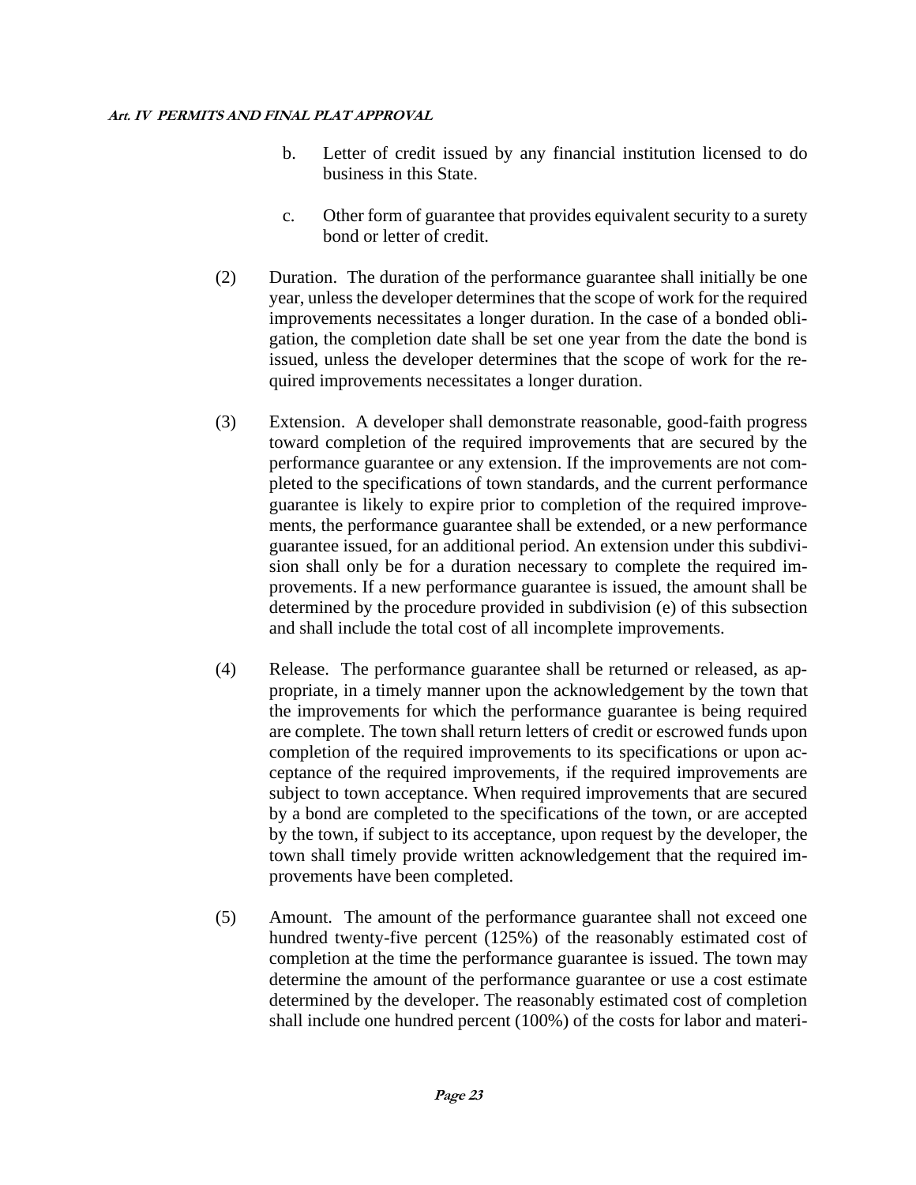b. Letter of credit issued by any financial institution licensed to do business in this State.

c. Other form of guarantee that provides equivalent security to a surety bond or letter of credit.

(2) Duration. The duration of the performance guarantee shall initially be one year, unless the developer determines that the scope of work for the required improvements necessitates a longer duration. In the case of a bonded obligation, the completion date shall be set one year from the date the bond is issued, unless the developer determines that the scope of work for the required improvements necessitates a longer duration.

(3) Extension. A developer shall demonstrate reasonable, good-faith progress toward completion of the required improvements that are secured by the performance guarantee or any extension. If the improvements are not completed to the specifications of town standards, and the current performance guarantee is likely to expire prior to completion of the required improvements, the performance guarantee shall be extended, or a new performance guarantee issued, for an additional period. An extension under this subdivision shall only be for a duration necessary to complete the required improvements. If a new performance guarantee is issued, the amount shall be determined by the procedure provided in subdivision (e) of this subsection and shall include the total cost of all incomplete improvements.

(4) Release. The performance guarantee shall be returned or released, as appropriate, in a timely manner upon the acknowledgement by the town that the improvements for which the performance guarantee is being required are complete. The town shall return letters of credit or escrowed funds upon completion of the required improvements to its specifications or upon acceptance of the required improvements, if the required improvements are subject to town acceptance. When required improvements that are secured by a bond are completed to the specifications of the town, or are accepted by the town, if subject to its acceptance, upon request by the developer, the town shall timely provide written acknowledgement that the required improvements have been completed.

(5) Amount. The amount of the performance guarantee shall not exceed one hundred twenty-five percent (125%) of the reasonably estimated cost of completion at the time the performance guarantee is issued. The town may determine the amount of the performance guarantee or use a cost estimate determined by the developer. The reasonably estimated cost of completion shall include one hundred percent (100%) of the costs for labor and materi-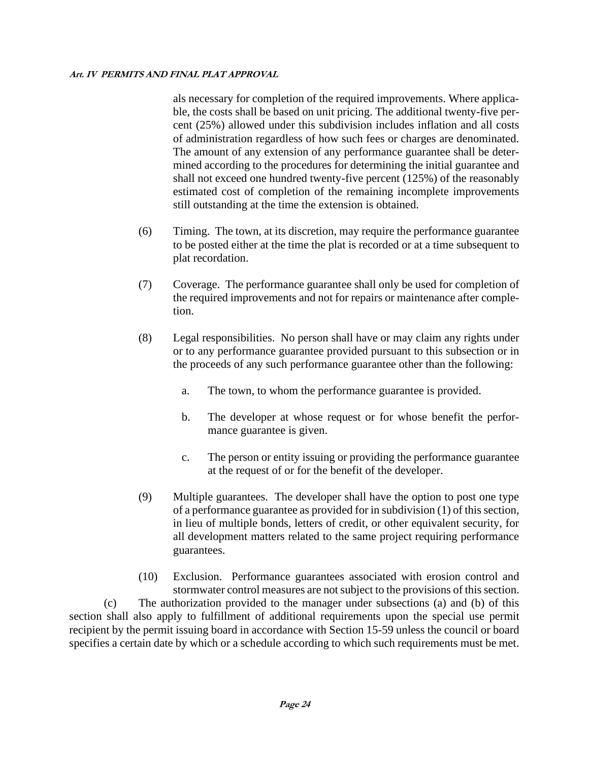als necessary for completion of the required improvements. Where applicable, the costs shall be based on unit pricing. The additional twenty-five percent (25%) allowed under this subdivision includes inflation and all costs of administration regardless of how such fees or charges are denominated. The amount of any extension of any performance guarantee shall be determined according to the procedures for determining the initial guarantee and shall not exceed one hundred twenty-five percent (125%) of the reasonably estimated cost of completion of the remaining incomplete improvements still outstanding at the time the extension is obtained.

(6) Timing. The town, at its discretion, may require the performance guarantee to be posted either at the time the plat is recorded or at a time subsequent to plat recordation.

(7) Coverage. The performance guarantee shall only be used for completion of the required improvements and not for repairs or maintenance after completion.

(8) Legal responsibilities. No person shall have or may claim any rights under or to any performance guarantee provided pursuant to this subsection or in the proceeds of any such performance guarantee other than the following:

a. The town, to whom the performance guarantee is provided.

b. The developer at whose request or for whose benefit the performance guarantee is given.

c. The person or entity issuing or providing the performance guarantee at the request of or for the benefit of the developer.

(9) Multiple guarantees. The developer shall have the option to post one type of a performance guarantee as provided for in subdivision (1) of this section, in lieu of multiple bonds, letters of credit, or other equivalent security, for all development matters related to the same project requiring performance guarantees.

(10) Exclusion. Performance guarantees associated with erosion control and stormwater control measures are not subject to the provisions of this section.

(c) The authorization provided to the manager under subsections (a) and (b) of this section shall also apply to fulfillment of additional requirements upon the special use permit recipient by the permit issuing board in accordance with Section 15-59 unless the council or board specifies a certain date by which or a schedule according to which such requirements must be met.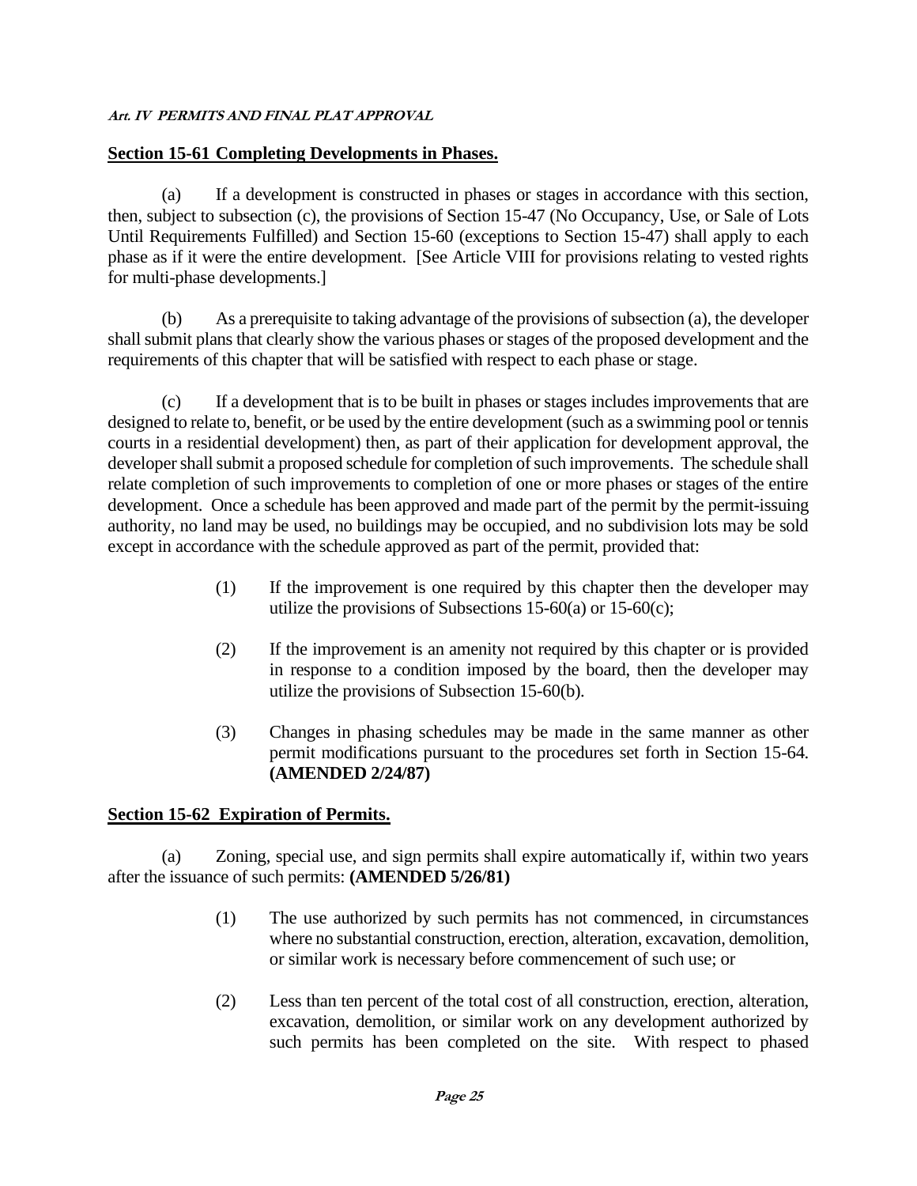## Section 15-61 Completing Developments in Phases.

(a) If a development is constructed in phases or stages in accordance with this section, then, subject to subsection (c), the provisions of Section 15-47 (No Occupancy, Use, or Sale of Lots Until Requirements Fulfilled) and Section 15-60 (exceptions to Section 15-47) shall apply to each phase as if it were the entire development. [See Article VIII for provisions relating to vested rights for multi-phase developments.]

(b) As a prerequisite to taking advantage of the provisions of subsection (a), the developer shall submit plans that clearly show the various phases or stages of the proposed development and the requirements of this chapter that will be satisfied with respect to each phase or stage.

(c) If a development that is to be built in phases or stages includes improvements that are designed to relate to, benefit, or be used by the entire development (such as a swimming pool or tennis courts in a residential development) then, as part of their application for development approval, the developer shall submit a proposed schedule for completion of such improvements. The schedule shall relate completion of such improvements to completion of one or more phases or stages of the entire development. Once a schedule has been approved and made part of the permit by the permit-issuing authority, no land may be used, no buildings may be occupied, and no subdivision lots may be sold except in accordance with the schedule approved as part of the permit, provided that:

(1) If the improvement is one required by this chapter then the developer may utilize the provisions of Subsections 15-60(a) or 15-60(c);

(2) If the improvement is an amenity not required by this chapter or is provided in response to a condition imposed by the board, then the developer may utilize the provisions of Subsection 15-60(b).

(3) Changes in phasing schedules may be made in the same manner as other permit modifications pursuant to the procedures set forth in Section 15-64. **(AMENDED 2/24/87)**

## Section 15-62 Expiration of Permits.

(a) Zoning, special use, and sign permits shall expire automatically if, within two years after the issuance of such permits: **(AMENDED 5/26/81)**

(1) The use authorized by such permits has not commenced, in circumstances where no substantial construction, erection, alteration, excavation, demolition, or similar work is necessary before commencement of such use; or

(2) Less than ten percent of the total cost of all construction, erection, alteration, excavation, demolition, or similar work on any development authorized by such permits has been completed on the site. With respect to phased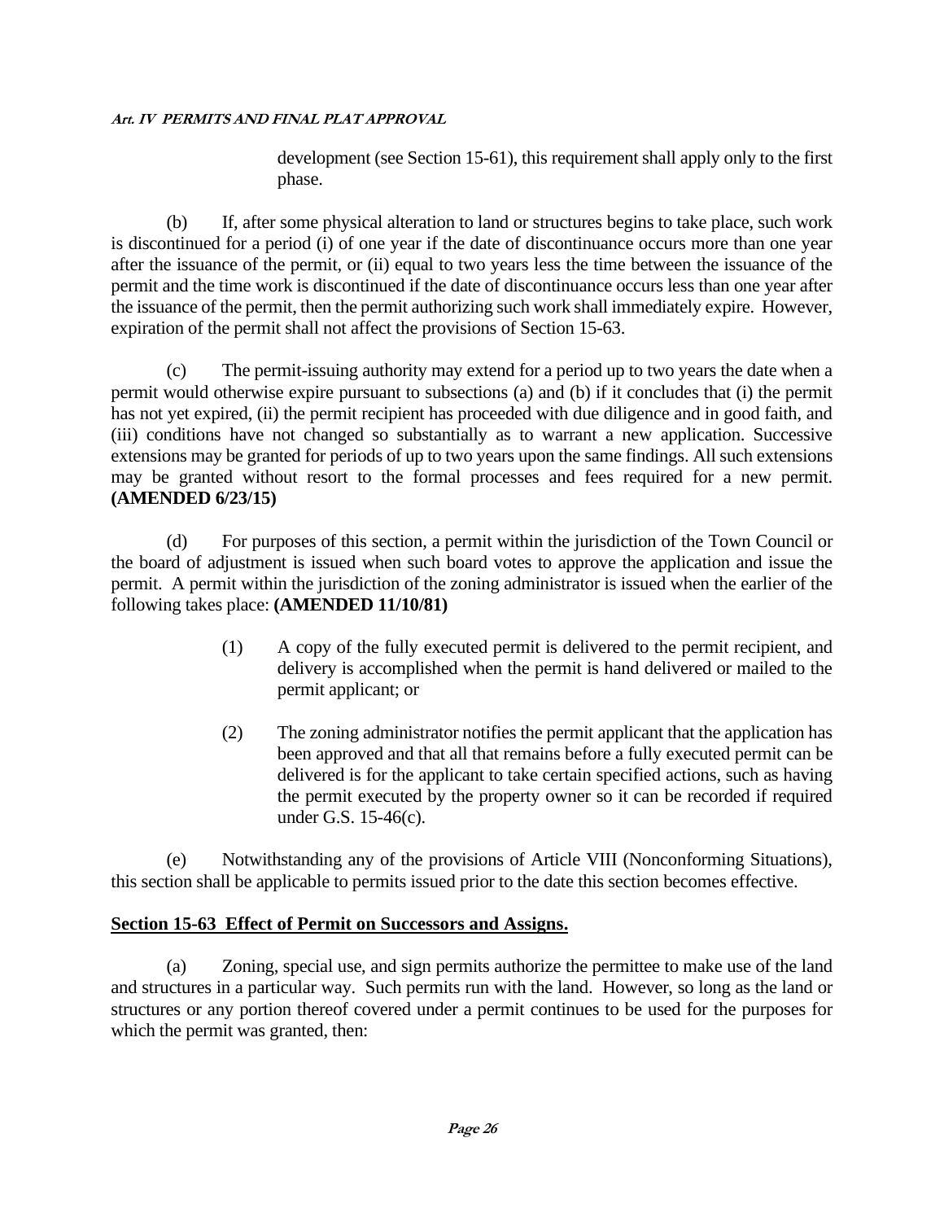development (see Section 15-61), this requirement shall apply only to the first phase.

(b) If, after some physical alteration to land or structures begins to take place, such work is discontinued for a period (i) of one year if the date of discontinuance occurs more than one year after the issuance of the permit, or (ii) equal to two years less the time between the issuance of the permit and the time work is discontinued if the date of discontinuance occurs less than one year after the issuance of the permit, then the permit authorizing such work shall immediately expire. However, expiration of the permit shall not affect the provisions of Section 15-63.

(c) The permit-issuing authority may extend for a period up to two years the date when a permit would otherwise expire pursuant to subsections (a) and (b) if it concludes that (i) the permit has not yet expired, (ii) the permit recipient has proceeded with due diligence and in good faith, and (iii) conditions have not changed so substantially as to warrant a new application. Successive extensions may be granted for periods of up to two years upon the same findings. All such extensions may be granted without resort to the formal processes and fees required for a new permit. **(AMENDED 6/23/15)**

(d) For purposes of this section, a permit within the jurisdiction of the Town Council or the board of adjustment is issued when such board votes to approve the application and issue the permit. A permit within the jurisdiction of the zoning administrator is issued when the earlier of the following takes place: **(AMENDED 11/10/81)**

(1) A copy of the fully executed permit is delivered to the permit recipient, and delivery is accomplished when the permit is hand delivered or mailed to the permit applicant; or

(2) The zoning administrator notifies the permit applicant that the application has been approved and that all that remains before a fully executed permit can be delivered is for the applicant to take certain specified actions, such as having the permit executed by the property owner so it can be recorded if required under G.S. 15-46(c).

(e) Notwithstanding any of the provisions of Article VIII (Nonconforming Situations), this section shall be applicable to permits issued prior to the date this section becomes effective.

## Section 15-63 Effect of Permit on Successors and Assigns.

(a) Zoning, special use, and sign permits authorize the permittee to make use of the land and structures in a particular way. Such permits run with the land. However, so long as the land or structures or any portion thereof covered under a permit continues to be used for the purposes for which the permit was granted, then: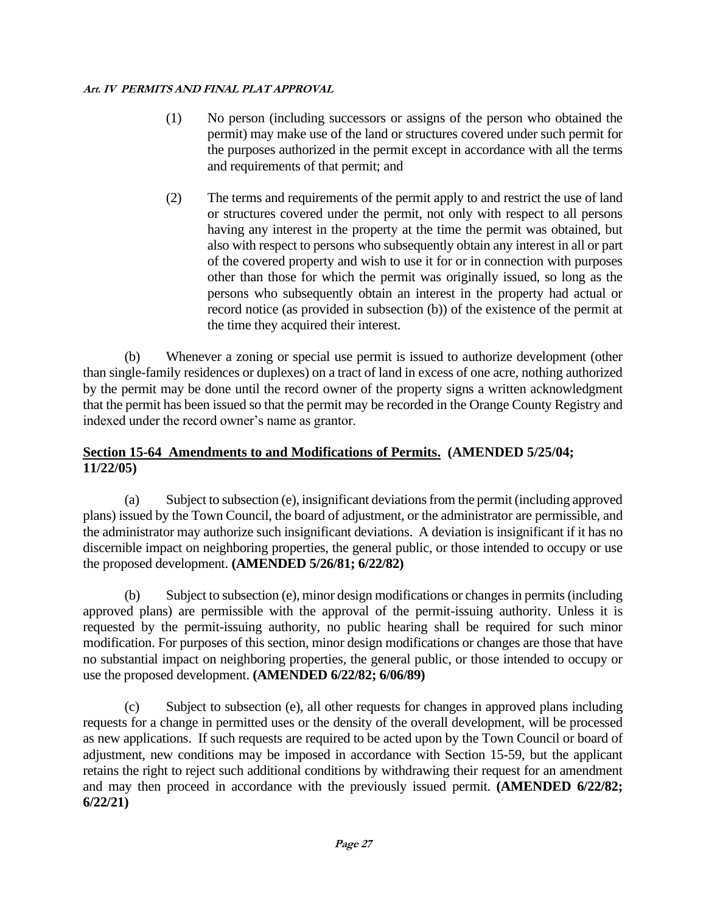(1) No person (including successors or assigns of the person who obtained the permit) may make use of the land or structures covered under such permit for the purposes authorized in the permit except in accordance with all the terms and requirements of that permit; and

(2) The terms and requirements of the permit apply to and restrict the use of land or structures covered under the permit, not only with respect to all persons having any interest in the property at the time the permit was obtained, but also with respect to persons who subsequently obtain any interest in all or part of the covered property and wish to use it for or in connection with purposes other than those for which the permit was originally issued, so long as the persons who subsequently obtain an interest in the property had actual or record notice (as provided in subsection (b)) of the existence of the permit at the time they acquired their interest.

(b) Whenever a zoning or special use permit is issued to authorize development (other than single-family residences or duplexes) on a tract of land in excess of one acre, nothing authorized by the permit may be done until the record owner of the property signs a written acknowledgment that the permit has been issued so that the permit may be recorded in the Orange County Registry and indexed under the record owner's name as grantor.

## Section 15-64 Amendments to and Modifications of Permits. (AMENDED 5/25/04; 11/22/05)

(a) Subject to subsection (e), insignificant deviations from the permit (including approved plans) issued by the Town Council, the board of adjustment, or the administrator are permissible, and the administrator may authorize such insignificant deviations. A deviation is insignificant if it has no discernible impact on neighboring properties, the general public, or those intended to occupy or use the proposed development. **(AMENDED 5/26/81; 6/22/82)**

(b) Subject to subsection (e), minor design modifications or changes in permits (including approved plans) are permissible with the approval of the permit-issuing authority. Unless it is requested by the permit-issuing authority, no public hearing shall be required for such minor modification. For purposes of this section, minor design modifications or changes are those that have no substantial impact on neighboring properties, the general public, or those intended to occupy or use the proposed development. **(AMENDED 6/22/82; 6/06/89)**

(c) Subject to subsection (e), all other requests for changes in approved plans including requests for a change in permitted uses or the density of the overall development, will be processed as new applications. If such requests are required to be acted upon by the Town Council or board of adjustment, new conditions may be imposed in accordance with Section 15-59, but the applicant retains the right to reject such additional conditions by withdrawing their request for an amendment and may then proceed in accordance with the previously issued permit. **(AMENDED 6/22/82; 6/22/21)**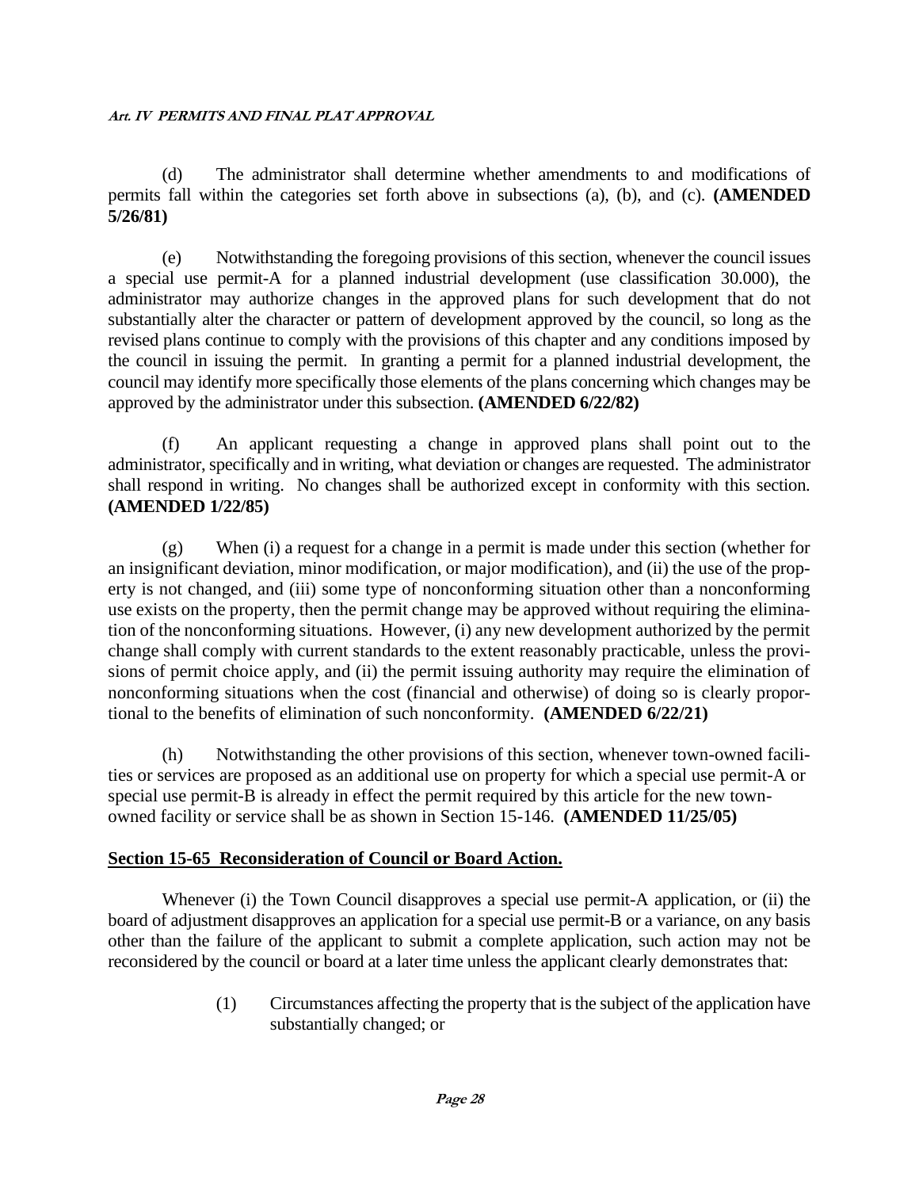(d) The administrator shall determine whether amendments to and modifications of permits fall within the categories set forth above in subsections (a), (b), and (c). **(AMENDED 5/26/81)**

(e) Notwithstanding the foregoing provisions of this section, whenever the council issues a special use permit-A for a planned industrial development (use classification 30.000), the administrator may authorize changes in the approved plans for such development that do not substantially alter the character or pattern of development approved by the council, so long as the revised plans continue to comply with the provisions of this chapter and any conditions imposed by the council in issuing the permit. In granting a permit for a planned industrial development, the council may identify more specifically those elements of the plans concerning which changes may be approved by the administrator under this subsection. **(AMENDED 6/22/82)**

(f) An applicant requesting a change in approved plans shall point out to the administrator, specifically and in writing, what deviation or changes are requested. The administrator shall respond in writing. No changes shall be authorized except in conformity with this section. **(AMENDED 1/22/85)**

(g) When (i) a request for a change in a permit is made under this section (whether for an insignificant deviation, minor modification, or major modification), and (ii) the use of the property is not changed, and (iii) some type of nonconforming situation other than a nonconforming use exists on the property, then the permit change may be approved without requiring the elimination of the nonconforming situations. However, (i) any new development authorized by the permit change shall comply with current standards to the extent reasonably practicable, unless the provisions of permit choice apply, and (ii) the permit issuing authority may require the elimination of nonconforming situations when the cost (financial and otherwise) of doing so is clearly proportional to the benefits of elimination of such nonconformity. **(AMENDED 6/22/21)**

(h) Notwithstanding the other provisions of this section, whenever town-owned facilities or services are proposed as an additional use on property for which a special use permit-A or special use permit-B is already in effect the permit required by this article for the new town-owned facility or service shall be as shown in Section 15-146. **(AMENDED 11/25/05)**

## Section 15-65 Reconsideration of Council or Board Action.

Whenever (i) the Town Council disapproves a special use permit-A application, or (ii) the board of adjustment disapproves an application for a special use permit-B or a variance, on any basis other than the failure of the applicant to submit a complete application, such action may not be reconsidered by the council or board at a later time unless the applicant clearly demonstrates that:

(1) Circumstances affecting the property that is the subject of the application have substantially changed; or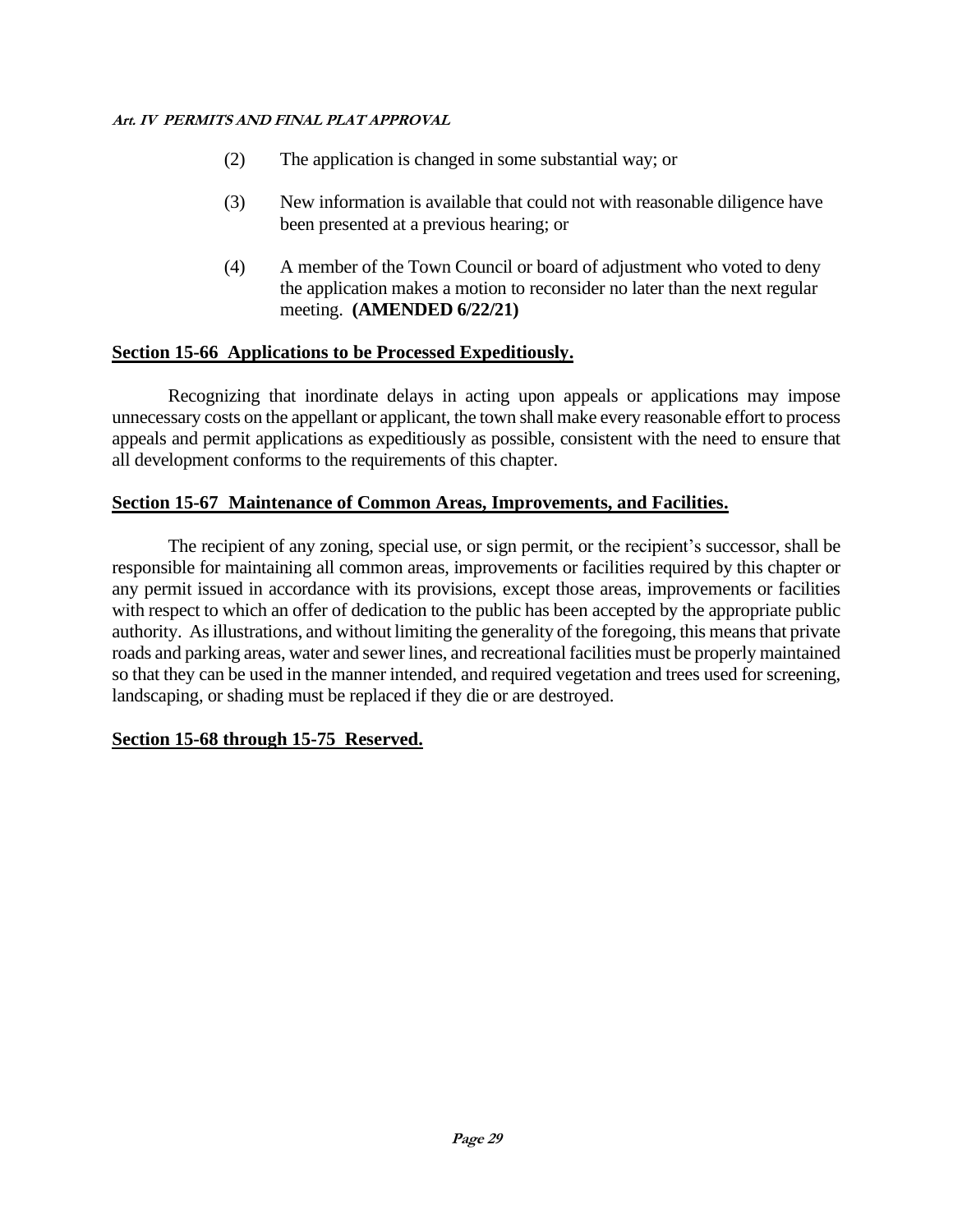(2) The application is changed in some substantial way; or

(3) New information is available that could not with reasonable diligence have been presented at a previous hearing; or

(4) A member of the Town Council or board of adjustment who voted to deny the application makes a motion to reconsider no later than the next regular meeting. **(AMENDED 6/22/21)**

## Section 15-66 Applications to be Processed Expeditiously.

Recognizing that inordinate delays in acting upon appeals or applications may impose unnecessary costs on the appellant or applicant, the town shall make every reasonable effort to process appeals and permit applications as expeditiously as possible, consistent with the need to ensure that all development conforms to the requirements of this chapter.

## Section 15-67 Maintenance of Common Areas, Improvements, and Facilities.

The recipient of any zoning, special use, or sign permit, or the recipient's successor, shall be responsible for maintaining all common areas, improvements or facilities required by this chapter or any permit issued in accordance with its provisions, except those areas, improvements or facilities with respect to which an offer of dedication to the public has been accepted by the appropriate public authority. As illustrations, and without limiting the generality of the foregoing, this means that private roads and parking areas, water and sewer lines, and recreational facilities must be properly maintained so that they can be used in the manner intended, and required vegetation and trees used for screening, landscaping, or shading must be replaced if they die or are destroyed.

## Section 15-68 through 15-75 Reserved.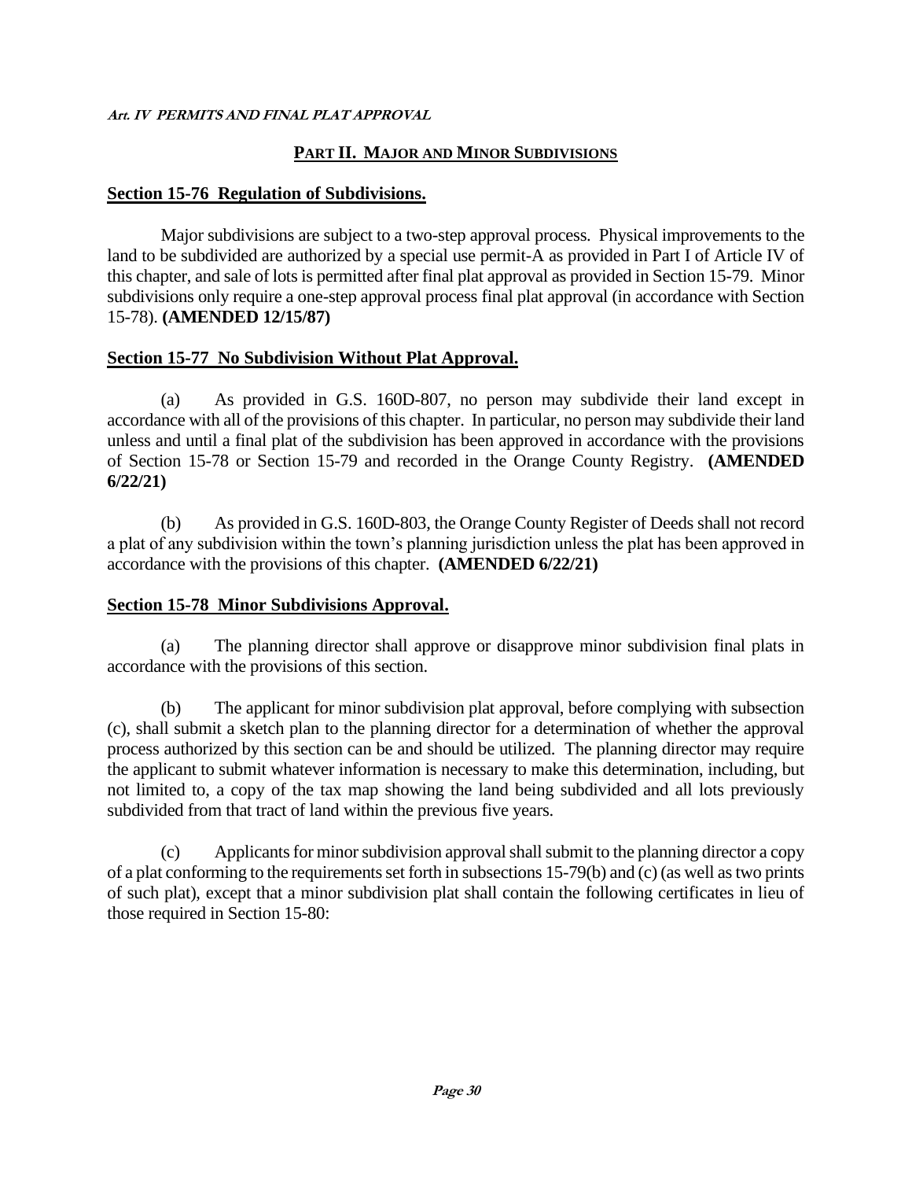## PART II. MAJOR AND MINOR SUBDIVISIONS

### Section 15-76 Regulation of Subdivisions.

Major subdivisions are subject to a two-step approval process. Physical improvements to the land to be subdivided are authorized by a special use permit-A as provided in Part I of Article IV of this chapter, and sale of lots is permitted after final plat approval as provided in Section 15-79. Minor subdivisions only require a one-step approval process final plat approval (in accordance with Section 15-78). **(AMENDED 12/15/87)**

### Section 15-77 No Subdivision Without Plat Approval.

(a) As provided in G.S. 160D-807, no person may subdivide their land except in accordance with all of the provisions of this chapter. In particular, no person may subdivide their land unless and until a final plat of the subdivision has been approved in accordance with the provisions of Section 15-78 or Section 15-79 and recorded in the Orange County Registry. **(AMENDED 6/22/21)**

(b) As provided in G.S. 160D-803, the Orange County Register of Deeds shall not record a plat of any subdivision within the town's planning jurisdiction unless the plat has been approved in accordance with the provisions of this chapter. **(AMENDED 6/22/21)**

### Section 15-78 Minor Subdivisions Approval.

(a) The planning director shall approve or disapprove minor subdivision final plats in accordance with the provisions of this section.

(b) The applicant for minor subdivision plat approval, before complying with subsection (c), shall submit a sketch plan to the planning director for a determination of whether the approval process authorized by this section can be and should be utilized. The planning director may require the applicant to submit whatever information is necessary to make this determination, including, but not limited to, a copy of the tax map showing the land being subdivided and all lots previously subdivided from that tract of land within the previous five years.

(c) Applicants for minor subdivision approval shall submit to the planning director a copy of a plat conforming to the requirements set forth in subsections 15-79(b) and (c) (as well as two prints of such plat), except that a minor subdivision plat shall contain the following certificates in lieu of those required in Section 15-80: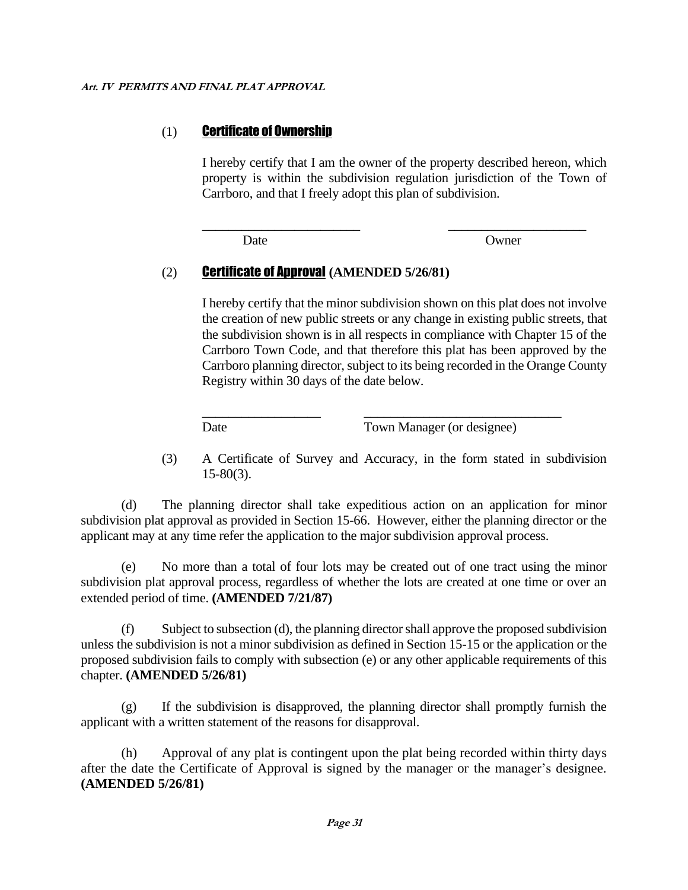(1) **Certificate of Ownership**

I hereby certify that I am the owner of the property described hereon, which property is within the subdivision regulation jurisdiction of the Town of Carrboro, and that I freely adopt this plan of subdivision.

\_\_\_\_\_\_\_\_\_\_\_\_\_\_\_\_\_\_\_\_\_\_\_\_ \_\_\_\_\_\_\_\_\_\_\_\_\_\_\_\_\_\_\_\_\_\_\_\_

Date Owner

(2) **Certificate of Approval (AMENDED 5/26/81)**

I hereby certify that the minor subdivision shown on this plat does not involve the creation of new public streets or any change in existing public streets, that the subdivision shown is in all respects in compliance with Chapter 15 of the Carrboro Town Code, and that therefore this plat has been approved by the Carrboro planning director, subject to its being recorded in the Orange County Registry within 30 days of the date below.

\_\_\_\_\_\_\_\_\_\_\_\_\_\_\_\_\_\_ \_\_\_\_\_\_\_\_\_\_\_\_\_\_\_\_\_\_\_\_\_\_\_\_\_\_\_\_\_\_

Date Town Manager (or designee)

(3) A Certificate of Survey and Accuracy, in the form stated in subdivision 15-80(3).

(d) The planning director shall take expeditious action on an application for minor subdivision plat approval as provided in Section 15-66. However, either the planning director or the applicant may at any time refer the application to the major subdivision approval process.

(e) No more than a total of four lots may be created out of one tract using the minor subdivision plat approval process, regardless of whether the lots are created at one time or over an extended period of time. **(AMENDED 7/21/87)**

(f) Subject to subsection (d), the planning director shall approve the proposed subdivision unless the subdivision is not a minor subdivision as defined in Section 15-15 or the application or the proposed subdivision fails to comply with subsection (e) or any other applicable requirements of this chapter. **(AMENDED 5/26/81)**

(g) If the subdivision is disapproved, the planning director shall promptly furnish the applicant with a written statement of the reasons for disapproval.

(h) Approval of any plat is contingent upon the plat being recorded within thirty days after the date the Certificate of Approval is signed by the manager or the manager's designee. **(AMENDED 5/26/81)**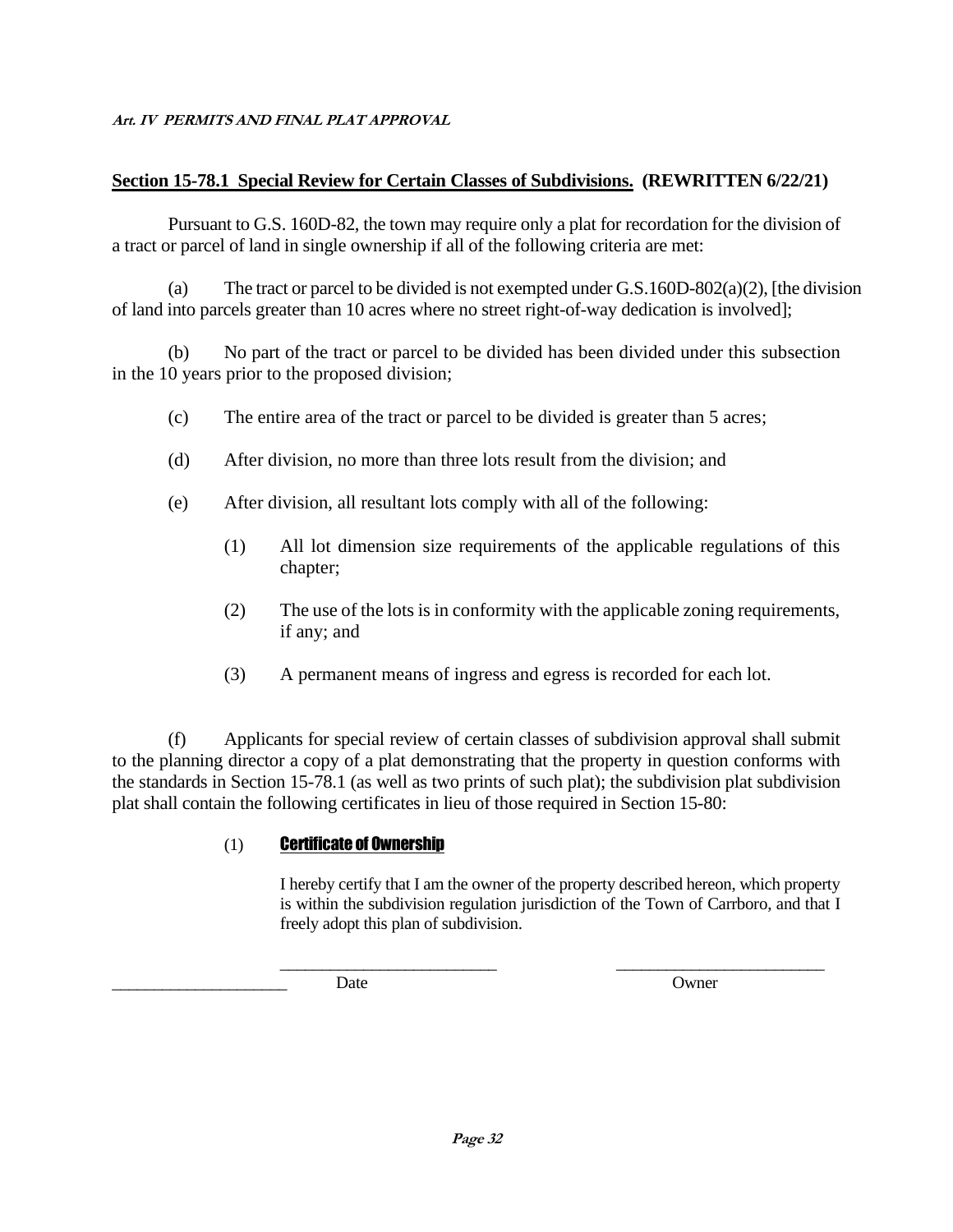***Art. IV PERMITS AND FINAL PLAT APPROVAL***

## **Section 15-78.1 Special Review for Certain Classes of Subdivisions. (REWRITTEN 6/22/21)**

Pursuant to G.S. 160D-82, the town may require only a plat for recordation for the division of a tract or parcel of land in single ownership if all of the following criteria are met:

(a) The tract or parcel to be divided is not exempted under G.S.160D-802(a)(2), [the division of land into parcels greater than 10 acres where no street right-of-way dedication is involved];

(b) No part of the tract or parcel to be divided has been divided under this subsection in the 10 years prior to the proposed division;

(c) The entire area of the tract or parcel to be divided is greater than 5 acres;

(d) After division, no more than three lots result from the division; and

(e) After division, all resultant lots comply with all of the following:

> (1) All lot dimension size requirements of the applicable regulations of this chapter;
>
> (2) The use of the lots is in conformity with the applicable zoning requirements, if any; and
>
> (3) A permanent means of ingress and egress is recorded for each lot.

(f) Applicants for special review of certain classes of subdivision approval shall submit to the planning director a copy of a plat demonstrating that the property in question conforms with the standards in Section 15-78.1 (as well as two prints of such plat); the subdivision plat subdivision plat shall contain the following certificates in lieu of those required in Section 15-80:

(1) **Certificate of Ownership**

I hereby certify that I am the owner of the property described hereon, which property is within the subdivision regulation jurisdiction of the Town of Carrboro, and that I freely adopt this plan of subdivision.

_____________________ ____________________________ Date ____________________________ Owner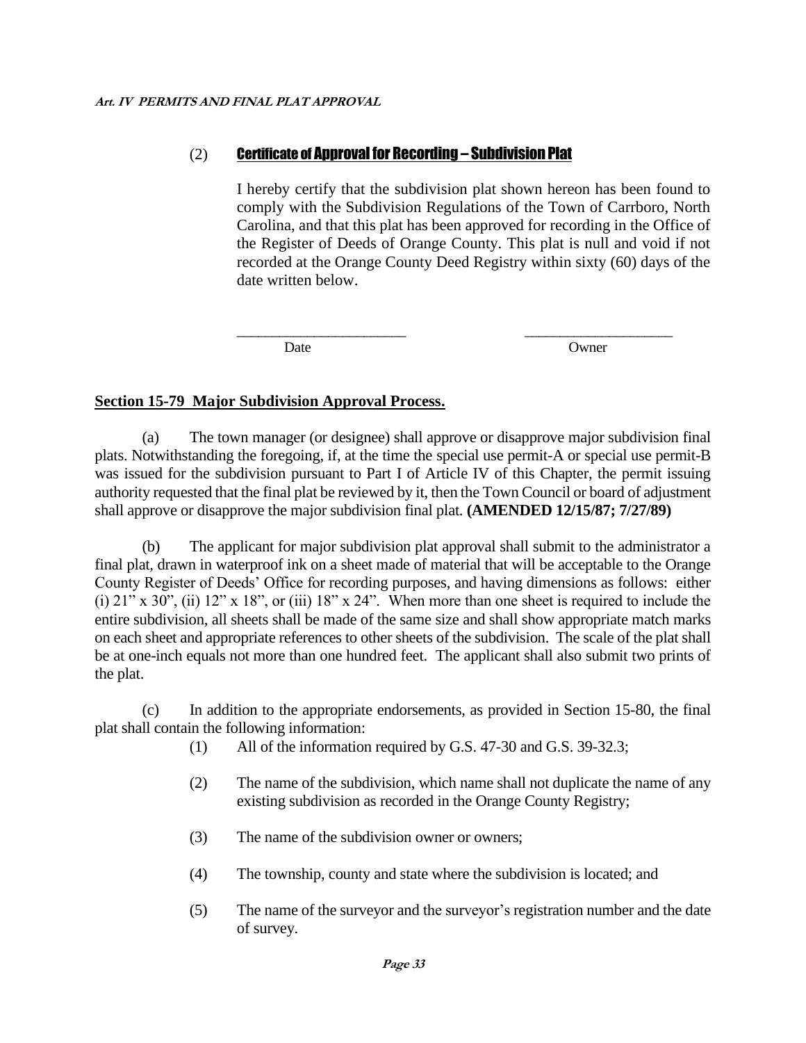(2) **Certificate of Approval for Recording – Subdivision Plat**

I hereby certify that the subdivision plat shown hereon has been found to comply with the Subdivision Regulations of the Town of Carrboro, North Carolina, and that this plat has been approved for recording in the Office of the Register of Deeds of Orange County. This plat is null and void if not recorded at the Orange County Deed Registry within sixty (60) days of the date written below.

_______________________ ____________________

Date Owner

**Section 15-79 Major Subdivision Approval Process.**

(a) The town manager (or designee) shall approve or disapprove major subdivision final plats. Notwithstanding the foregoing, if, at the time the special use permit-A or special use permit-B was issued for the subdivision pursuant to Part I of Article IV of this Chapter, the permit issuing authority requested that the final plat be reviewed by it, then the Town Council or board of adjustment shall approve or disapprove the major subdivision final plat. **(AMENDED 12/15/87; 7/27/89)**

(b) The applicant for major subdivision plat approval shall submit to the administrator a final plat, drawn in waterproof ink on a sheet made of material that will be acceptable to the Orange County Register of Deeds' Office for recording purposes, and having dimensions as follows: either (i) 21" x 30", (ii) 12" x 18", or (iii) 18" x 24". When more than one sheet is required to include the entire subdivision, all sheets shall be made of the same size and shall show appropriate match marks on each sheet and appropriate references to other sheets of the subdivision. The scale of the plat shall be at one-inch equals not more than one hundred feet. The applicant shall also submit two prints of the plat.

(c) In addition to the appropriate endorsements, as provided in Section 15-80, the final plat shall contain the following information:

(1) All of the information required by G.S. 47-30 and G.S. 39-32.3;

(2) The name of the subdivision, which name shall not duplicate the name of any existing subdivision as recorded in the Orange County Registry;

(3) The name of the subdivision owner or owners;

(4) The township, county and state where the subdivision is located; and

(5) The name of the surveyor and the surveyor's registration number and the date of survey.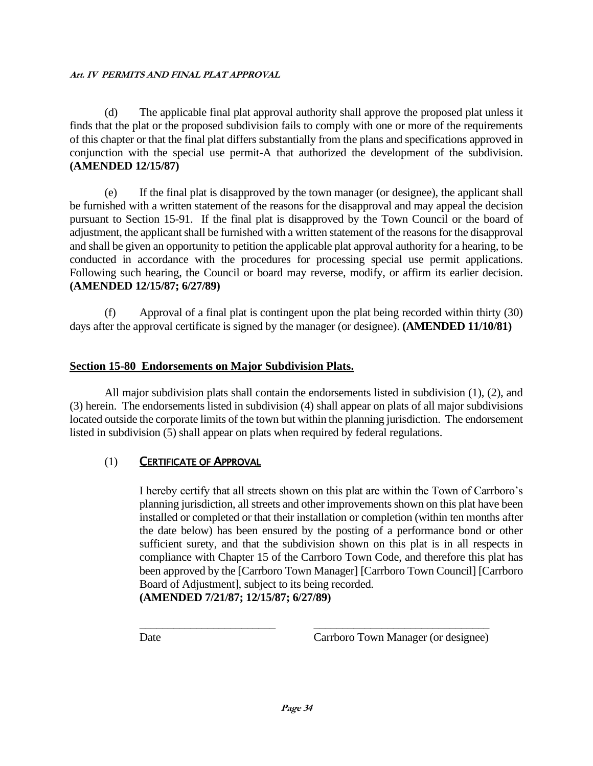(d) The applicable final plat approval authority shall approve the proposed plat unless it finds that the plat or the proposed subdivision fails to comply with one or more of the requirements of this chapter or that the final plat differs substantially from the plans and specifications approved in conjunction with the special use permit-A that authorized the development of the subdivision. **(AMENDED 12/15/87)**

(e) If the final plat is disapproved by the town manager (or designee), the applicant shall be furnished with a written statement of the reasons for the disapproval and may appeal the decision pursuant to Section 15-91. If the final plat is disapproved by the Town Council or the board of adjustment, the applicant shall be furnished with a written statement of the reasons for the disapproval and shall be given an opportunity to petition the applicable plat approval authority for a hearing, to be conducted in accordance with the procedures for processing special use permit applications. Following such hearing, the Council or board may reverse, modify, or affirm its earlier decision. **(AMENDED 12/15/87; 6/27/89)**

(f) Approval of a final plat is contingent upon the plat being recorded within thirty (30) days after the approval certificate is signed by the manager (or designee). **(AMENDED 11/10/81)**

## Section 15-80 Endorsements on Major Subdivision Plats.

All major subdivision plats shall contain the endorsements listed in subdivision (1), (2), and (3) herein. The endorsements listed in subdivision (4) shall appear on plats of all major subdivisions located outside the corporate limits of the town but within the planning jurisdiction. The endorsement listed in subdivision (5) shall appear on plats when required by federal regulations.

(1) CERTIFICATE OF APPROVAL

I hereby certify that all streets shown on this plat are within the Town of Carrboro's planning jurisdiction, all streets and other improvements shown on this plat have been installed or completed or that their installation or completion (within ten months after the date below) has been ensured by the posting of a performance bond or other sufficient surety, and that the subdivision shown on this plat is in all respects in compliance with Chapter 15 of the Carrboro Town Code, and therefore this plat has been approved by the [Carrboro Town Manager] [Carrboro Town Council] [Carrboro Board of Adjustment], subject to its being recorded.
**(AMENDED 7/21/87; 12/15/87; 6/27/89)**

________________________ ________________________________
Date Carrboro Town Manager (or designee)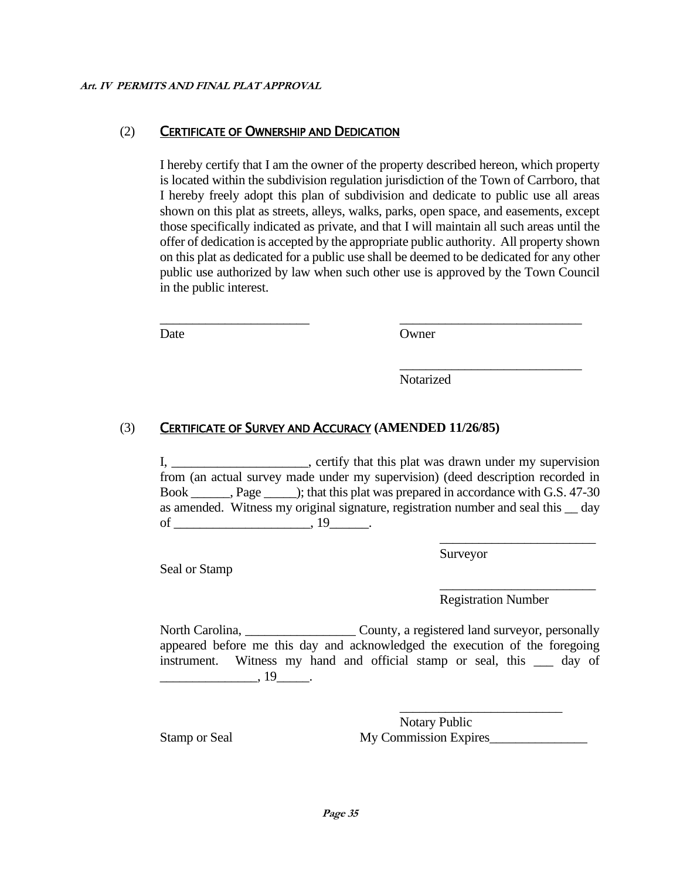(2) **CERTIFICATE OF OWNERSHIP AND DEDICATION**

I hereby certify that I am the owner of the property described hereon, which property is located within the subdivision regulation jurisdiction of the Town of Carrboro, that I hereby freely adopt this plan of subdivision and dedicate to public use all areas shown on this plat as streets, alleys, walks, parks, open space, and easements, except those specifically indicated as private, and that I will maintain all such areas until the offer of dedication is accepted by the appropriate public authority. All property shown on this plat as dedicated for a public use shall be deemed to be dedicated for any other public use authorized by law when such other use is approved by the Town Council in the public interest.

______________________ ___________________________
Date Owner

___________________________
Notarized

(3) **CERTIFICATE OF SURVEY AND ACCURACY (AMENDED 11/26/85)**

I, ____________________, certify that this plat was drawn under my supervision from (an actual survey made under my supervision) (deed description recorded in Book ______, Page _____); that this plat was prepared in accordance with G.S. 47-30 as amended. Witness my original signature, registration number and seal this __ day of ____________________, 19______.

_______________________
Surveyor

Seal or Stamp

_______________________
Registration Number

North Carolina, ________________ County, a registered land surveyor, personally appeared before me this day and acknowledged the execution of the foregoing instrument. Witness my hand and official stamp or seal, this ___ day of ______________, 19_____.

________________________
Notary Public

Stamp or Seal My Commission Expires_______________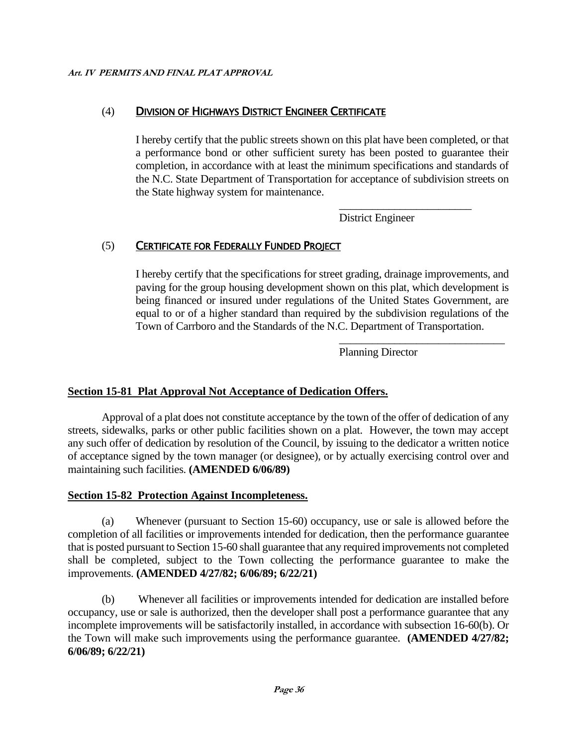(4) **DIVISION OF HIGHWAYS DISTRICT ENGINEER CERTIFICATE**

I hereby certify that the public streets shown on this plat have been completed, or that a performance bond or other sufficient surety has been posted to guarantee their completion, in accordance with at least the minimum specifications and standards of the N.C. State Department of Transportation for acceptance of subdivision streets on the State highway system for maintenance.

________________________
District Engineer

(5) **CERTIFICATE FOR FEDERALLY FUNDED PROJECT**

I hereby certify that the specifications for street grading, drainage improvements, and paving for the group housing development shown on this plat, which development is being financed or insured under regulations of the United States Government, are equal to or of a higher standard than required by the subdivision regulations of the Town of Carrboro and the Standards of the N.C. Department of Transportation.

______________________________
Planning Director

**Section 15-81 Plat Approval Not Acceptance of Dedication Offers.**

Approval of a plat does not constitute acceptance by the town of the offer of dedication of any streets, sidewalks, parks or other public facilities shown on a plat. However, the town may accept any such offer of dedication by resolution of the Council, by issuing to the dedicator a written notice of acceptance signed by the town manager (or designee), or by actually exercising control over and maintaining such facilities. **(AMENDED 6/06/89)**

**Section 15-82 Protection Against Incompleteness.**

(a) Whenever (pursuant to Section 15-60) occupancy, use or sale is allowed before the completion of all facilities or improvements intended for dedication, then the performance guarantee that is posted pursuant to Section 15-60 shall guarantee that any required improvements not completed shall be completed, subject to the Town collecting the performance guarantee to make the improvements. **(AMENDED 4/27/82; 6/06/89; 6/22/21)**

(b) Whenever all facilities or improvements intended for dedication are installed before occupancy, use or sale is authorized, then the developer shall post a performance guarantee that any incomplete improvements will be satisfactorily installed, in accordance with subsection 16-60(b). Or the Town will make such improvements using the performance guarantee. **(AMENDED 4/27/82; 6/06/89; 6/22/21)**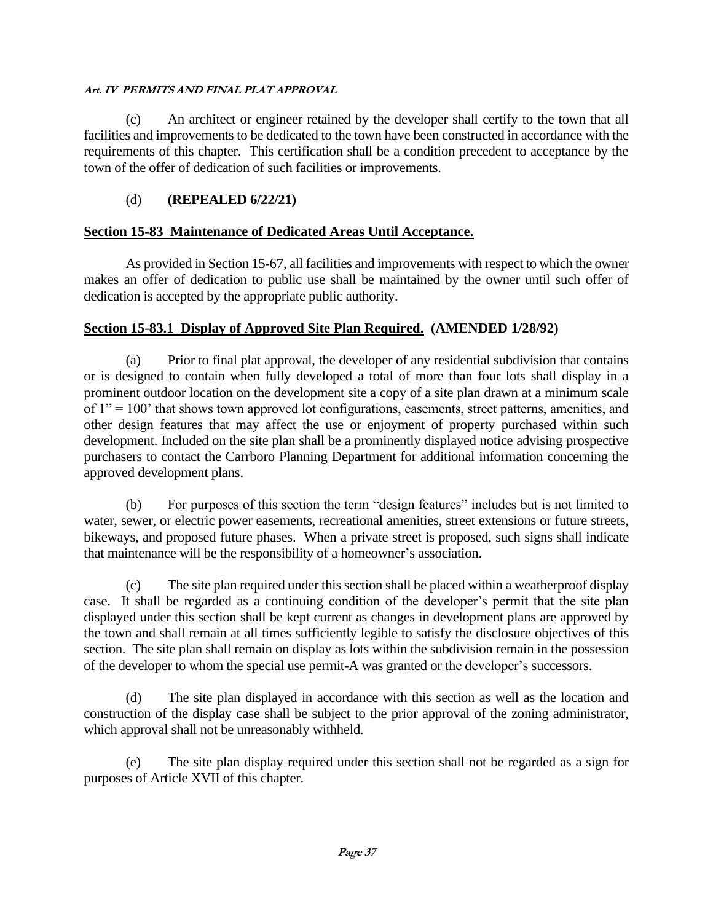(c) An architect or engineer retained by the developer shall certify to the town that all facilities and improvements to be dedicated to the town have been constructed in accordance with the requirements of this chapter. This certification shall be a condition precedent to acceptance by the town of the offer of dedication of such facilities or improvements.

(d) **(REPEALED 6/22/21)**

## Section 15-83 Maintenance of Dedicated Areas Until Acceptance.

As provided in Section 15-67, all facilities and improvements with respect to which the owner makes an offer of dedication to public use shall be maintained by the owner until such offer of dedication is accepted by the appropriate public authority.

## Section 15-83.1 Display of Approved Site Plan Required. (AMENDED 1/28/92)

(a) Prior to final plat approval, the developer of any residential subdivision that contains or is designed to contain when fully developed a total of more than four lots shall display in a prominent outdoor location on the development site a copy of a site plan drawn at a minimum scale of 1" = 100' that shows town approved lot configurations, easements, street patterns, amenities, and other design features that may affect the use or enjoyment of property purchased within such development. Included on the site plan shall be a prominently displayed notice advising prospective purchasers to contact the Carrboro Planning Department for additional information concerning the approved development plans.

(b) For purposes of this section the term "design features" includes but is not limited to water, sewer, or electric power easements, recreational amenities, street extensions or future streets, bikeways, and proposed future phases. When a private street is proposed, such signs shall indicate that maintenance will be the responsibility of a homeowner's association.

(c) The site plan required under this section shall be placed within a weatherproof display case. It shall be regarded as a continuing condition of the developer's permit that the site plan displayed under this section shall be kept current as changes in development plans are approved by the town and shall remain at all times sufficiently legible to satisfy the disclosure objectives of this section. The site plan shall remain on display as lots within the subdivision remain in the possession of the developer to whom the special use permit-A was granted or the developer's successors.

(d) The site plan displayed in accordance with this section as well as the location and construction of the display case shall be subject to the prior approval of the zoning administrator, which approval shall not be unreasonably withheld.

(e) The site plan display required under this section shall not be regarded as a sign for purposes of Article XVII of this chapter.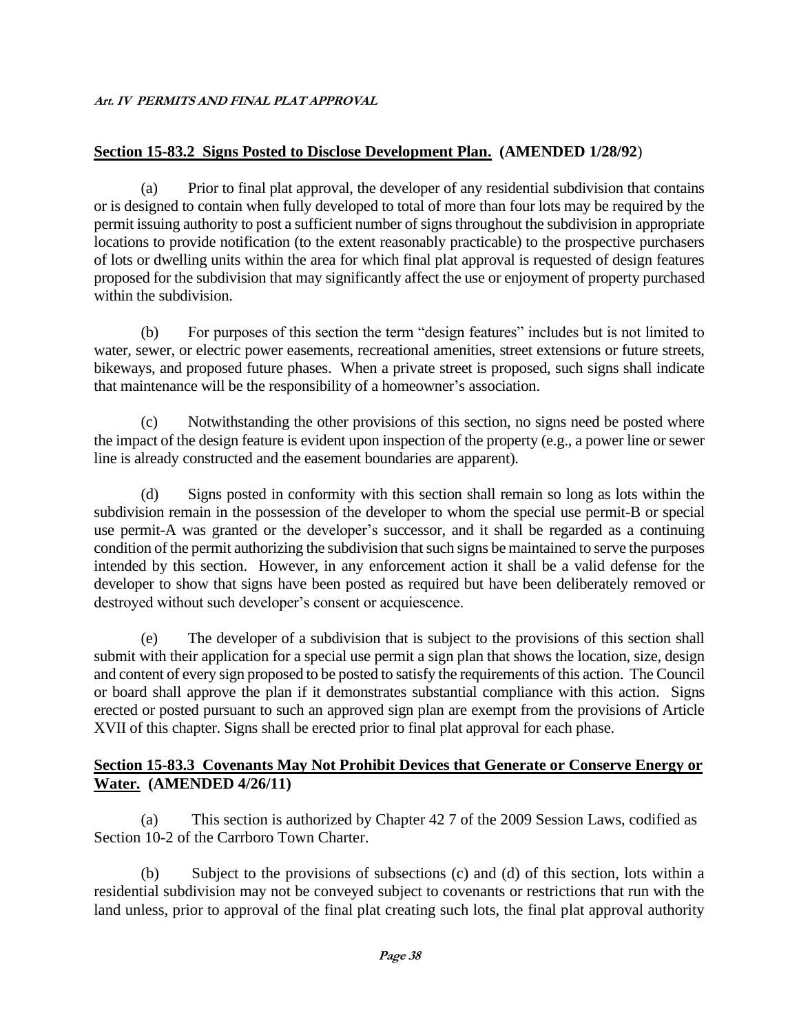## Section 15-83.2 Signs Posted to Disclose Development Plan. (AMENDED 1/28/92)

(a) Prior to final plat approval, the developer of any residential subdivision that contains or is designed to contain when fully developed to total of more than four lots may be required by the permit issuing authority to post a sufficient number of signs throughout the subdivision in appropriate locations to provide notification (to the extent reasonably practicable) to the prospective purchasers of lots or dwelling units within the area for which final plat approval is requested of design features proposed for the subdivision that may significantly affect the use or enjoyment of property purchased within the subdivision.

(b) For purposes of this section the term "design features" includes but is not limited to water, sewer, or electric power easements, recreational amenities, street extensions or future streets, bikeways, and proposed future phases. When a private street is proposed, such signs shall indicate that maintenance will be the responsibility of a homeowner's association.

(c) Notwithstanding the other provisions of this section, no signs need be posted where the impact of the design feature is evident upon inspection of the property (e.g., a power line or sewer line is already constructed and the easement boundaries are apparent).

(d) Signs posted in conformity with this section shall remain so long as lots within the subdivision remain in the possession of the developer to whom the special use permit-B or special use permit-A was granted or the developer's successor, and it shall be regarded as a continuing condition of the permit authorizing the subdivision that such signs be maintained to serve the purposes intended by this section. However, in any enforcement action it shall be a valid defense for the developer to show that signs have been posted as required but have been deliberately removed or destroyed without such developer's consent or acquiescence.

(e) The developer of a subdivision that is subject to the provisions of this section shall submit with their application for a special use permit a sign plan that shows the location, size, design and content of every sign proposed to be posted to satisfy the requirements of this action. The Council or board shall approve the plan if it demonstrates substantial compliance with this action. Signs erected or posted pursuant to such an approved sign plan are exempt from the provisions of Article XVII of this chapter. Signs shall be erected prior to final plat approval for each phase.

## Section 15-83.3 Covenants May Not Prohibit Devices that Generate or Conserve Energy or Water. (AMENDED 4/26/11)

(a) This section is authorized by Chapter 42 7 of the 2009 Session Laws, codified as Section 10-2 of the Carrboro Town Charter.

(b) Subject to the provisions of subsections (c) and (d) of this section, lots within a residential subdivision may not be conveyed subject to covenants or restrictions that run with the land unless, prior to approval of the final plat creating such lots, the final plat approval authority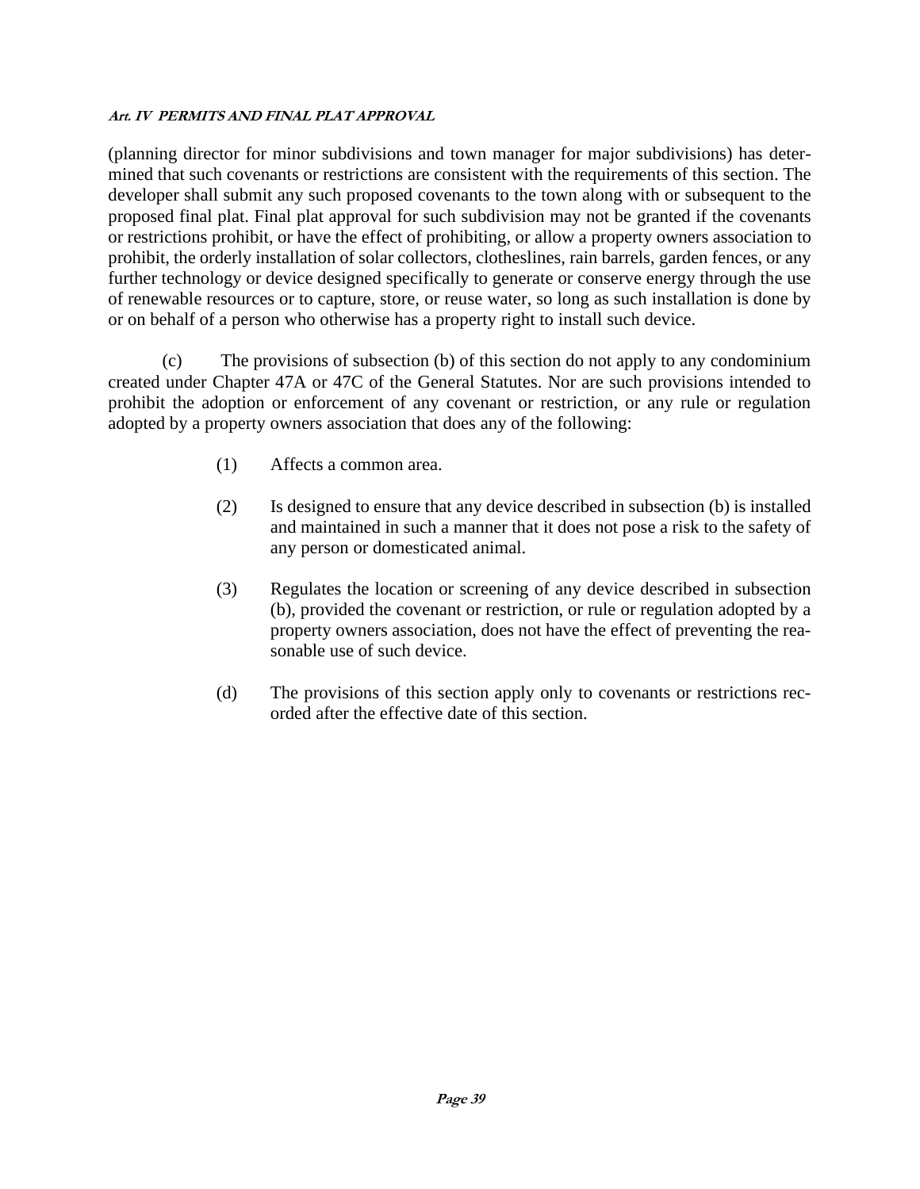(planning director for minor subdivisions and town manager for major subdivisions) has determined that such covenants or restrictions are consistent with the requirements of this section. The developer shall submit any such proposed covenants to the town along with or subsequent to the proposed final plat. Final plat approval for such subdivision may not be granted if the covenants or restrictions prohibit, or have the effect of prohibiting, or allow a property owners association to prohibit, the orderly installation of solar collectors, clotheslines, rain barrels, garden fences, or any further technology or device designed specifically to generate or conserve energy through the use of renewable resources or to capture, store, or reuse water, so long as such installation is done by or on behalf of a person who otherwise has a property right to install such device.

(c) The provisions of subsection (b) of this section do not apply to any condominium created under Chapter 47A or 47C of the General Statutes. Nor are such provisions intended to prohibit the adoption or enforcement of any covenant or restriction, or any rule or regulation adopted by a property owners association that does any of the following:

(1) Affects a common area.

(2) Is designed to ensure that any device described in subsection (b) is installed and maintained in such a manner that it does not pose a risk to the safety of any person or domesticated animal.

(3) Regulates the location or screening of any device described in subsection (b), provided the covenant or restriction, or rule or regulation adopted by a property owners association, does not have the effect of preventing the reasonable use of such device.

(d) The provisions of this section apply only to covenants or restrictions recorded after the effective date of this section.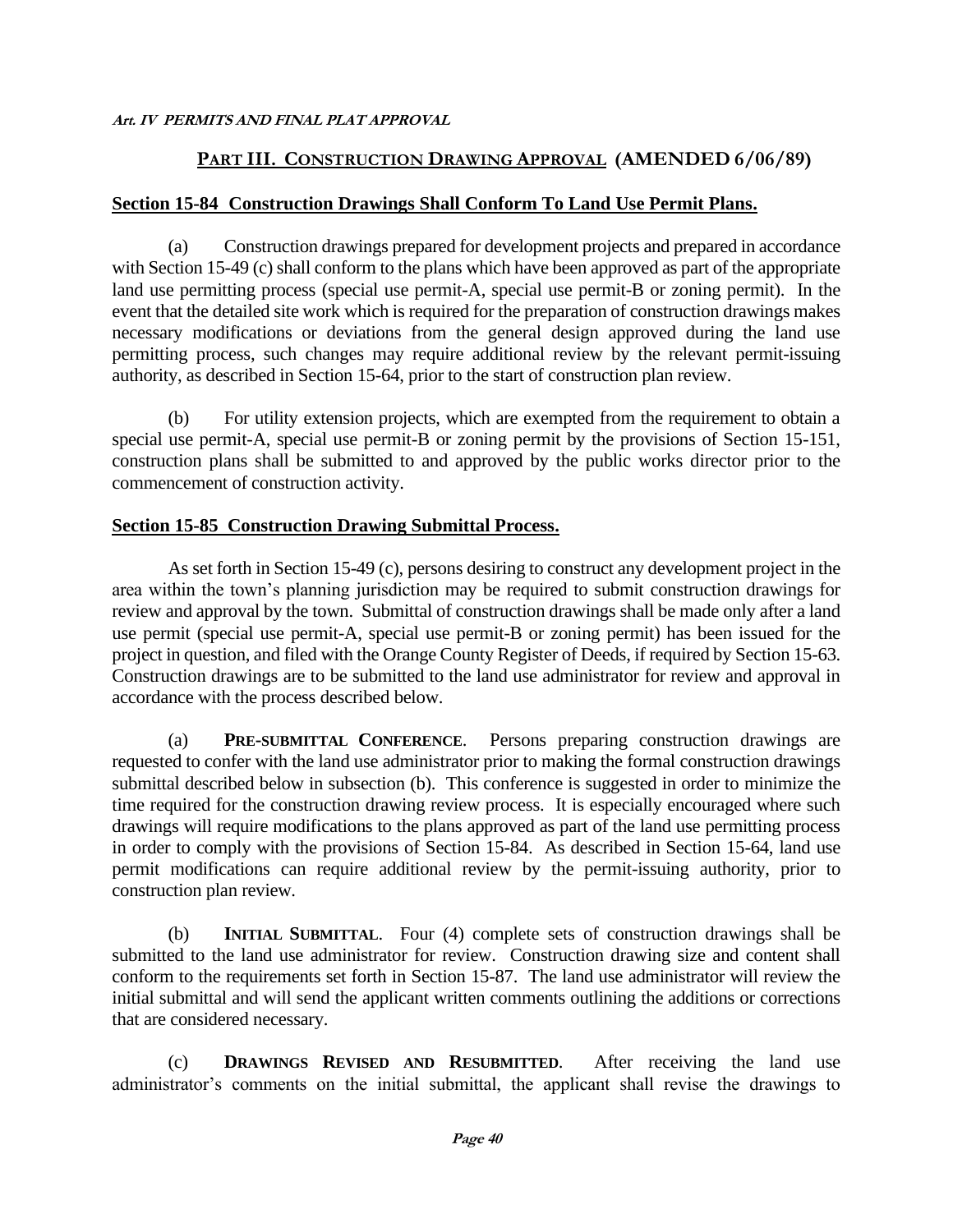## PART III. CONSTRUCTION DRAWING APPROVAL (AMENDED 6/06/89)

### Section 15-84 Construction Drawings Shall Conform To Land Use Permit Plans.

(a) Construction drawings prepared for development projects and prepared in accordance with Section 15-49 (c) shall conform to the plans which have been approved as part of the appropriate land use permitting process (special use permit-A, special use permit-B or zoning permit). In the event that the detailed site work which is required for the preparation of construction drawings makes necessary modifications or deviations from the general design approved during the land use permitting process, such changes may require additional review by the relevant permit-issuing authority, as described in Section 15-64, prior to the start of construction plan review.

(b) For utility extension projects, which are exempted from the requirement to obtain a special use permit-A, special use permit-B or zoning permit by the provisions of Section 15-151, construction plans shall be submitted to and approved by the public works director prior to the commencement of construction activity.

### Section 15-85 Construction Drawing Submittal Process.

As set forth in Section 15-49 (c), persons desiring to construct any development project in the area within the town's planning jurisdiction may be required to submit construction drawings for review and approval by the town. Submittal of construction drawings shall be made only after a land use permit (special use permit-A, special use permit-B or zoning permit) has been issued for the project in question, and filed with the Orange County Register of Deeds, if required by Section 15-63. Construction drawings are to be submitted to the land use administrator for review and approval in accordance with the process described below.

(a) **PRE-SUBMITTAL CONFERENCE**. Persons preparing construction drawings are requested to confer with the land use administrator prior to making the formal construction drawings submittal described below in subsection (b). This conference is suggested in order to minimize the time required for the construction drawing review process. It is especially encouraged where such drawings will require modifications to the plans approved as part of the land use permitting process in order to comply with the provisions of Section 15-84. As described in Section 15-64, land use permit modifications can require additional review by the permit-issuing authority, prior to construction plan review.

(b) **INITIAL SUBMITTAL**. Four (4) complete sets of construction drawings shall be submitted to the land use administrator for review. Construction drawing size and content shall conform to the requirements set forth in Section 15-87. The land use administrator will review the initial submittal and will send the applicant written comments outlining the additions or corrections that are considered necessary.

(c) **DRAWINGS REVISED AND RESUBMITTED**. After receiving the land use administrator's comments on the initial submittal, the applicant shall revise the drawings to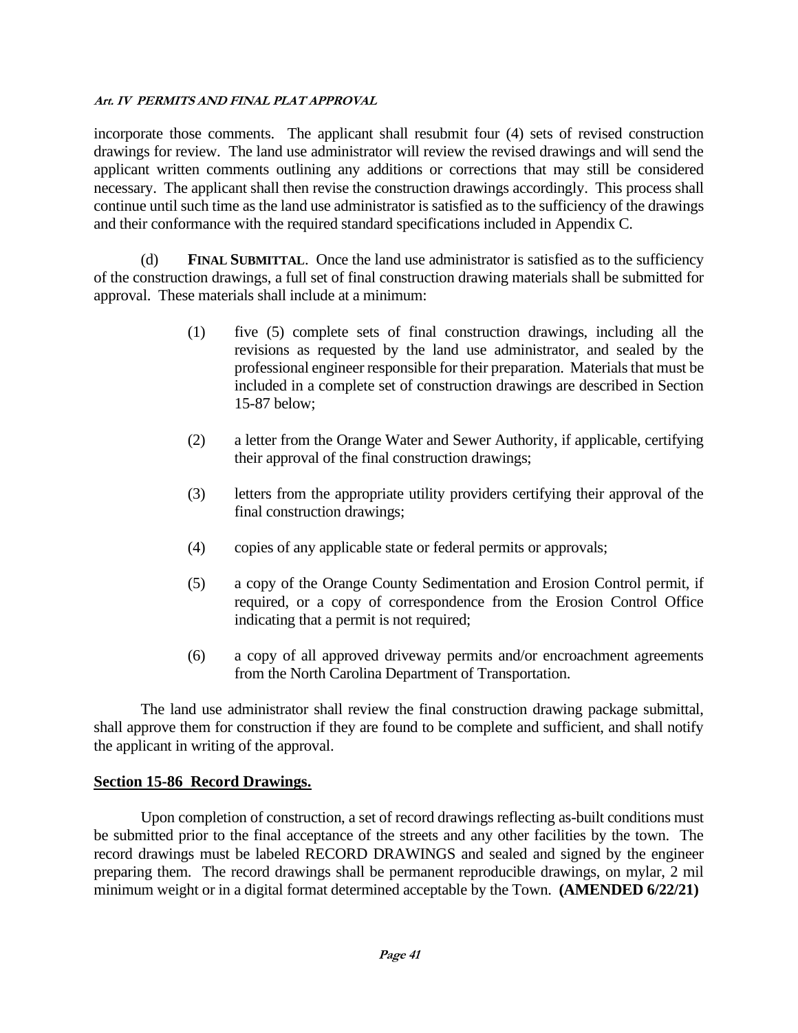incorporate those comments. The applicant shall resubmit four (4) sets of revised construction drawings for review. The land use administrator will review the revised drawings and will send the applicant written comments outlining any additions or corrections that may still be considered necessary. The applicant shall then revise the construction drawings accordingly. This process shall continue until such time as the land use administrator is satisfied as to the sufficiency of the drawings and their conformance with the required standard specifications included in Appendix C.

(d) **FINAL SUBMITTAL**. Once the land use administrator is satisfied as to the sufficiency of the construction drawings, a full set of final construction drawing materials shall be submitted for approval. These materials shall include at a minimum:

(1) five (5) complete sets of final construction drawings, including all the revisions as requested by the land use administrator, and sealed by the professional engineer responsible for their preparation. Materials that must be included in a complete set of construction drawings are described in Section 15-87 below;

(2) a letter from the Orange Water and Sewer Authority, if applicable, certifying their approval of the final construction drawings;

(3) letters from the appropriate utility providers certifying their approval of the final construction drawings;

(4) copies of any applicable state or federal permits or approvals;

(5) a copy of the Orange County Sedimentation and Erosion Control permit, if required, or a copy of correspondence from the Erosion Control Office indicating that a permit is not required;

(6) a copy of all approved driveway permits and/or encroachment agreements from the North Carolina Department of Transportation.

The land use administrator shall review the final construction drawing package submittal, shall approve them for construction if they are found to be complete and sufficient, and shall notify the applicant in writing of the approval.

## Section 15-86 Record Drawings.

Upon completion of construction, a set of record drawings reflecting as-built conditions must be submitted prior to the final acceptance of the streets and any other facilities by the town. The record drawings must be labeled RECORD DRAWINGS and sealed and signed by the engineer preparing them. The record drawings shall be permanent reproducible drawings, on mylar, 2 mil minimum weight or in a digital format determined acceptable by the Town. **(AMENDED 6/22/21)**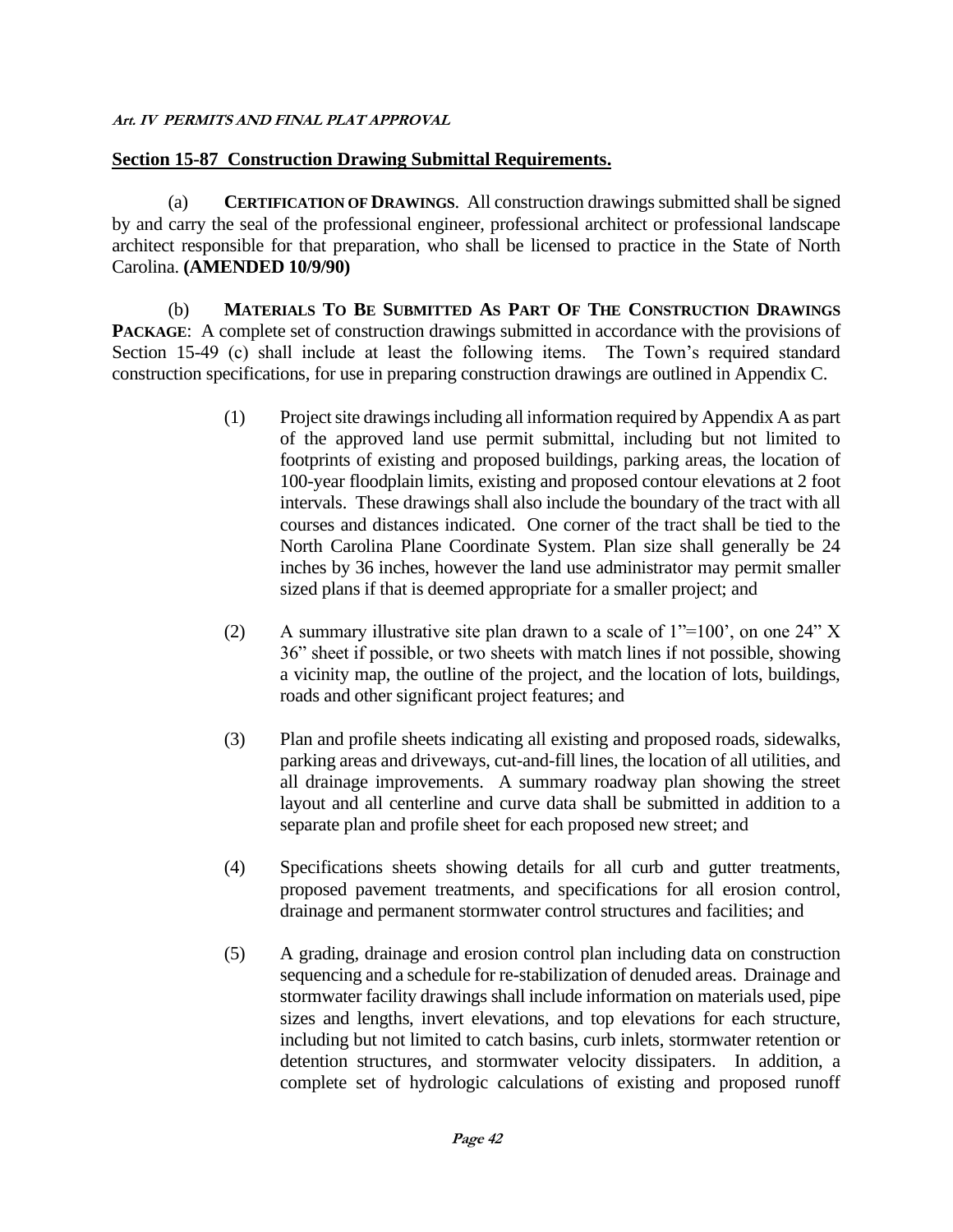## Section 15-87 Construction Drawing Submittal Requirements.

(a) **CERTIFICATION OF DRAWINGS**. All construction drawings submitted shall be signed by and carry the seal of the professional engineer, professional architect or professional landscape architect responsible for that preparation, who shall be licensed to practice in the State of North Carolina. **(AMENDED 10/9/90)**

(b) **MATERIALS TO BE SUBMITTED AS PART OF THE CONSTRUCTION DRAWINGS PACKAGE**: A complete set of construction drawings submitted in accordance with the provisions of Section 15-49 (c) shall include at least the following items. The Town's required standard construction specifications, for use in preparing construction drawings are outlined in Appendix C.

(1) Project site drawings including all information required by Appendix A as part of the approved land use permit submittal, including but not limited to footprints of existing and proposed buildings, parking areas, the location of 100-year floodplain limits, existing and proposed contour elevations at 2 foot intervals. These drawings shall also include the boundary of the tract with all courses and distances indicated. One corner of the tract shall be tied to the North Carolina Plane Coordinate System. Plan size shall generally be 24 inches by 36 inches, however the land use administrator may permit smaller sized plans if that is deemed appropriate for a smaller project; and

(2) A summary illustrative site plan drawn to a scale of 1"=100', on one 24" X 36" sheet if possible, or two sheets with match lines if not possible, showing a vicinity map, the outline of the project, and the location of lots, buildings, roads and other significant project features; and

(3) Plan and profile sheets indicating all existing and proposed roads, sidewalks, parking areas and driveways, cut-and-fill lines, the location of all utilities, and all drainage improvements. A summary roadway plan showing the street layout and all centerline and curve data shall be submitted in addition to a separate plan and profile sheet for each proposed new street; and

(4) Specifications sheets showing details for all curb and gutter treatments, proposed pavement treatments, and specifications for all erosion control, drainage and permanent stormwater control structures and facilities; and

(5) A grading, drainage and erosion control plan including data on construction sequencing and a schedule for re-stabilization of denuded areas. Drainage and stormwater facility drawings shall include information on materials used, pipe sizes and lengths, invert elevations, and top elevations for each structure, including but not limited to catch basins, curb inlets, stormwater retention or detention structures, and stormwater velocity dissipaters. In addition, a complete set of hydrologic calculations of existing and proposed runoff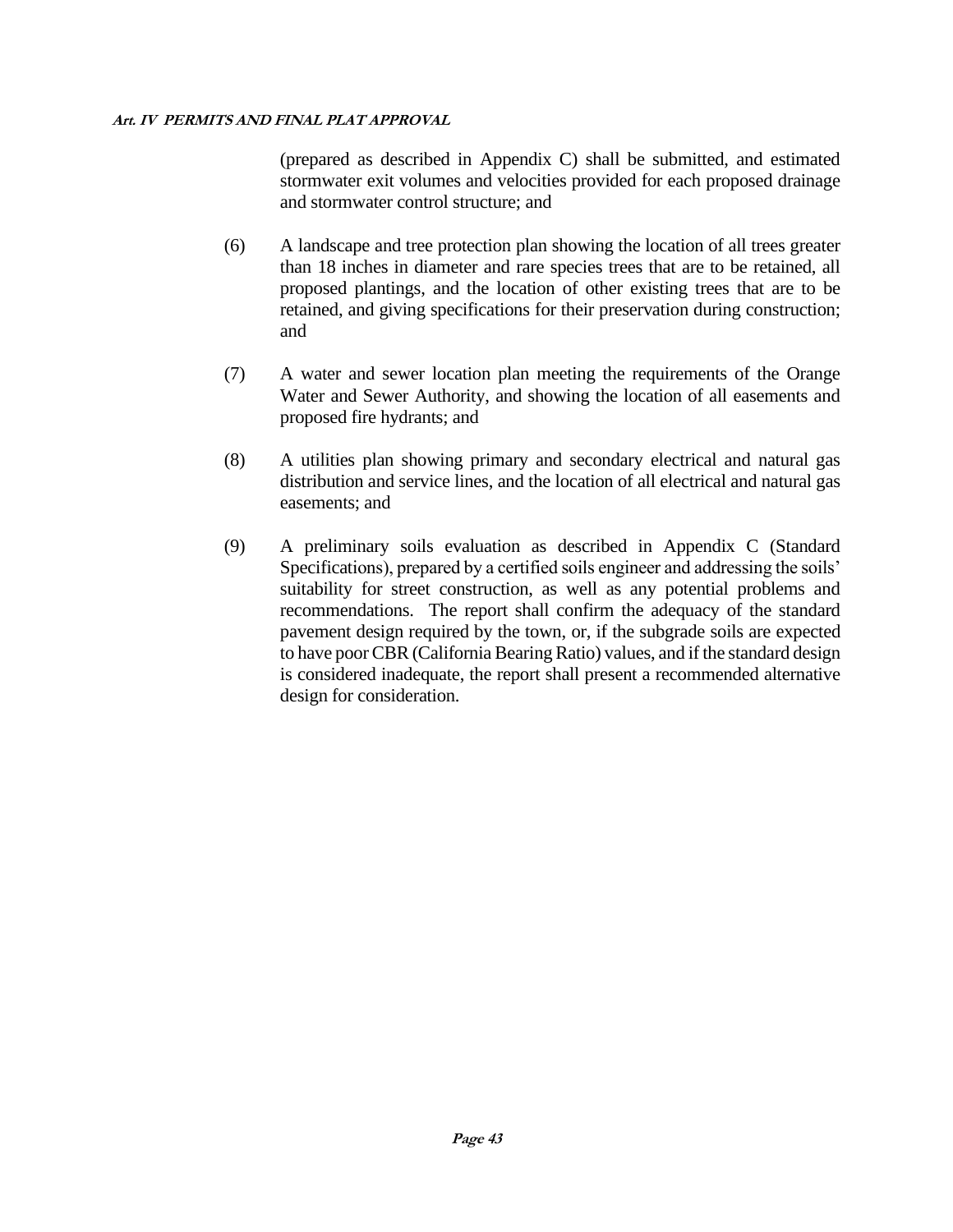(prepared as described in Appendix C) shall be submitted, and estimated stormwater exit volumes and velocities provided for each proposed drainage and stormwater control structure; and

(6) A landscape and tree protection plan showing the location of all trees greater than 18 inches in diameter and rare species trees that are to be retained, all proposed plantings, and the location of other existing trees that are to be retained, and giving specifications for their preservation during construction; and

(7) A water and sewer location plan meeting the requirements of the Orange Water and Sewer Authority, and showing the location of all easements and proposed fire hydrants; and

(8) A utilities plan showing primary and secondary electrical and natural gas distribution and service lines, and the location of all electrical and natural gas easements; and

(9) A preliminary soils evaluation as described in Appendix C (Standard Specifications), prepared by a certified soils engineer and addressing the soils' suitability for street construction, as well as any potential problems and recommendations. The report shall confirm the adequacy of the standard pavement design required by the town, or, if the subgrade soils are expected to have poor CBR (California Bearing Ratio) values, and if the standard design is considered inadequate, the report shall present a recommended alternative design for consideration.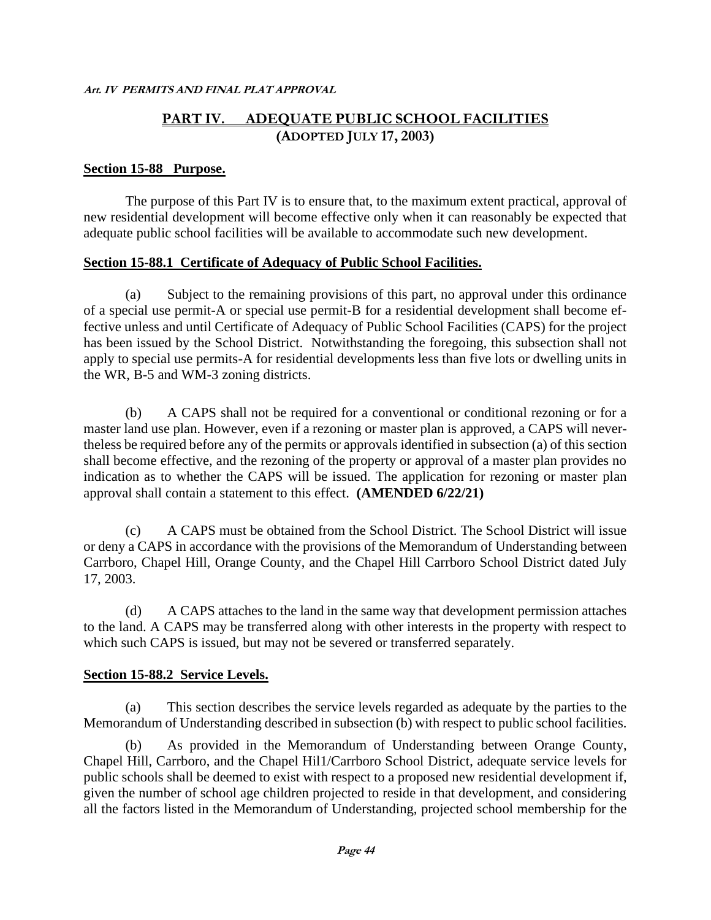## PART IV. ADEQUATE PUBLIC SCHOOL FACILITIES (ADOPTED JULY 17, 2003)

### Section 15-88 Purpose.

The purpose of this Part IV is to ensure that, to the maximum extent practical, approval of new residential development will become effective only when it can reasonably be expected that adequate public school facilities will be available to accommodate such new development.

### Section 15-88.1 Certificate of Adequacy of Public School Facilities.

(a) Subject to the remaining provisions of this part, no approval under this ordinance of a special use permit-A or special use permit-B for a residential development shall become effective unless and until Certificate of Adequacy of Public School Facilities (CAPS) for the project has been issued by the School District. Notwithstanding the foregoing, this subsection shall not apply to special use permits-A for residential developments less than five lots or dwelling units in the WR, B-5 and WM-3 zoning districts.

(b) A CAPS shall not be required for a conventional or conditional rezoning or for a master land use plan. However, even if a rezoning or master plan is approved, a CAPS will nevertheless be required before any of the permits or approvals identified in subsection (a) of this section shall become effective, and the rezoning of the property or approval of a master plan provides no indication as to whether the CAPS will be issued. The application for rezoning or master plan approval shall contain a statement to this effect. **(AMENDED 6/22/21)**

(c) A CAPS must be obtained from the School District. The School District will issue or deny a CAPS in accordance with the provisions of the Memorandum of Understanding between Carrboro, Chapel Hill, Orange County, and the Chapel Hill Carrboro School District dated July 17, 2003.

(d) A CAPS attaches to the land in the same way that development permission attaches to the land. A CAPS may be transferred along with other interests in the property with respect to which such CAPS is issued, but may not be severed or transferred separately.

### Section 15-88.2 Service Levels.

(a) This section describes the service levels regarded as adequate by the parties to the Memorandum of Understanding described in subsection (b) with respect to public school facilities.

(b) As provided in the Memorandum of Understanding between Orange County, Chapel Hill, Carrboro, and the Chapel Hil1/Carrboro School District, adequate service levels for public schools shall be deemed to exist with respect to a proposed new residential development if, given the number of school age children projected to reside in that development, and considering all the factors listed in the Memorandum of Understanding, projected school membership for the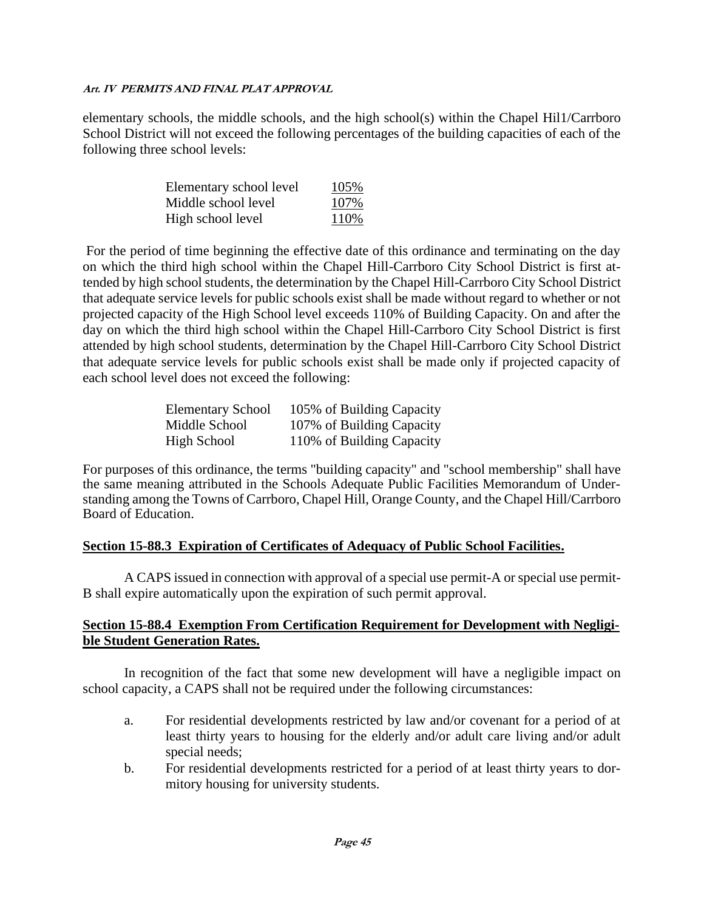elementary schools, the middle schools, and the high school(s) within the Chapel Hil1/Carrboro School District will not exceed the following percentages of the building capacities of each of the following three school levels:

| | |
|---|---|
| Elementary school level | 105% |
| Middle school level | 107% |
| High school level | 110% |

For the period of time beginning the effective date of this ordinance and terminating on the day on which the third high school within the Chapel Hill-Carrboro City School District is first attended by high school students, the determination by the Chapel Hill-Carrboro City School District that adequate service levels for public schools exist shall be made without regard to whether or not projected capacity of the High School level exceeds 110% of Building Capacity. On and after the day on which the third high school within the Chapel Hill-Carrboro City School District is first attended by high school students, determination by the Chapel Hill-Carrboro City School District that adequate service levels for public schools exist shall be made only if projected capacity of each school level does not exceed the following:

| | |
|---|---|
| Elementary School | 105% of Building Capacity |
| Middle School | 107% of Building Capacity |
| High School | 110% of Building Capacity |

For purposes of this ordinance, the terms "building capacity" and "school membership" shall have the same meaning attributed in the Schools Adequate Public Facilities Memorandum of Understanding among the Towns of Carrboro, Chapel Hill, Orange County, and the Chapel Hill/Carrboro Board of Education.

### Section 15-88.3 Expiration of Certificates of Adequacy of Public School Facilities.

A CAPS issued in connection with approval of a special use permit-A or special use permit-B shall expire automatically upon the expiration of such permit approval.

### Section 15-88.4 Exemption From Certification Requirement for Development with Negligible Student Generation Rates.

In recognition of the fact that some new development will have a negligible impact on school capacity, a CAPS shall not be required under the following circumstances:

a. For residential developments restricted by law and/or covenant for a period of at least thirty years to housing for the elderly and/or adult care living and/or adult special needs;

b. For residential developments restricted for a period of at least thirty years to dormitory housing for university students.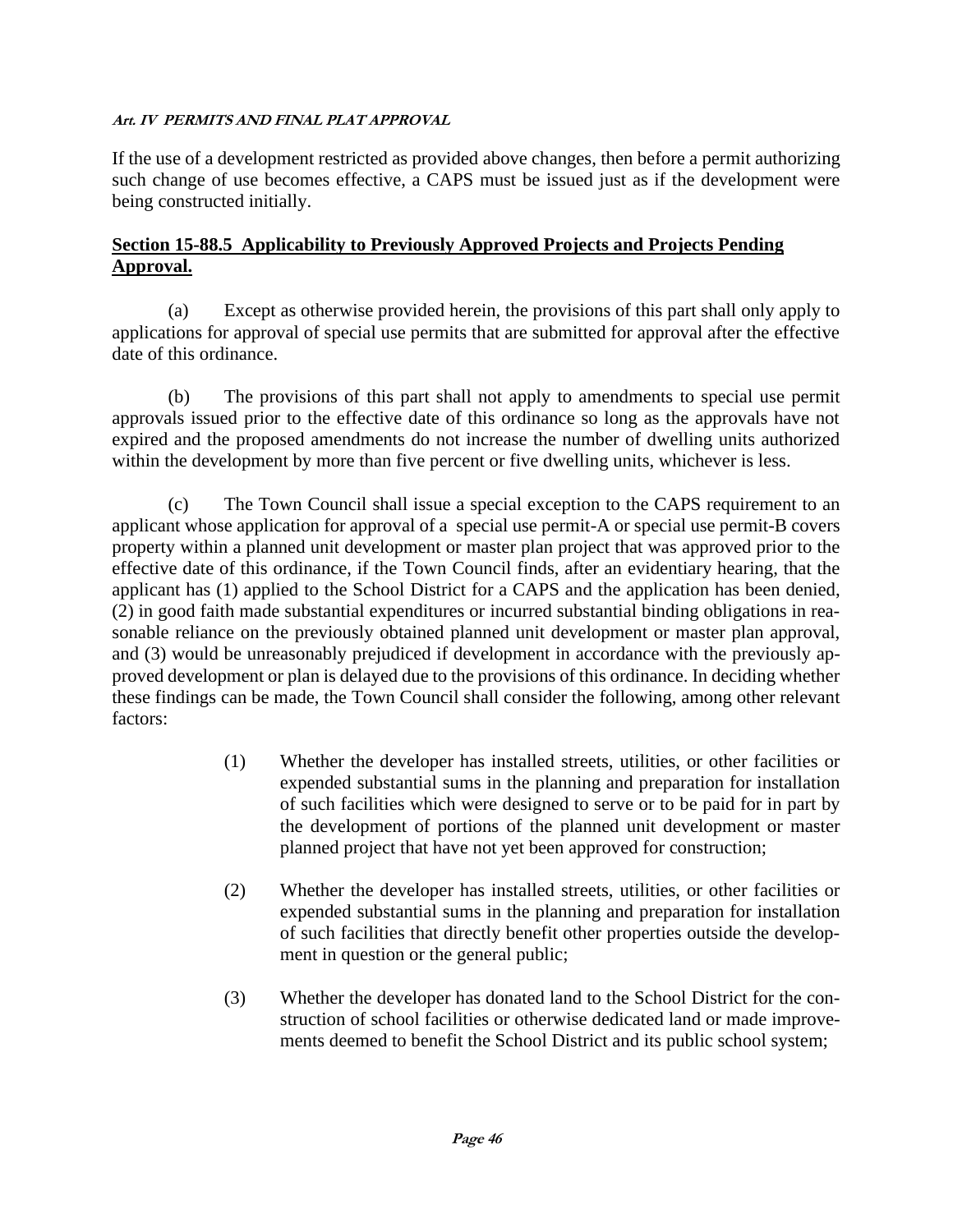If the use of a development restricted as provided above changes, then before a permit authorizing such change of use becomes effective, a CAPS must be issued just as if the development were being constructed initially.

## Section 15-88.5 Applicability to Previously Approved Projects and Projects Pending Approval.

(a) Except as otherwise provided herein, the provisions of this part shall only apply to applications for approval of special use permits that are submitted for approval after the effective date of this ordinance.

(b) The provisions of this part shall not apply to amendments to special use permit approvals issued prior to the effective date of this ordinance so long as the approvals have not expired and the proposed amendments do not increase the number of dwelling units authorized within the development by more than five percent or five dwelling units, whichever is less.

(c) The Town Council shall issue a special exception to the CAPS requirement to an applicant whose application for approval of a special use permit-A or special use permit-B covers property within a planned unit development or master plan project that was approved prior to the effective date of this ordinance, if the Town Council finds, after an evidentiary hearing, that the applicant has (1) applied to the School District for a CAPS and the application has been denied, (2) in good faith made substantial expenditures or incurred substantial binding obligations in reasonable reliance on the previously obtained planned unit development or master plan approval, and (3) would be unreasonably prejudiced if development in accordance with the previously approved development or plan is delayed due to the provisions of this ordinance. In deciding whether these findings can be made, the Town Council shall consider the following, among other relevant factors:

(1) Whether the developer has installed streets, utilities, or other facilities or expended substantial sums in the planning and preparation for installation of such facilities which were designed to serve or to be paid for in part by the development of portions of the planned unit development or master planned project that have not yet been approved for construction;

(2) Whether the developer has installed streets, utilities, or other facilities or expended substantial sums in the planning and preparation for installation of such facilities that directly benefit other properties outside the development in question or the general public;

(3) Whether the developer has donated land to the School District for the construction of school facilities or otherwise dedicated land or made improvements deemed to benefit the School District and its public school system;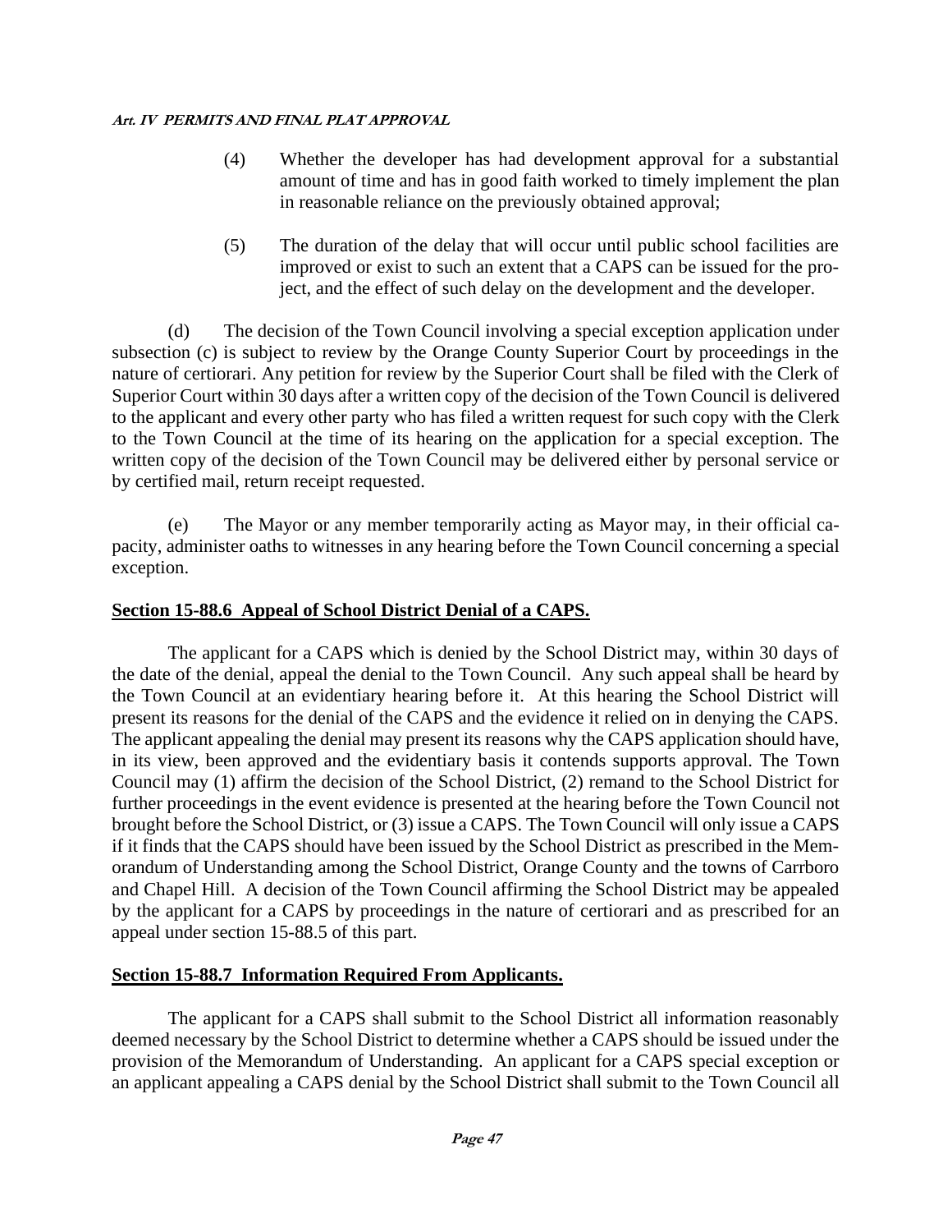(4) Whether the developer has had development approval for a substantial amount of time and has in good faith worked to timely implement the plan in reasonable reliance on the previously obtained approval;

(5) The duration of the delay that will occur until public school facilities are improved or exist to such an extent that a CAPS can be issued for the project, and the effect of such delay on the development and the developer.

(d) The decision of the Town Council involving a special exception application under subsection (c) is subject to review by the Orange County Superior Court by proceedings in the nature of certiorari. Any petition for review by the Superior Court shall be filed with the Clerk of Superior Court within 30 days after a written copy of the decision of the Town Council is delivered to the applicant and every other party who has filed a written request for such copy with the Clerk to the Town Council at the time of its hearing on the application for a special exception. The written copy of the decision of the Town Council may be delivered either by personal service or by certified mail, return receipt requested.

(e) The Mayor or any member temporarily acting as Mayor may, in their official capacity, administer oaths to witnesses in any hearing before the Town Council concerning a special exception.

## Section 15-88.6 Appeal of School District Denial of a CAPS.

The applicant for a CAPS which is denied by the School District may, within 30 days of the date of the denial, appeal the denial to the Town Council. Any such appeal shall be heard by the Town Council at an evidentiary hearing before it. At this hearing the School District will present its reasons for the denial of the CAPS and the evidence it relied on in denying the CAPS. The applicant appealing the denial may present its reasons why the CAPS application should have, in its view, been approved and the evidentiary basis it contends supports approval. The Town Council may (1) affirm the decision of the School District, (2) remand to the School District for further proceedings in the event evidence is presented at the hearing before the Town Council not brought before the School District, or (3) issue a CAPS. The Town Council will only issue a CAPS if it finds that the CAPS should have been issued by the School District as prescribed in the Memorandum of Understanding among the School District, Orange County and the towns of Carrboro and Chapel Hill. A decision of the Town Council affirming the School District may be appealed by the applicant for a CAPS by proceedings in the nature of certiorari and as prescribed for an appeal under section 15-88.5 of this part.

## Section 15-88.7 Information Required From Applicants.

The applicant for a CAPS shall submit to the School District all information reasonably deemed necessary by the School District to determine whether a CAPS should be issued under the provision of the Memorandum of Understanding. An applicant for a CAPS special exception or an applicant appealing a CAPS denial by the School District shall submit to the Town Council all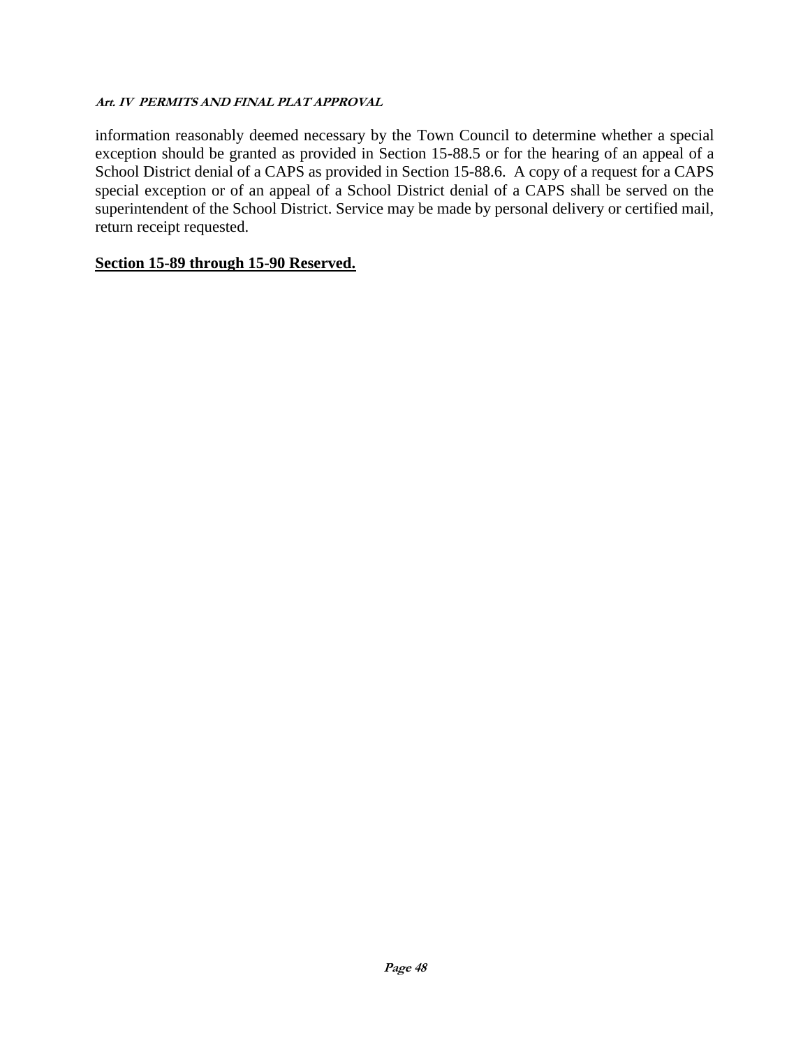information reasonably deemed necessary by the Town Council to determine whether a special exception should be granted as provided in Section 15-88.5 or for the hearing of an appeal of a School District denial of a CAPS as provided in Section 15-88.6. A copy of a request for a CAPS special exception or of an appeal of a School District denial of a CAPS shall be served on the superintendent of the School District. Service may be made by personal delivery or certified mail, return receipt requested.

## Section 15-89 through 15-90 Reserved.